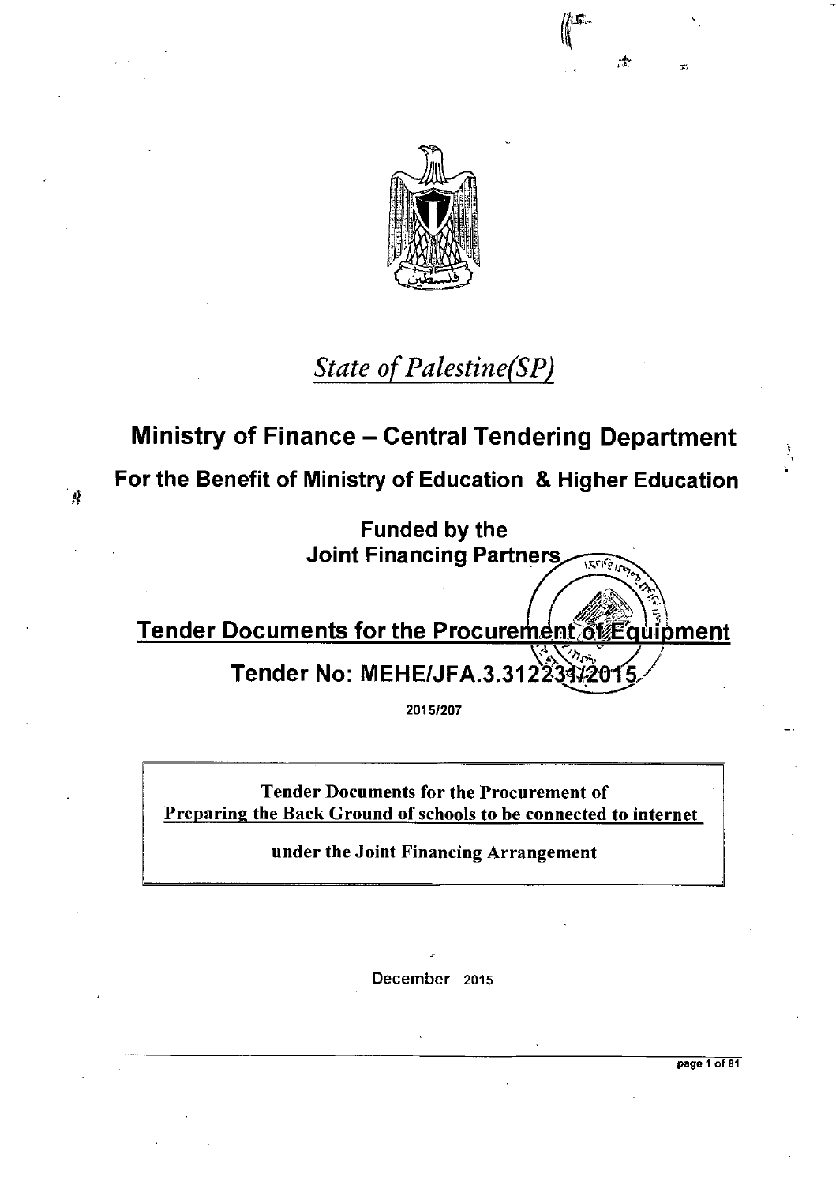*State of Palestine(SP)*

# Ministry of Finance – Central Tendering Department

## For the Benefit of Ministry of Education & Higher Education

**Funded by the**
**Joint Financing Partners**

## Tender Documents for the Procurement of Equipment

## Tender No: MEHE/JFA.3.312231/2015

**2015/207**

**Tender Documents for the Procurement of**
**Preparing the Back Ground of schools to be connected to internet**

**under the Joint Financing Arrangement**

December 2015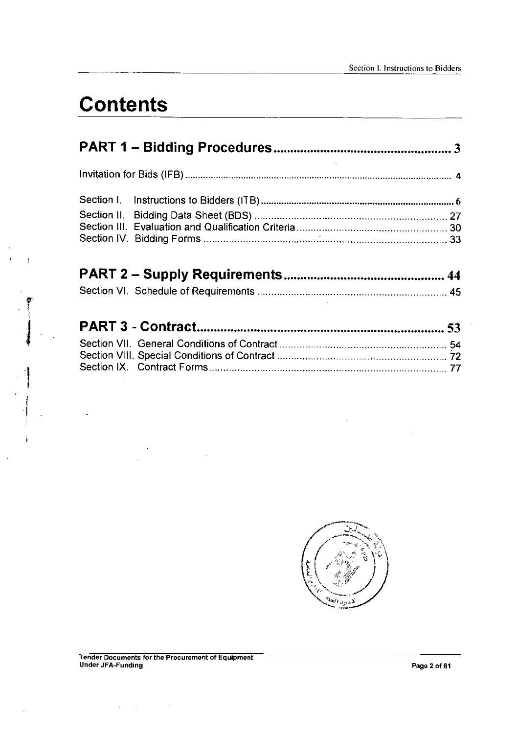# Contents

## PART 1 – Bidding Procedures ........................................ 3

Invitation for Bids (IFB) ........................................ 4

Section I. Instructions to Bidders (ITB) ........................................ 6
Section II. Bidding Data Sheet (BDS) ........................................ 27
Section III. Evaluation and Qualification Criteria ........................................ 30
Section IV. Bidding Forms ........................................ 33

## PART 2 – Supply Requirements ........................................ 44

Section VI. Schedule of Requirements ........................................ 45

## PART 3 - Contract ........................................ 53

Section VII. General Conditions of Contract ........................................ 54
Section VIII. Special Conditions of Contract ........................................ 72
Section IX. Contract Forms ........................................ 77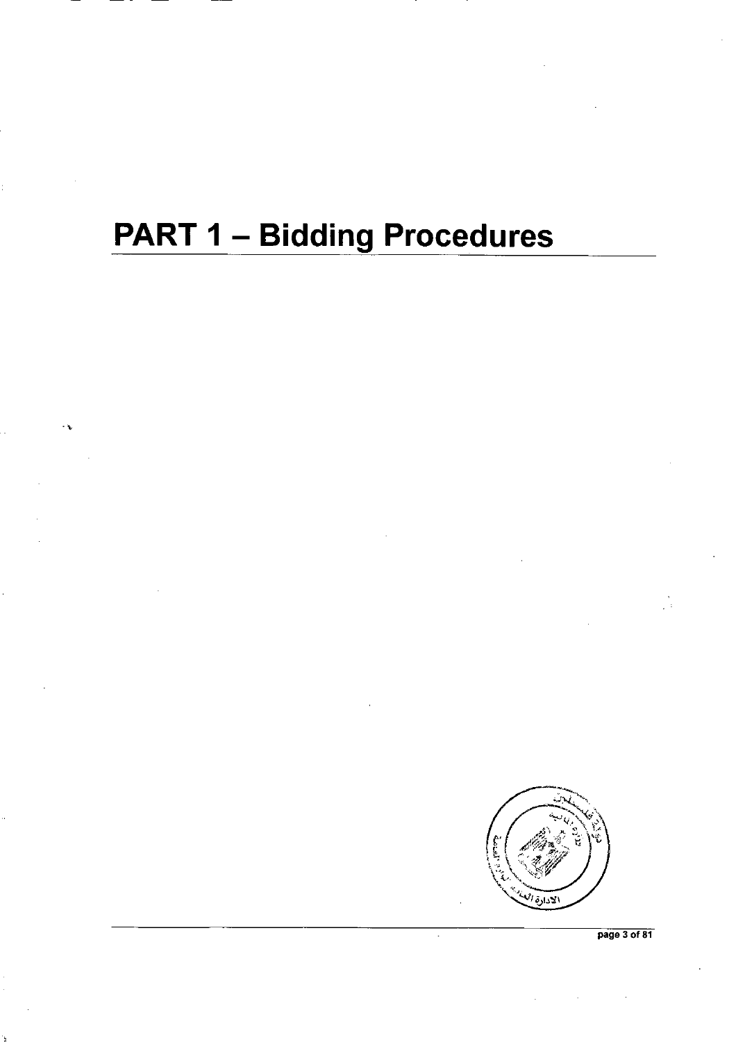# PART 1 – Bidding Procedures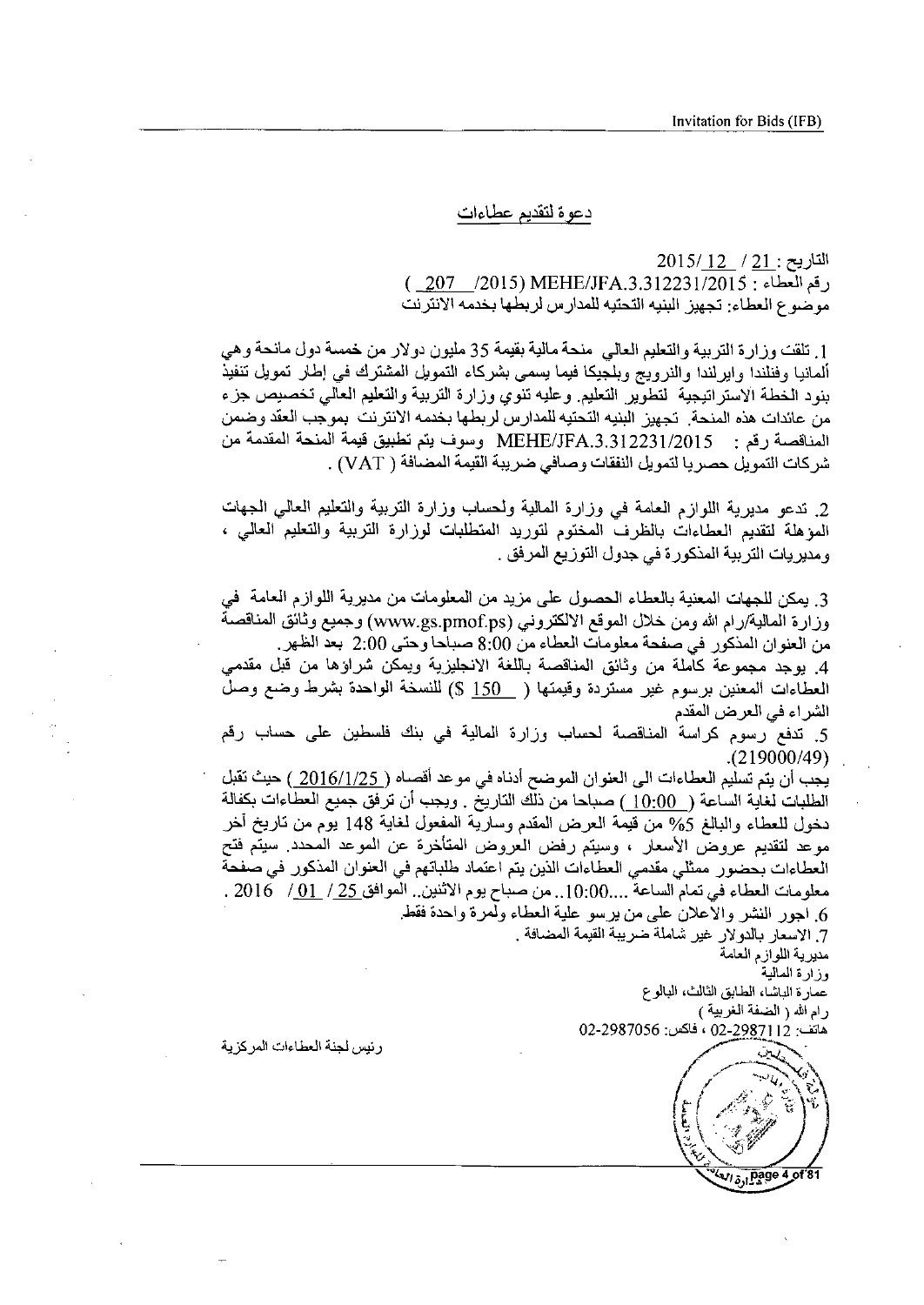## دعوة لتقديم عطاءات

التاريخ : 21 / 12 /2015

رقم العطاء : MEHE/JFA.3.312231/2015 (207 /2015)

موضوع العطاء: تجهيز البنيه التحتيه للمدارس لربطها بخدمه الانترنت

1. تلقت وزارة التربية والتعليم العالي منحة مالية بقيمة 35 مليون دولار من خمسة دول مانحة وهي ألمانيا وفنلندا وايرلندا والنرويج وبلجيكا فيما يسمى بشركاء التمويل المشترك في إطار تمويل تنفيذ بنود الخطة الأستراتيجية لتطوير التعليم. وعليه تنوي وزارة التربية والتعليم العالي تخصيص جزء من عائدات هذه المنحة. تجهيز البنيه التحتيه للمدارس لربطها بخدمه الانترنت بموجب العقد وضمن المناقصة رقم : MEHE/JFA.3.312231/2015 وسوف يتم تطبيق قيمة المنحة المقدمة من شركات التمويل حصريا لتمويل النفقات وصافي ضريبة القيمة المضافة ( VAT ) .

2. تدعو مديرية اللوازم العامة في وزارة المالية ولحساب وزارة التربية والتعليم العالي الجهات المؤهلة لتقديم العطاءات بالظرف المختوم لتوريد المتطلبات لوزارة التربية والتعليم العالي ، ومديريات التربية المذكورة في جدول التوزيع المرفق .

3. يمكن للجهات المعنية بالعطاء الحصول على مزيد من المعلومات من مديرية اللوازم العامة في وزارة المالية/رام الله ومن خلال الموقع الالكتروني (www.gs.pmof.ps) وجميع وثائق المناقصة من العنوان المذكور في صفحة معلومات العطاء من 8:00 صباحا وحتى 2:00 بعد الظهر.

4. يوجد مجموعة كاملة من وثائق المناقصة باللغة الانجليزية ويمكن شراؤها من قبل مقدمي العطاءات المعنين برسوم غير مستردة وقيمتها ( 150 $) للنسخة الواحدة بشرط وضع وصل الشراء في العرض المقدم

5. تدفع رسوم كراسة المناقصة لحساب وزارة المالية في بنك فلسطين على حساب رقم (219000/49).

يجب أن يتم تسليم العطاءات الى العنوان الموضح أدناه في موعد أقصاه ( 2016/1/25 ) حيث تقبل الطلبات لغاية الساعة ( 10:00 ) صباحا من ذلك التاريخ . ويجب أن ترفق جميع العطاءات بكفالة دخول للعطاء والبالغ 5% من قيمة العرض المقدم وسارية المفعول لغاية 148 يوم من تاريخ آخر موعد لتقديم عروض الأسعار ، وسيتم رفض العروض المتأخرة عن الموعد المحدد. سيتم فتح العطاءات بحضور ممثلي مقدمي العطاءات الذين يتم اعتماد طلباتهم في العنوان المذكور في صفحة معلومات العطاء في تمام الساعة ....10:00.. من صباح يوم الاثنين.. الموافق 25 / 01 / 2016 .

6. اجور النشر والاعلان على من يرسو علية العطاء ولمرة واحدة فقط.

7. الاسعار بالدولار غير شاملة ضريبة القيمة المضافة .

مديرية اللوازم العامة

وزارة المالية

عمارة الباشا، الطابق الثالث، البالوع

رام الله ( الضفة الغربية )

هاتف: 02-2987112 ، فاكس: 02-2987056

رئيس لجنة العطاءات المركزية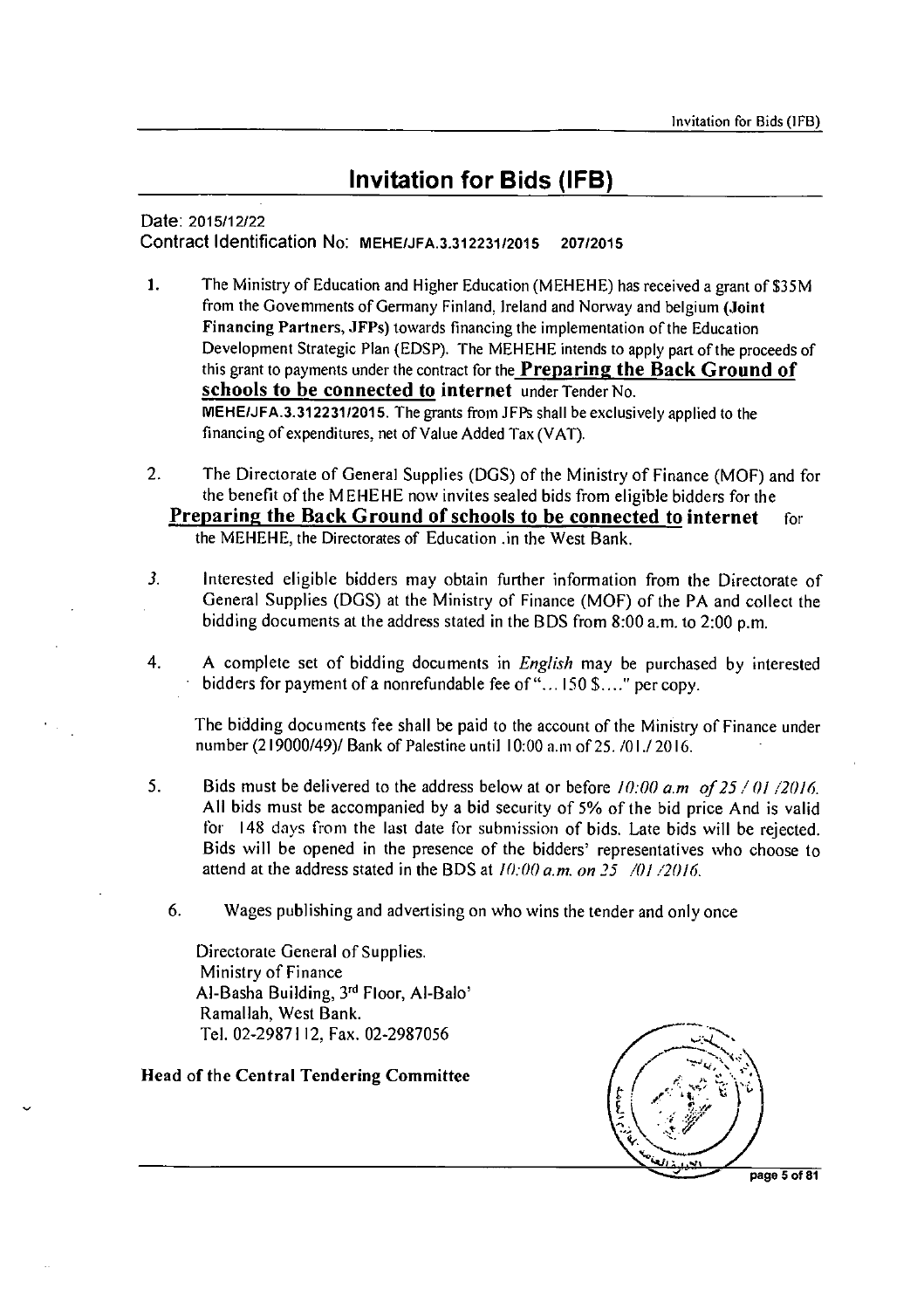# Invitation for Bids (IFB)

Date: 2015/12/22

Contract Identification No: MEHE/JFA.3.312231/2015 207/2015

1. The Ministry of Education and Higher Education (MEHEHE) has received a grant of $35M from the Govemments of Germany Finland, Ireland and Norway and belgium **(Joint Financing Partners, JFPs)** towards financing the implementation of the Education Development Strategic Plan (EDSP). The MEHEHE intends to apply part of the proceeds of this grant to payments under the contract for the **Preparing the Back Ground of schools to be connected to internet** under Tender No. MEHE/JFA.3.312231/2015. The grants from JFPs shall be exclusively applied to the financing of expenditures, net of Value Added Tax (VAT).

2. The Directorate of General Supplies (DGS) of the Ministry of Finance (MOF) and for the benefit of the MEHEHE now invites sealed bids from eligible bidders for the **Preparing the Back Ground of schools to be connected to internet** for the MEHEHE, the Directorates of Education .in the West Bank.

3. Interested eligible bidders may obtain further information from the Directorate of General Supplies (DGS) at the Ministry of Finance (MOF) of the PA and collect the bidding documents at the address stated in the BDS from 8:00 a.m. to 2:00 p.m.

4. A complete set of bidding documents in *English* may be purchased by interested bidders for payment of a nonrefundable fee of "... 150 $...." per copy.

   The bidding documents fee shall be paid to the account of the Ministry of Finance under number (219000/49)/ Bank of Palestine until 10:00 a.m of 25. /01./ 2016.

5. Bids must be delivered to the address below at or before *10:00 a.m of 25 / 01 /2016.* All bids must be accompanied by a bid security of 5% of the bid price And is valid for 148 days from the last date for submission of bids. Late bids will be rejected. Bids will be opened in the presence of the bidders' representatives who choose to attend at the address stated in the BDS at *10:00 a.m. on 25 /01 /2016.*

6. Wages publishing and advertising on who wins the tender and only once

Directorate General of Supplies.
Ministry of Finance
Al-Basha Building, 3rd Floor, Al-Balo'
Ramallah, West Bank.
Tel. 02-2987112, Fax. 02-2987056

**Head of the Central Tendering Committee**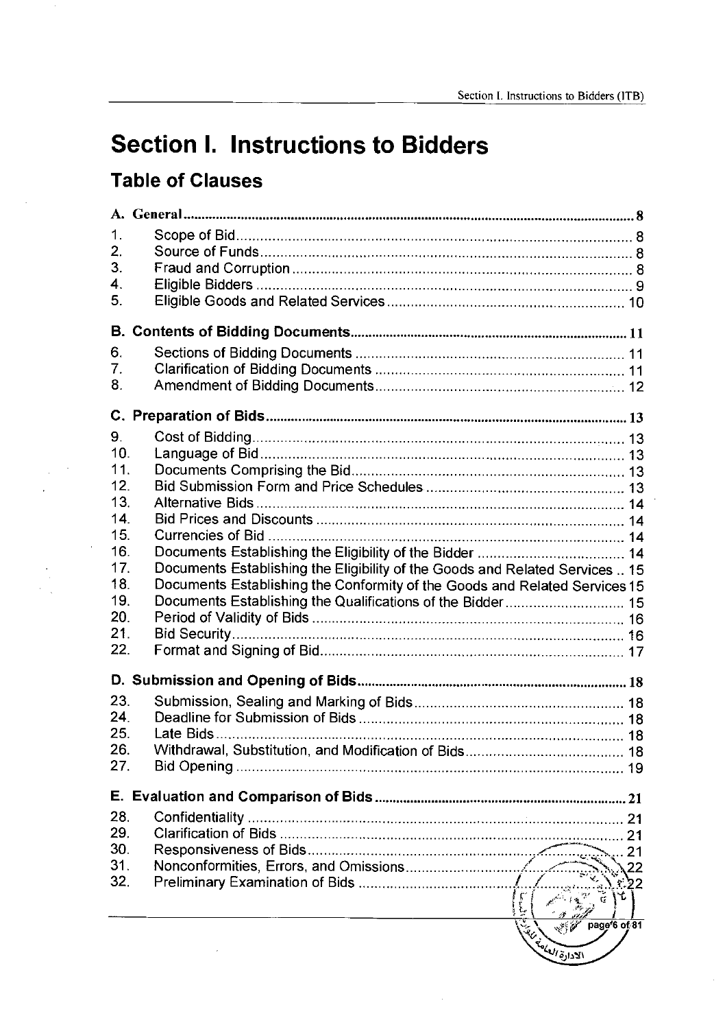# Section I. Instructions to Bidders

## Table of Clauses

| | | |
|---|---|---|
| **A.** | **General** | **8** |
| 1. | Scope of Bid | 8 |
| 2. | Source of Funds | 8 |
| 3. | Fraud and Corruption | 8 |
| 4. | Eligible Bidders | 9 |
| 5. | Eligible Goods and Related Services | 10 |
| **B.** | **Contents of Bidding Documents** | **11** |
| 6. | Sections of Bidding Documents | 11 |
| 7. | Clarification of Bidding Documents | 11 |
| 8. | Amendment of Bidding Documents | 12 |
| **C.** | **Preparation of Bids** | **13** |
| 9. | Cost of Bidding | 13 |
| 10. | Language of Bid | 13 |
| 11. | Documents Comprising the Bid | 13 |
| 12. | Bid Submission Form and Price Schedules | 13 |
| 13. | Alternative Bids | 14 |
| 14. | Bid Prices and Discounts | 14 |
| 15. | Currencies of Bid | 14 |
| 16. | Documents Establishing the Eligibility of the Bidder | 14 |
| 17. | Documents Establishing the Eligibility of the Goods and Related Services | 15 |
| 18. | Documents Establishing the Conformity of the Goods and Related Services | 15 |
| 19. | Documents Establishing the Qualifications of the Bidder | 15 |
| 20. | Period of Validity of Bids | 16 |
| 21. | Bid Security | 16 |
| 22. | Format and Signing of Bid | 17 |
| **D.** | **Submission and Opening of Bids** | **18** |
| 23. | Submission, Sealing and Marking of Bids | 18 |
| 24. | Deadline for Submission of Bids | 18 |
| 25. | Late Bids | 18 |
| 26. | Withdrawal, Substitution, and Modification of Bids | 18 |
| 27. | Bid Opening | 19 |
| **E.** | **Evaluation and Comparison of Bids** | **21** |
| 28. | Confidentiality | 21 |
| 29. | Clarification of Bids | 21 |
| 30. | Responsiveness of Bids | 21 |
| 31. | Nonconformities, Errors, and Omissions | 22 |
| 32. | Preliminary Examination of Bids | 22 |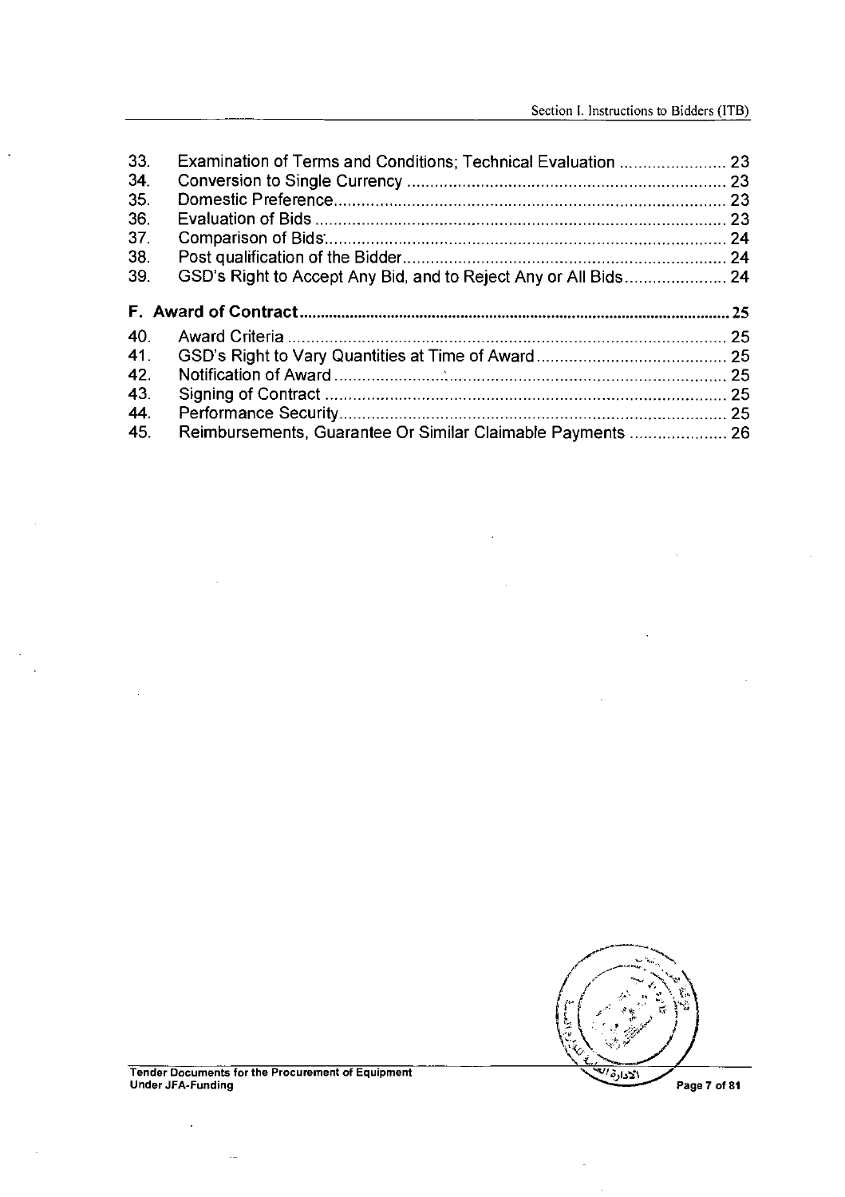33. Examination of Terms and Conditions; Technical Evaluation ........................ 23
34. Conversion to Single Currency ........................................................................ 23
35. Domestic Preference......................................................................................... 23
36. Evaluation of Bids ............................................................................................. 23
37. Comparison of Bids........................................................................................... 24
38. Post qualification of the Bidder......................................................................... 24
39. GSD's Right to Accept Any Bid, and to Reject Any or All Bids....................... 24

**F. Award of Contract ........................................................................................ 25**

40. Award Criteria ................................................................................................... 25
41. GSD's Right to Vary Quantities at Time of Award............................................ 25
42. Notification of Award ........................................................................................ 25
43. Signing of Contract ........................................................................................... 25
44. Performance Security........................................................................................ 25
45. Reimbursements, Guarantee Or Similar Claimable Payments ...................... 26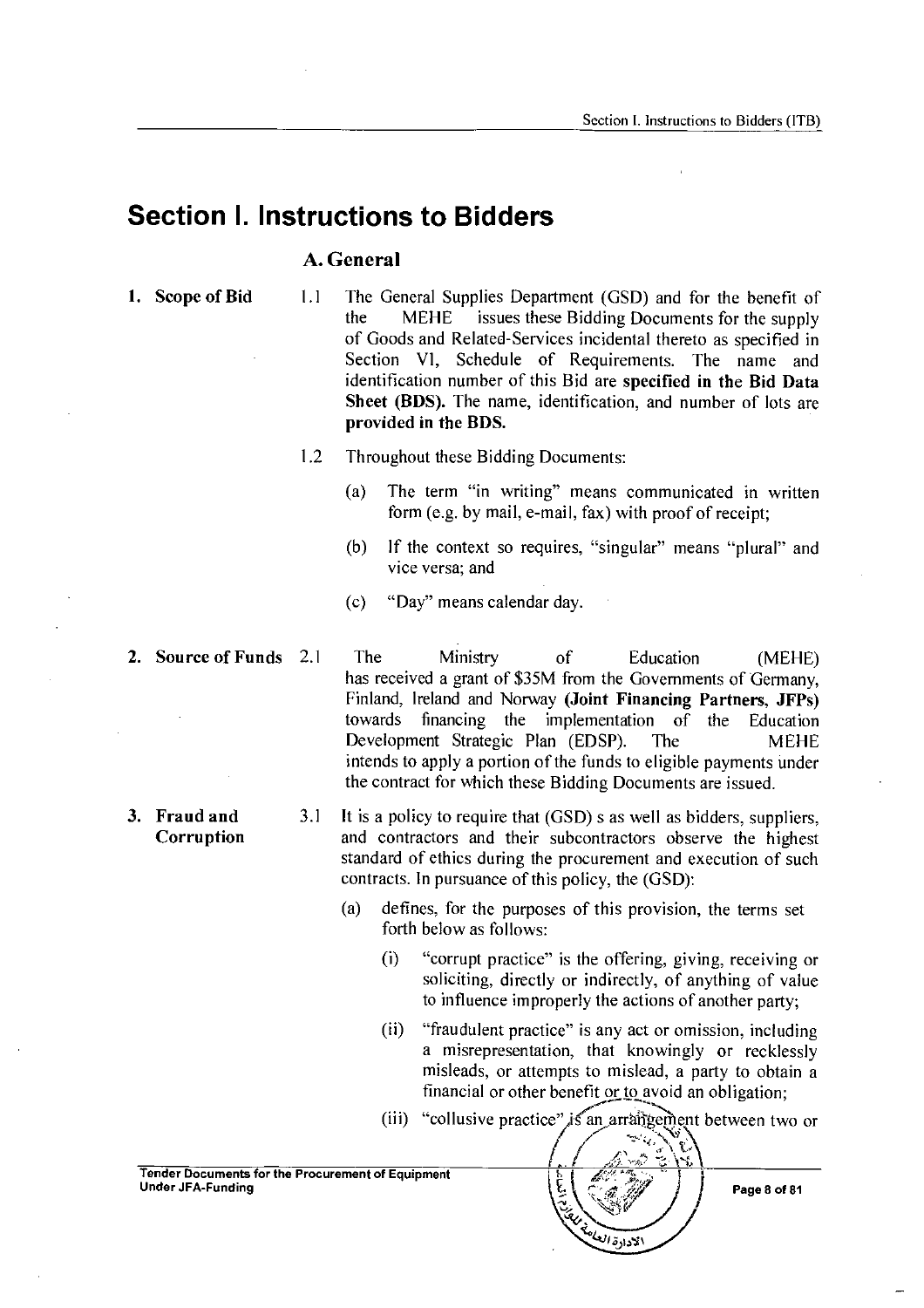# Section I. Instructions to Bidders

## A. General

**1. Scope of Bid**

1.1 The General Supplies Department (GSD) and for the benefit of the MEHE issues these Bidding Documents for the supply of Goods and Related-Services incidental thereto as specified in Section VI, Schedule of Requirements. The name and identification number of this Bid are **specified in the Bid Data Sheet (BDS).** The name, identification, and number of lots are **provided in the BDS.**

1.2 Throughout these Bidding Documents:

(a) The term "in writing" means communicated in written form (e.g. by mail, e-mail, fax) with proof of receipt;

(b) If the context so requires, "singular" means "plural" and vice versa; and

(c) "Day" means calendar day.

**2. Source of Funds**

2.1 The Ministry of Education (MEHE) has received a grant of $35M from the Governments of Germany, Finland, Ireland and Norway **(Joint Financing Partners, JFPs)** towards financing the implementation of the Education Development Strategic Plan (EDSP). The MEHE intends to apply a portion of the funds to eligible payments under the contract for which these Bidding Documents are issued.

**3. Fraud and Corruption**

3.1 It is a policy to require that (GSD) s as well as bidders, suppliers, and contractors and their subcontractors observe the highest standard of ethics during the procurement and execution of such contracts. In pursuance of this policy, the (GSD):

(a) defines, for the purposes of this provision, the terms set forth below as follows:

(i) "corrupt practice" is the offering, giving, receiving or soliciting, directly or indirectly, of anything of value to influence improperly the actions of another party;

(ii) "fraudulent practice" is any act or omission, including a misrepresentation, that knowingly or recklessly misleads, or attempts to mislead, a party to obtain a financial or other benefit or to avoid an obligation;

(iii) "collusive practice" is an arrangement between two or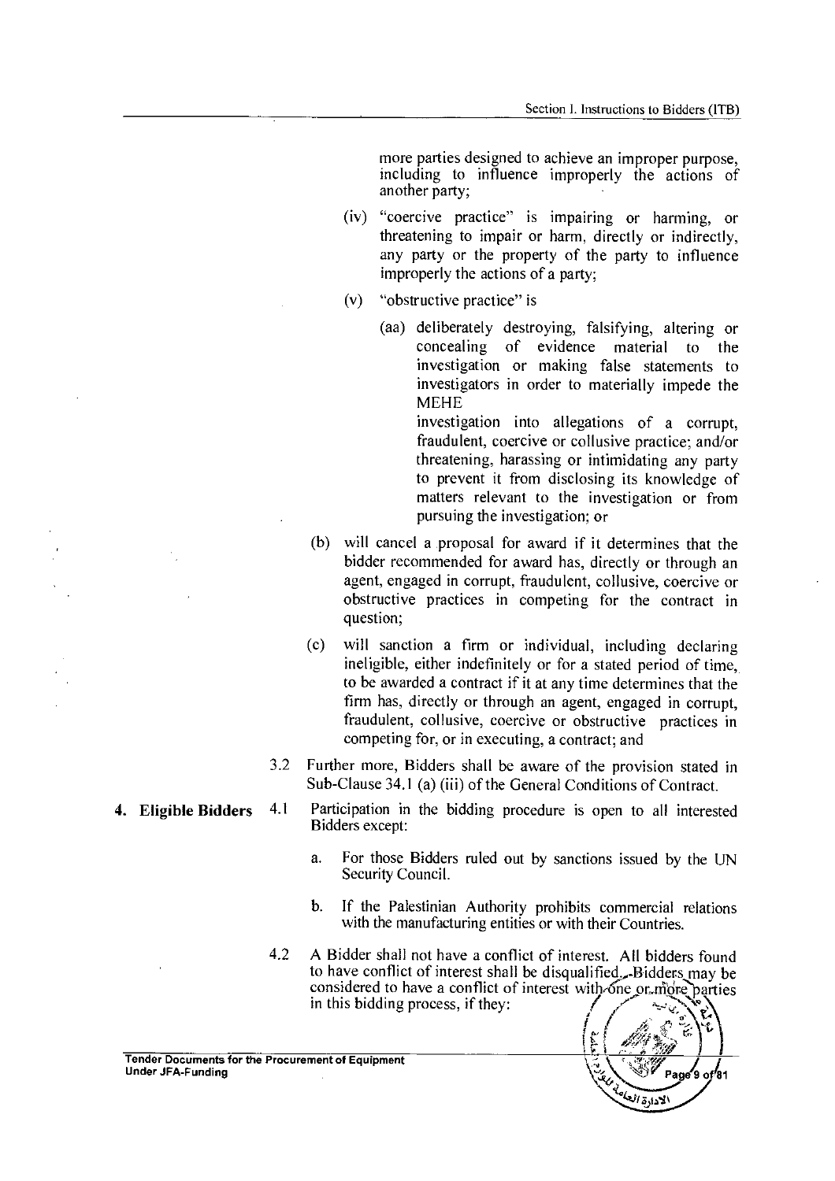more parties designed to achieve an improper purpose, including to influence improperly the actions of another party;

(iv) "coercive practice" is impairing or harming, or threatening to impair or harm, directly or indirectly, any party or the property of the party to influence improperly the actions of a party;

(v) "obstructive practice" is

(aa) deliberately destroying, falsifying, altering or concealing of evidence material to the investigation or making false statements to investigators in order to materially impede the MEHE investigation into allegations of a corrupt, fraudulent, coercive or collusive practice; and/or threatening, harassing or intimidating any party to prevent it from disclosing its knowledge of matters relevant to the investigation or from pursuing the investigation; or

(b) will cancel a proposal for award if it determines that the bidder recommended for award has, directly or through an agent, engaged in corrupt, fraudulent, collusive, coercive or obstructive practices in competing for the contract in question;

(c) will sanction a firm or individual, including declaring ineligible, either indefinitely or for a stated period of time, to be awarded a contract if it at any time determines that the firm has, directly or through an agent, engaged in corrupt, fraudulent, collusive, coercive or obstructive practices in competing for, or in executing, a contract; and

3.2 Further more, Bidders shall be aware of the provision stated in Sub-Clause 34.1 (a) (iii) of the General Conditions of Contract.

**4. Eligible Bidders**

4.1 Participation in the bidding procedure is open to all interested Bidders except:

a. For those Bidders ruled out by sanctions issued by the UN Security Council.

b. If the Palestinian Authority prohibits commercial relations with the manufacturing entities or with their Countries.

4.2 A Bidder shall not have a conflict of interest. All bidders found to have conflict of interest shall be disqualified. Bidders may be considered to have a conflict of interest with one or more parties in this bidding process, if they: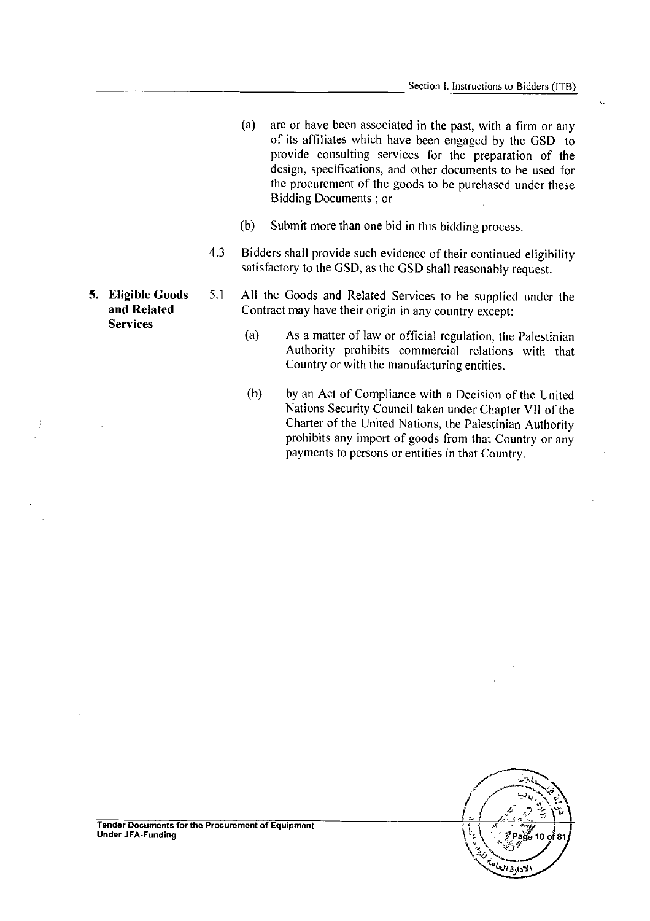(a) are or have been associated in the past, with a firm or any of its affiliates which have been engaged by the GSD to provide consulting services for the preparation of the design, specifications, and other documents to be used for the procurement of the goods to be purchased under these Bidding Documents ; or

(b) Submit more than one bid in this bidding process.

4.3 Bidders shall provide such evidence of their continued eligibility satisfactory to the GSD, as the GSD shall reasonably request.

**5. Eligible Goods and Related Services**

5.1 All the Goods and Related Services to be supplied under the Contract may have their origin in any country except:

(a) As a matter of law or official regulation, the Palestinian Authority prohibits commercial relations with that Country or with the manufacturing entities.

(b) by an Act of Compliance with a Decision of the United Nations Security Council taken under Chapter VII of the Charter of the United Nations, the Palestinian Authority prohibits any import of goods from that Country or any payments to persons or entities in that Country.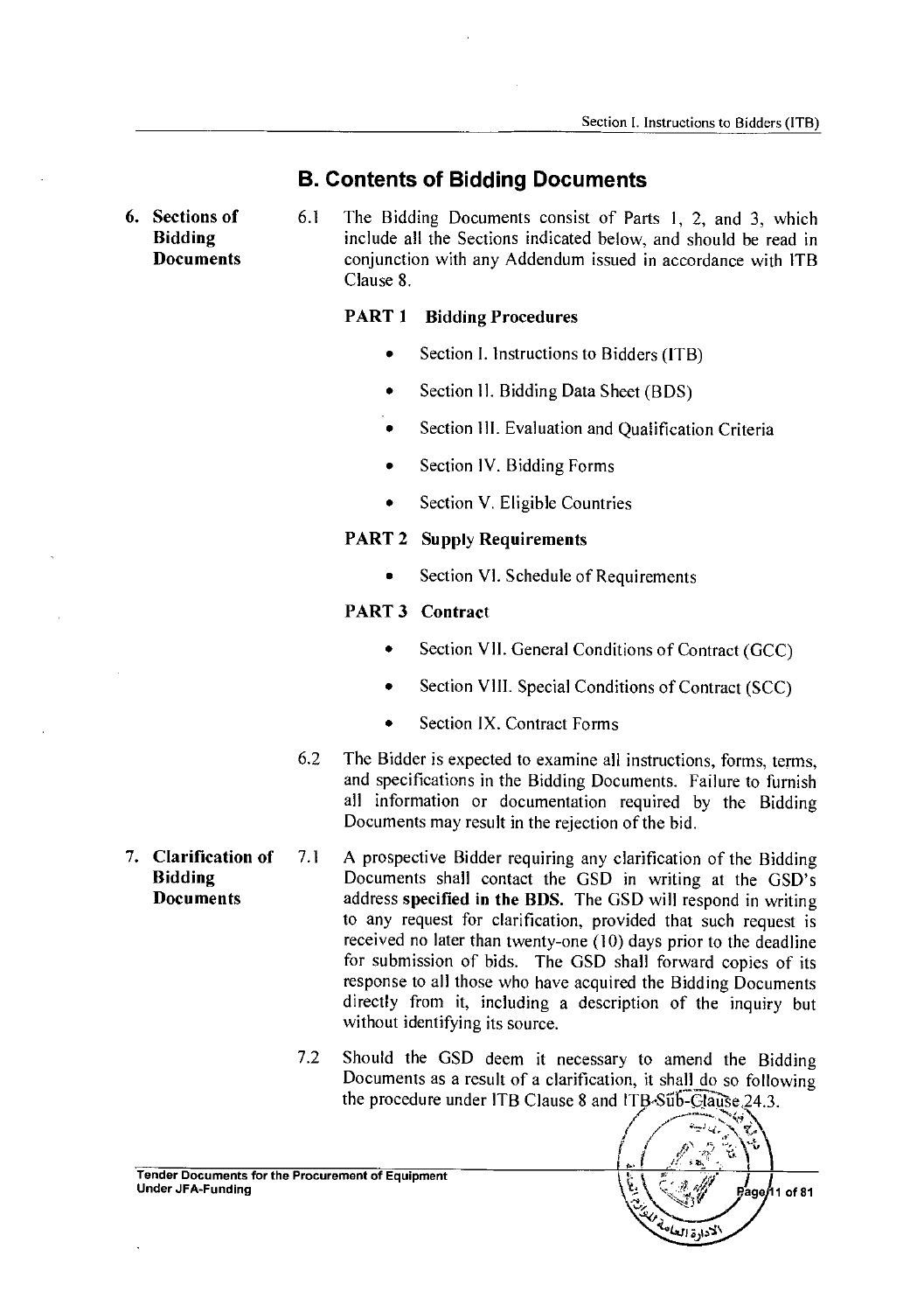## B. Contents of Bidding Documents

**6. Sections of Bidding Documents**

6.1 The Bidding Documents consist of Parts 1, 2, and 3, which include all the Sections indicated below, and should be read in conjunction with any Addendum issued in accordance with ITB Clause 8.

**PART 1 Bidding Procedures**

- Section I. Instructions to Bidders (ITB)
- Section II. Bidding Data Sheet (BDS)
- Section III. Evaluation and Qualification Criteria
- Section IV. Bidding Forms
- Section V. Eligible Countries

**PART 2 Supply Requirements**

- Section VI. Schedule of Requirements

**PART 3 Contract**

- Section VII. General Conditions of Contract (GCC)
- Section VIII. Special Conditions of Contract (SCC)
- Section IX. Contract Forms

6.2 The Bidder is expected to examine all instructions, forms, terms, and specifications in the Bidding Documents. Failure to furnish all information or documentation required by the Bidding Documents may result in the rejection of the bid.

**7. Clarification of Bidding Documents**

7.1 A prospective Bidder requiring any clarification of the Bidding Documents shall contact the GSD in writing at the GSD's address **specified in the BDS.** The GSD will respond in writing to any request for clarification, provided that such request is received no later than twenty-one (10) days prior to the deadline for submission of bids. The GSD shall forward copies of its response to all those who have acquired the Bidding Documents directly from it, including a description of the inquiry but without identifying its source.

7.2 Should the GSD deem it necessary to amend the Bidding Documents as a result of a clarification, it shall do so following the procedure under ITB Clause 8 and ITB Sub-Clause 24.3.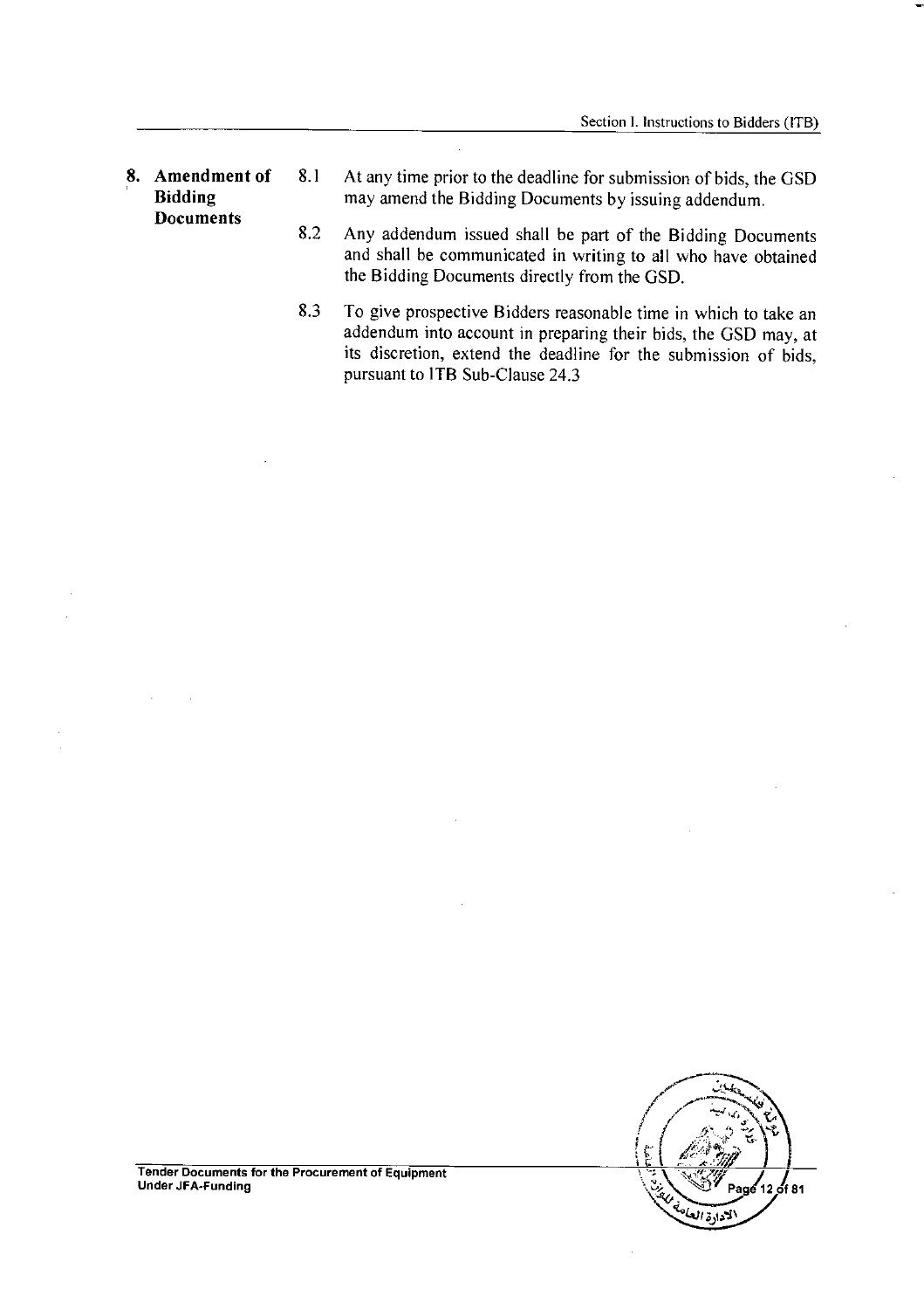**8. Amendment of Bidding Documents**

8.1 At any time prior to the deadline for submission of bids, the GSD may amend the Bidding Documents by issuing addendum.

8.2 Any addendum issued shall be part of the Bidding Documents and shall be communicated in writing to all who have obtained the Bidding Documents directly from the GSD.

8.3 To give prospective Bidders reasonable time in which to take an addendum into account in preparing their bids, the GSD may, at its discretion, extend the deadline for the submission of bids, pursuant to ITB Sub-Clause 24.3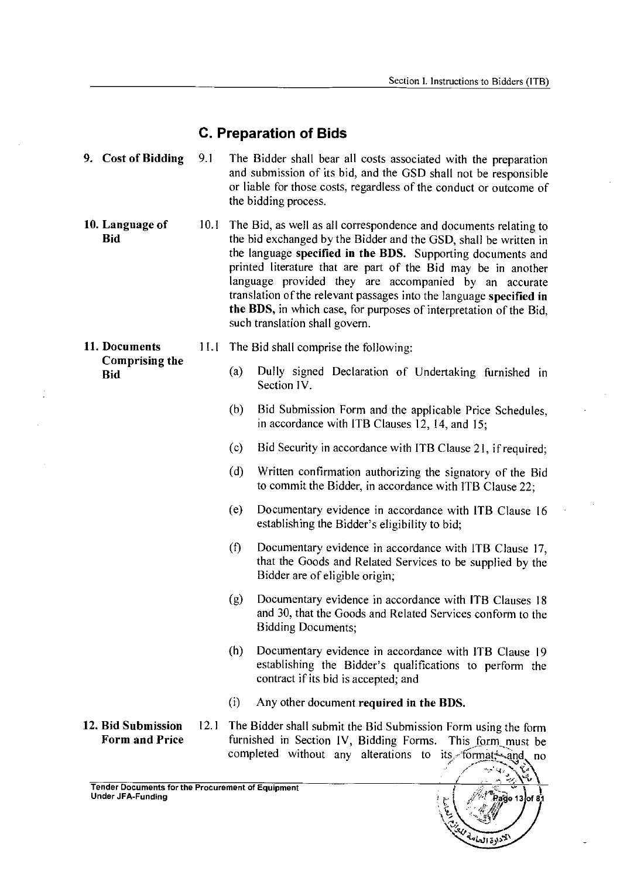## C. Preparation of Bids

**9. Cost of Bidding**

9.1 The Bidder shall bear all costs associated with the preparation and submission of its bid, and the GSD shall not be responsible or liable for those costs, regardless of the conduct or outcome of the bidding process.

**10. Language of Bid**

10.1 The Bid, as well as all correspondence and documents relating to the bid exchanged by the Bidder and the GSD, shall be written in the language **specified in the BDS.** Supporting documents and printed literature that are part of the Bid may be in another language provided they are accompanied by an accurate translation of the relevant passages into the language **specified in the BDS,** in which case, for purposes of interpretation of the Bid, such translation shall govern.

**11. Documents Comprising the Bid**

11.1 The Bid shall comprise the following:

(a) Dully signed Declaration of Undertaking furnished in Section IV.

(b) Bid Submission Form and the applicable Price Schedules, in accordance with ITB Clauses 12, 14, and 15;

(c) Bid Security in accordance with ITB Clause 21, if required;

(d) Written confirmation authorizing the signatory of the Bid to commit the Bidder, in accordance with ITB Clause 22;

(e) Documentary evidence in accordance with ITB Clause 16 establishing the Bidder's eligibility to bid;

(f) Documentary evidence in accordance with ITB Clause 17, that the Goods and Related Services to be supplied by the Bidder are of eligible origin;

(g) Documentary evidence in accordance with ITB Clauses 18 and 30, that the Goods and Related Services conform to the Bidding Documents;

(h) Documentary evidence in accordance with ITB Clause 19 establishing the Bidder's qualifications to perform the contract if its bid is accepted; and

(i) Any other document **required in the BDS.**

**12. Bid Submission Form and Price**

12.1 The Bidder shall submit the Bid Submission Form using the form furnished in Section IV, Bidding Forms. This form must be completed without any alterations to its format, and no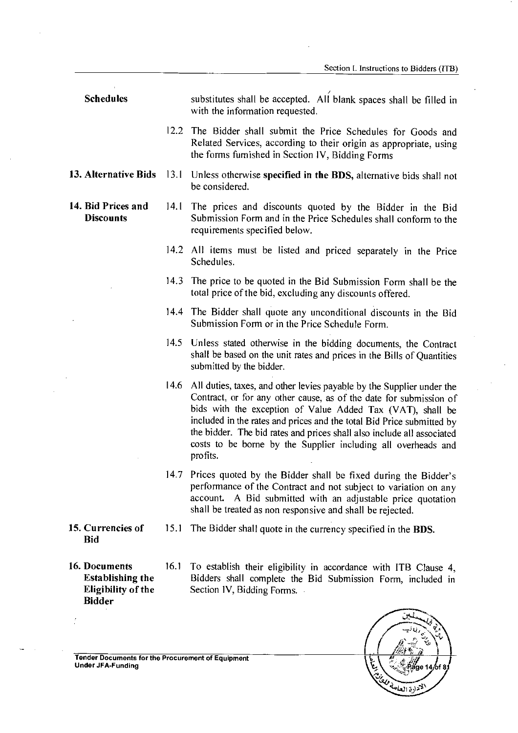**Schedules**

substitutes shall be accepted. All blank spaces shall be filled in with the information requested.

12.2 The Bidder shall submit the Price Schedules for Goods and Related Services, according to their origin as appropriate, using the forms furnished in Section IV, Bidding Forms

**13. Alternative Bids**

13.1 Unless otherwise **specified in the BDS,** alternative bids shall not be considered.

**14. Bid Prices and Discounts**

14.1 The prices and discounts quoted by the Bidder in the Bid Submission Form and in the Price Schedules shall conform to the requirements specified below.

14.2 All items must be listed and priced separately in the Price Schedules.

14.3 The price to be quoted in the Bid Submission Form shall be the total price of the bid, excluding any discounts offered.

14.4 The Bidder shall quote any unconditional discounts in the Bid Submission Form or in the Price Schedule Form.

14.5 Unless stated otherwise in the bidding documents, the Contract shall be based on the unit rates and prices in the Bills of Quantities submitted by the bidder.

14.6 All duties, taxes, and other levies payable by the Supplier under the Contract, or for any other cause, as of the date for submission of bids with the exception of Value Added Tax (VAT), shall be included in the rates and prices and the total Bid Price submitted by the bidder. The bid rates and prices shall also include all associated costs to be borne by the Supplier including all overheads and profits.

14.7 Prices quoted by the Bidder shall be fixed during the Bidder's performance of the Contract and not subject to variation on any account. A Bid submitted with an adjustable price quotation shall be treated as non responsive and shall be rejected.

**15. Currencies of Bid**

15.1 The Bidder shall quote in the currency specified in the **BDS.**

**16. Documents Establishing the Eligibility of the Bidder**

16.1 To establish their eligibility in accordance with ITB Clause 4, Bidders shall complete the Bid Submission Form, included in Section IV, Bidding Forms.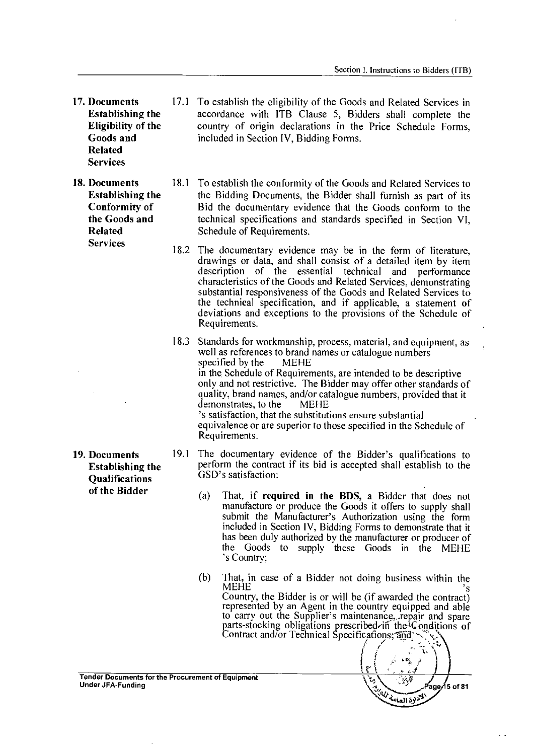**17. Documents Establishing the Eligibility of the Goods and Related Services**

17.1 To establish the eligibility of the Goods and Related Services in accordance with ITB Clause 5, Bidders shall complete the country of origin declarations in the Price Schedule Forms, included in Section IV, Bidding Forms.

**18. Documents Establishing the Conformity of the Goods and Related Services**

18.1 To establish the conformity of the Goods and Related Services to the Bidding Documents, the Bidder shall furnish as part of its Bid the documentary evidence that the Goods conform to the technical specifications and standards specified in Section VI, Schedule of Requirements.

18.2 The documentary evidence may be in the form of literature, drawings or data, and shall consist of a detailed item by item description of the essential technical and performance characteristics of the Goods and Related Services, demonstrating substantial responsiveness of the Goods and Related Services to the technical specification, and if applicable, a statement of deviations and exceptions to the provisions of the Schedule of Requirements.

18.3 Standards for workmanship, process, material, and equipment, as well as references to brand names or catalogue numbers specified by the MEHE in the Schedule of Requirements, are intended to be descriptive only and not restrictive. The Bidder may offer other standards of quality, brand names, and/or catalogue numbers, provided that it demonstrates, to the MEHE's satisfaction, that the substitutions ensure substantial equivalence or are superior to those specified in the Schedule of Requirements.

**19. Documents Establishing the Qualifications of the Bidder**

19.1 The documentary evidence of the Bidder's qualifications to perform the contract if its bid is accepted shall establish to the GSD's satisfaction:

(a) That, if **required in the BDS,** a Bidder that does not manufacture or produce the Goods it offers to supply shall submit the Manufacturer's Authorization using the form included in Section IV, Bidding Forms to demonstrate that it has been duly authorized by the manufacturer or producer of the Goods to supply these Goods in the MEHE's Country;

(b) That, in case of a Bidder not doing business within the MEHE's Country, the Bidder is or will be (if awarded the contract) represented by an Agent in the country equipped and able to carry out the Supplier's maintenance, repair and spare parts-stocking obligations prescribed in the Conditions of Contract and/or Technical Specifications; and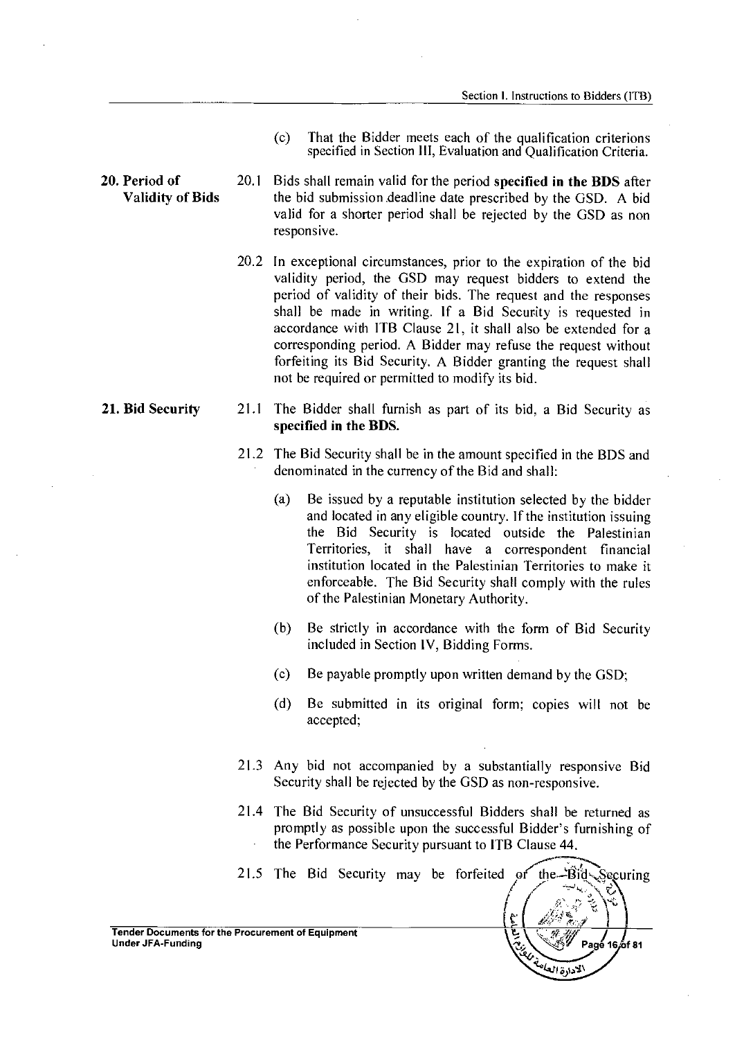(c) That the Bidder meets each of the qualification criterions specified in Section III, Evaluation and Qualification Criteria.

**20. Period of Validity of Bids**

20.1 Bids shall remain valid for the period **specified in the BDS** after the bid submission deadline date prescribed by the GSD. A bid valid for a shorter period shall be rejected by the GSD as non responsive.

20.2 In exceptional circumstances, prior to the expiration of the bid validity period, the GSD may request bidders to extend the period of validity of their bids. The request and the responses shall be made in writing. If a Bid Security is requested in accordance with ITB Clause 21, it shall also be extended for a corresponding period. A Bidder may refuse the request without forfeiting its Bid Security. A Bidder granting the request shall not be required or permitted to modify its bid.

**21. Bid Security**

21.1 The Bidder shall furnish as part of its bid, a Bid Security as **specified in the BDS.**

21.2 The Bid Security shall be in the amount specified in the BDS and denominated in the currency of the Bid and shall:

(a) Be issued by a reputable institution selected by the bidder and located in any eligible country. If the institution issuing the Bid Security is located outside the Palestinian Territories, it shall have a correspondent financial institution located in the Palestinian Territories to make it enforceable. The Bid Security shall comply with the rules of the Palestinian Monetary Authority.

(b) Be strictly in accordance with the form of Bid Security included in Section IV, Bidding Forms.

(c) Be payable promptly upon written demand by the GSD;

(d) Be submitted in its original form; copies will not be accepted;

21.3 Any bid not accompanied by a substantially responsive Bid Security shall be rejected by the GSD as non-responsive.

21.4 The Bid Security of unsuccessful Bidders shall be returned as promptly as possible upon the successful Bidder's furnishing of the Performance Security pursuant to ITB Clause 44.

21.5 The Bid Security may be forfeited or the Bid Securing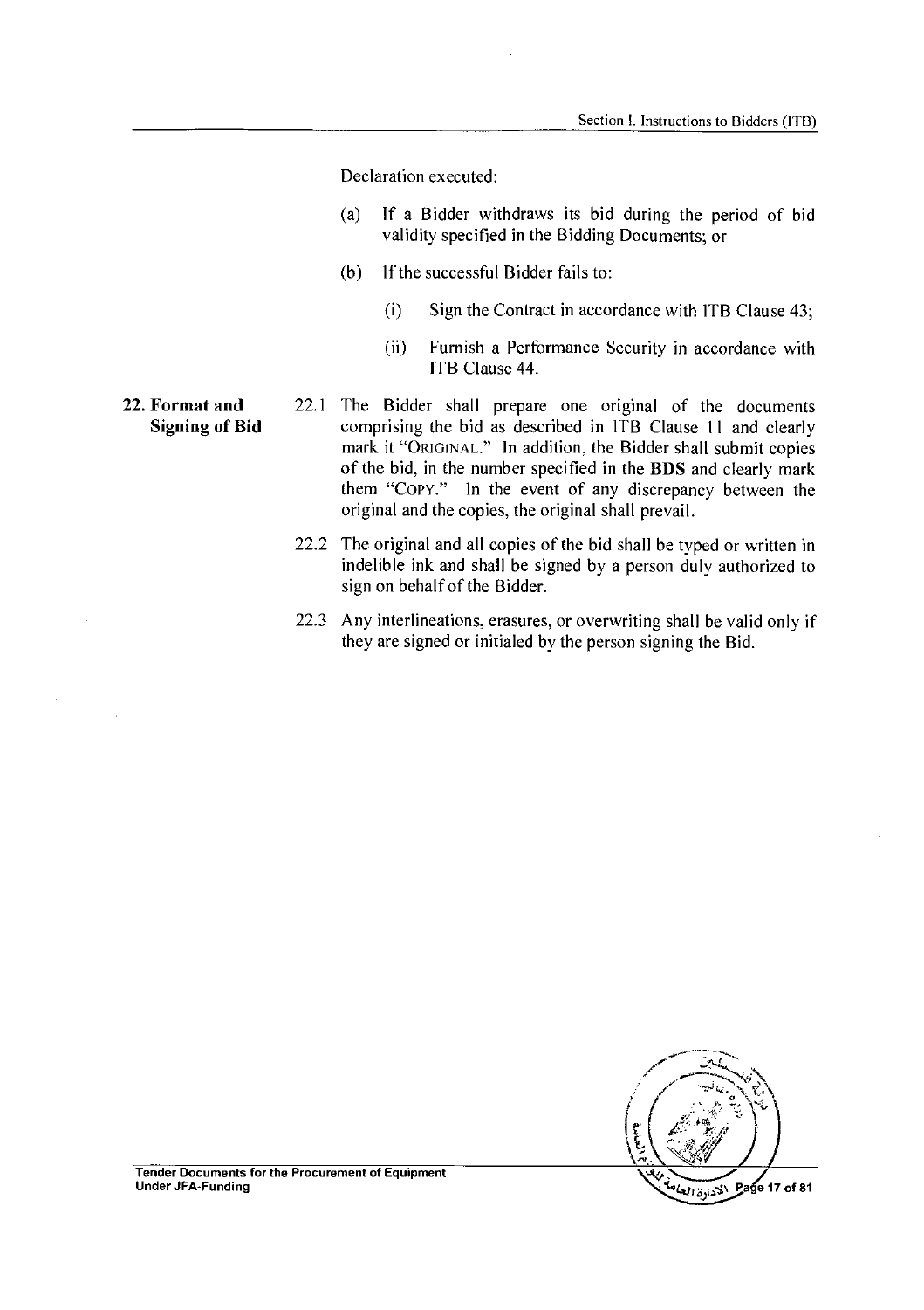Declaration executed:

(a) If a Bidder withdraws its bid during the period of bid validity specified in the Bidding Documents; or

(b) If the successful Bidder fails to:

 (i) Sign the Contract in accordance with ITB Clause 43;

 (ii) Furnish a Performance Security in accordance with ITB Clause 44.

**22. Format and Signing of Bid**

22.1 The Bidder shall prepare one original of the documents comprising the bid as described in ITB Clause 11 and clearly mark it "ORIGINAL." In addition, the Bidder shall submit copies of the bid, in the number specified in the **BDS** and clearly mark them "COPY." In the event of any discrepancy between the original and the copies, the original shall prevail.

22.2 The original and all copies of the bid shall be typed or written in indelible ink and shall be signed by a person duly authorized to sign on behalf of the Bidder.

22.3 Any interlineations, erasures, or overwriting shall be valid only if they are signed or initialed by the person signing the Bid.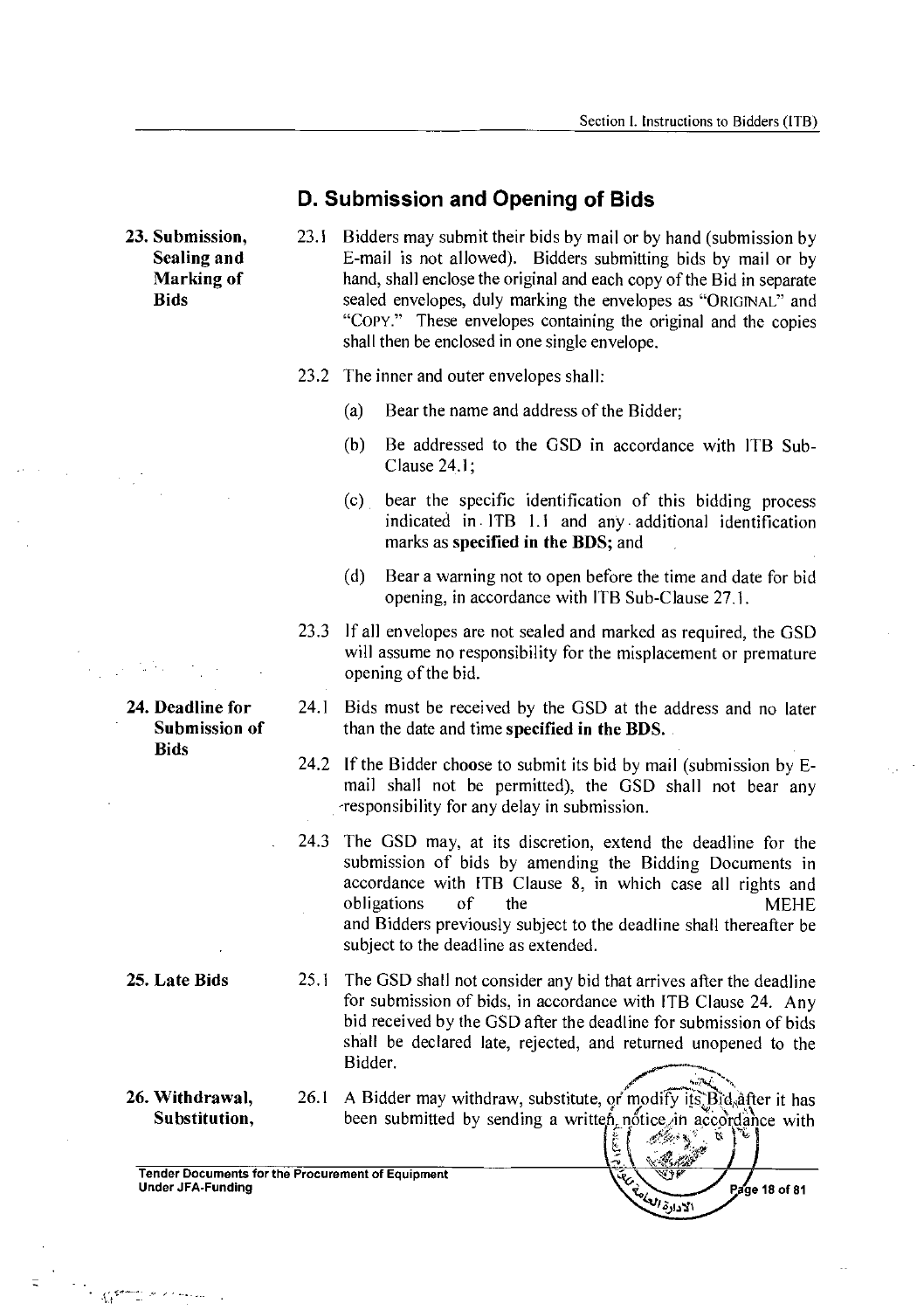## D. Submission and Opening of Bids

**23. Submission, Sealing and Marking of Bids**

23.1 Bidders may submit their bids by mail or by hand (submission by E-mail is not allowed). Bidders submitting bids by mail or by hand, shall enclose the original and each copy of the Bid in separate sealed envelopes, duly marking the envelopes as "ORIGINAL" and "COPY." These envelopes containing the original and the copies shall then be enclosed in one single envelope.

23.2 The inner and outer envelopes shall:

(a) Bear the name and address of the Bidder;

(b) Be addressed to the GSD in accordance with ITB Sub-Clause 24.1;

(c) bear the specific identification of this bidding process indicated in ITB 1.1 and any additional identification marks as **specified in the BDS;** and

(d) Bear a warning not to open before the time and date for bid opening, in accordance with ITB Sub-Clause 27.1.

23.3 If all envelopes are not sealed and marked as required, the GSD will assume no responsibility for the misplacement or premature opening of the bid.

**24. Deadline for Submission of Bids**

24.1 Bids must be received by the GSD at the address and no later than the date and time **specified in the BDS.**

24.2 If the Bidder choose to submit its bid by mail (submission by E-mail shall not be permitted), the GSD shall not bear any responsibility for any delay in submission.

24.3 The GSD may, at its discretion, extend the deadline for the submission of bids by amending the Bidding Documents in accordance with ITB Clause 8, in which case all rights and obligations of the MEHE and Bidders previously subject to the deadline shall thereafter be subject to the deadline as extended.

**25. Late Bids**

25.1 The GSD shall not consider any bid that arrives after the deadline for submission of bids, in accordance with ITB Clause 24. Any bid received by the GSD after the deadline for submission of bids shall be declared late, rejected, and returned unopened to the Bidder.

**26. Withdrawal, Substitution,**

26.1 A Bidder may withdraw, substitute, or modify its Bid after it has been submitted by sending a written notice in accordance with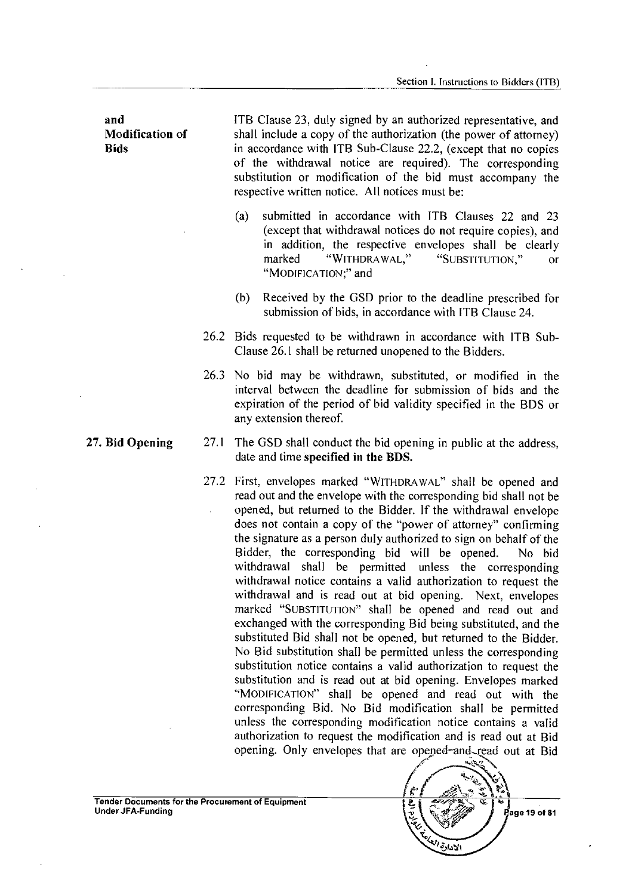**and Modification of Bids**

ITB Clause 23, duly signed by an authorized representative, and shall include a copy of the authorization (the power of attorney) in accordance with ITB Sub-Clause 22.2, (except that no copies of the withdrawal notice are required). The corresponding substitution or modification of the bid must accompany the respective written notice. All notices must be:

(a) submitted in accordance with ITB Clauses 22 and 23 (except that withdrawal notices do not require copies), and in addition, the respective envelopes shall be clearly marked "WITHDRAWAL," "SUBSTITUTION," or "MODIFICATION;" and

(b) Received by the GSD prior to the deadline prescribed for submission of bids, in accordance with ITB Clause 24.

26.2 Bids requested to be withdrawn in accordance with ITB Sub-Clause 26.1 shall be returned unopened to the Bidders.

26.3 No bid may be withdrawn, substituted, or modified in the interval between the deadline for submission of bids and the expiration of the period of bid validity specified in the BDS or any extension thereof.

**27. Bid Opening**

27.1 The GSD shall conduct the bid opening in public at the address, date and time **specified in the BDS.**

27.2 First, envelopes marked "WITHDRAWAL" shall be opened and read out and the envelope with the corresponding bid shall not be opened, but returned to the Bidder. If the withdrawal envelope does not contain a copy of the "power of attorney" confirming the signature as a person duly authorized to sign on behalf of the Bidder, the corresponding bid will be opened. No bid withdrawal shall be permitted unless the corresponding withdrawal notice contains a valid authorization to request the withdrawal and is read out at bid opening. Next, envelopes marked "SUBSTITUTION" shall be opened and read out and exchanged with the corresponding Bid being substituted, and the substituted Bid shall not be opened, but returned to the Bidder. No Bid substitution shall be permitted unless the corresponding substitution notice contains a valid authorization to request the substitution and is read out at bid opening. Envelopes marked "MODIFICATION" shall be opened and read out with the corresponding Bid. No Bid modification shall be permitted unless the corresponding modification notice contains a valid authorization to request the modification and is read out at Bid opening. Only envelopes that are opened and read out at Bid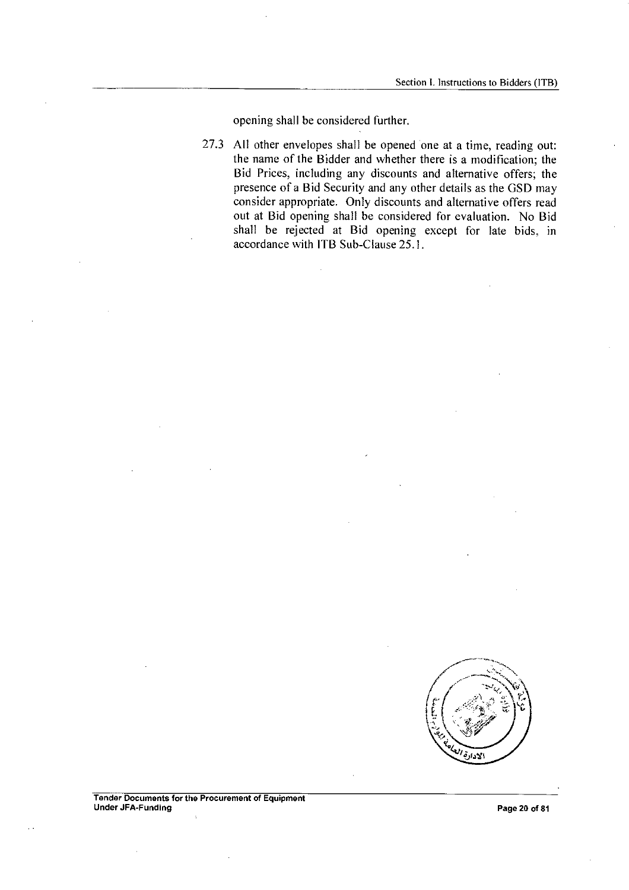opening shall be considered further.

27.3 All other envelopes shall be opened one at a time, reading out: the name of the Bidder and whether there is a modification; the Bid Prices, including any discounts and alternative offers; the presence of a Bid Security and any other details as the GSD may consider appropriate. Only discounts and alternative offers read out at Bid opening shall be considered for evaluation. No Bid shall be rejected at Bid opening except for late bids, in accordance with ITB Sub-Clause 25.1.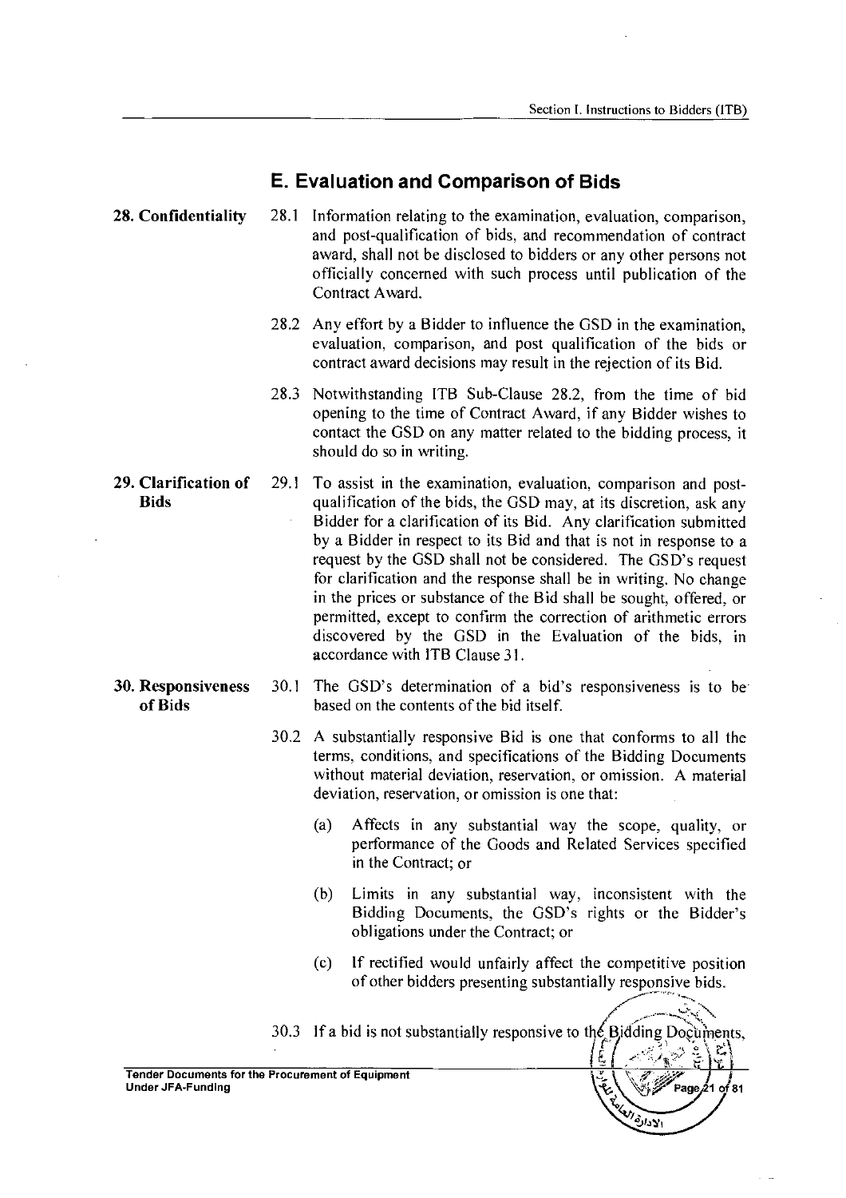## E. Evaluation and Comparison of Bids

**28. Confidentiality**

28.1 Information relating to the examination, evaluation, comparison, and post-qualification of bids, and recommendation of contract award, shall not be disclosed to bidders or any other persons not officially concerned with such process until publication of the Contract Award.

28.2 Any effort by a Bidder to influence the GSD in the examination, evaluation, comparison, and post qualification of the bids or contract award decisions may result in the rejection of its Bid.

28.3 Notwithstanding ITB Sub-Clause 28.2, from the time of bid opening to the time of Contract Award, if any Bidder wishes to contact the GSD on any matter related to the bidding process, it should do so in writing.

**29. Clarification of Bids**

29.1 To assist in the examination, evaluation, comparison and post-qualification of the bids, the GSD may, at its discretion, ask any Bidder for a clarification of its Bid. Any clarification submitted by a Bidder in respect to its Bid and that is not in response to a request by the GSD shall not be considered. The GSD's request for clarification and the response shall be in writing. No change in the prices or substance of the Bid shall be sought, offered, or permitted, except to confirm the correction of arithmetic errors discovered by the GSD in the Evaluation of the bids, in accordance with ITB Clause 31.

**30. Responsiveness of Bids**

30.1 The GSD's determination of a bid's responsiveness is to be based on the contents of the bid itself.

30.2 A substantially responsive Bid is one that conforms to all the terms, conditions, and specifications of the Bidding Documents without material deviation, reservation, or omission. A material deviation, reservation, or omission is one that:

(a) Affects in any substantial way the scope, quality, or performance of the Goods and Related Services specified in the Contract; or

(b) Limits in any substantial way, inconsistent with the Bidding Documents, the GSD's rights or the Bidder's obligations under the Contract; or

(c) If rectified would unfairly affect the competitive position of other bidders presenting substantially responsive bids.

30.3 If a bid is not substantially responsive to the Bidding Documents,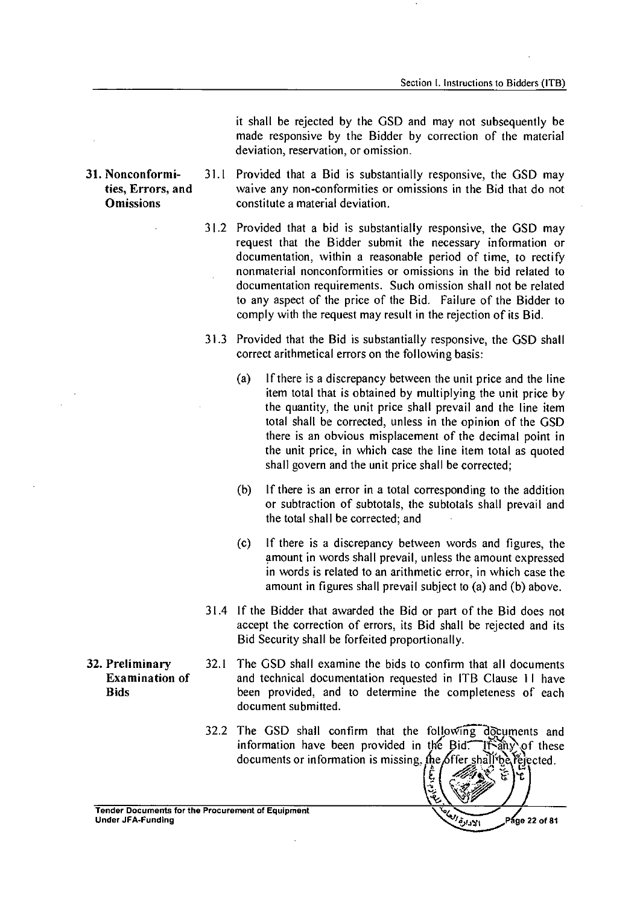it shall be rejected by the GSD and may not subsequently be made responsive by the Bidder by correction of the material deviation, reservation, or omission.

### 31. Nonconformities, Errors, and Omissions

31.1 Provided that a Bid is substantially responsive, the GSD may waive any non-conformities or omissions in the Bid that do not constitute a material deviation.

31.2 Provided that a bid is substantially responsive, the GSD may request that the Bidder submit the necessary information or documentation, within a reasonable period of time, to rectify nonmaterial nonconformities or omissions in the bid related to documentation requirements. Such omission shall not be related to any aspect of the price of the Bid. Failure of the Bidder to comply with the request may result in the rejection of its Bid.

31.3 Provided that the Bid is substantially responsive, the GSD shall correct arithmetical errors on the following basis:

- (a) If there is a discrepancy between the unit price and the line item total that is obtained by multiplying the unit price by the quantity, the unit price shall prevail and the line item total shall be corrected, unless in the opinion of the GSD there is an obvious misplacement of the decimal point in the unit price, in which case the line item total as quoted shall govern and the unit price shall be corrected;
- (b) If there is an error in a total corresponding to the addition or subtraction of subtotals, the subtotals shall prevail and the total shall be corrected; and
- (c) If there is a discrepancy between words and figures, the amount in words shall prevail, unless the amount expressed in words is related to an arithmetic error, in which case the amount in figures shall prevail subject to (a) and (b) above.

31.4 If the Bidder that awarded the Bid or part of the Bid does not accept the correction of errors, its Bid shall be rejected and its Bid Security shall be forfeited proportionally.

### 32. Preliminary Examination of Bids

32.1 The GSD shall examine the bids to confirm that all documents and technical documentation requested in ITB Clause 11 have been provided, and to determine the completeness of each document submitted.

32.2 The GSD shall confirm that the following documents and information have been provided in the Bid. If any of these documents or information is missing, the offer shall be rejected.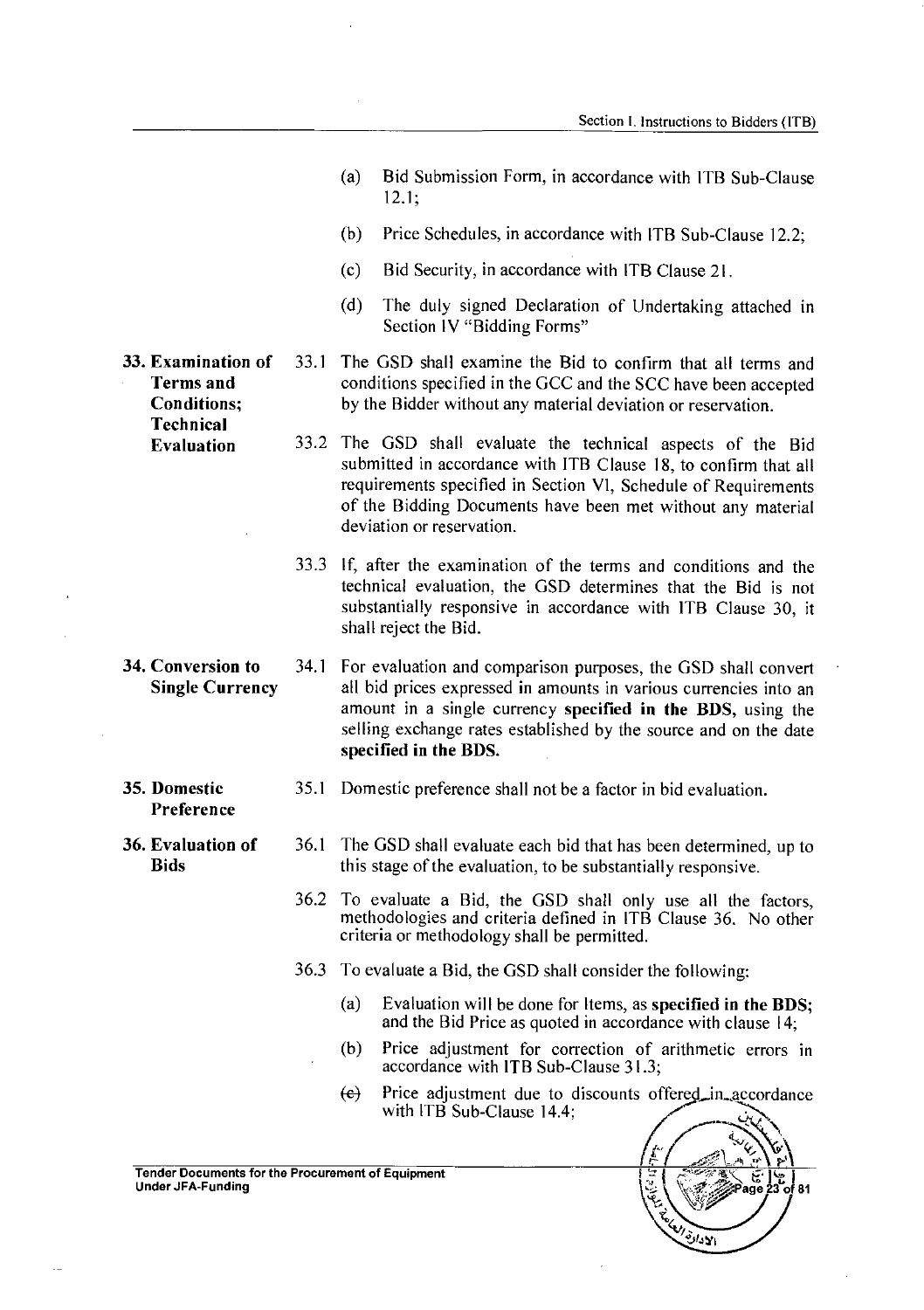(a) Bid Submission Form, in accordance with ITB Sub-Clause 12.1;

(b) Price Schedules, in accordance with ITB Sub-Clause 12.2;

(c) Bid Security, in accordance with ITB Clause 21.

(d) The duly signed Declaration of Undertaking attached in Section IV "Bidding Forms"

**33. Examination of Terms and Conditions; Technical Evaluation**

33.1 The GSD shall examine the Bid to confirm that all terms and conditions specified in the GCC and the SCC have been accepted by the Bidder without any material deviation or reservation.

33.2 The GSD shall evaluate the technical aspects of the Bid submitted in accordance with ITB Clause 18, to confirm that all requirements specified in Section VI, Schedule of Requirements of the Bidding Documents have been met without any material deviation or reservation.

33.3 If, after the examination of the terms and conditions and the technical evaluation, the GSD determines that the Bid is not substantially responsive in accordance with ITB Clause 30, it shall reject the Bid.

**34. Conversion to Single Currency**

34.1 For evaluation and comparison purposes, the GSD shall convert all bid prices expressed in amounts in various currencies into an amount in a single currency **specified in the BDS,** using the selling exchange rates established by the source and on the date **specified in the BDS.**

**35. Domestic Preference**

35.1 Domestic preference shall not be a factor in bid evaluation.

**36. Evaluation of Bids**

36.1 The GSD shall evaluate each bid that has been determined, up to this stage of the evaluation, to be substantially responsive.

36.2 To evaluate a Bid, the GSD shall only use all the factors, methodologies and criteria defined in ITB Clause 36. No other criteria or methodology shall be permitted.

36.3 To evaluate a Bid, the GSD shall consider the following:

(a) Evaluation will be done for Items, as **specified in the BDS;** and the Bid Price as quoted in accordance with clause 14;

(b) Price adjustment for correction of arithmetic errors in accordance with ITB Sub-Clause 31.3;

~~(e)~~ (c) Price adjustment due to discounts offered in accordance with ITB Sub-Clause 14.4;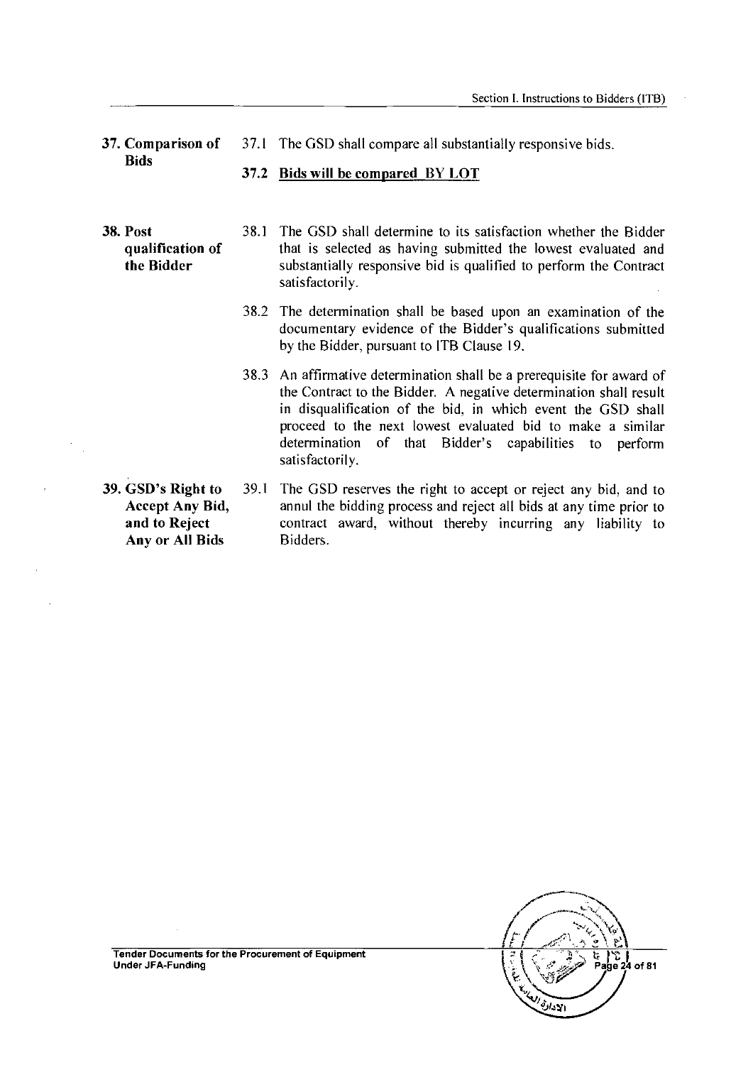**37. Comparison of Bids**

37.1 The GSD shall compare all substantially responsive bids.

**37.2 <u>Bids will be compared BY LOT</u>**

**38. Post qualification of the Bidder**

38.1 The GSD shall determine to its satisfaction whether the Bidder that is selected as having submitted the lowest evaluated and substantially responsive bid is qualified to perform the Contract satisfactorily.

38.2 The determination shall be based upon an examination of the documentary evidence of the Bidder's qualifications submitted by the Bidder, pursuant to ITB Clause 19.

38.3 An affirmative determination shall be a prerequisite for award of the Contract to the Bidder. A negative determination shall result in disqualification of the bid, in which event the GSD shall proceed to the next lowest evaluated bid to make a similar determination of that Bidder's capabilities to perform satisfactorily.

**39. GSD's Right to Accept Any Bid, and to Reject Any or All Bids**

39.1 The GSD reserves the right to accept or reject any bid, and to annul the bidding process and reject all bids at any time prior to contract award, without thereby incurring any liability to Bidders.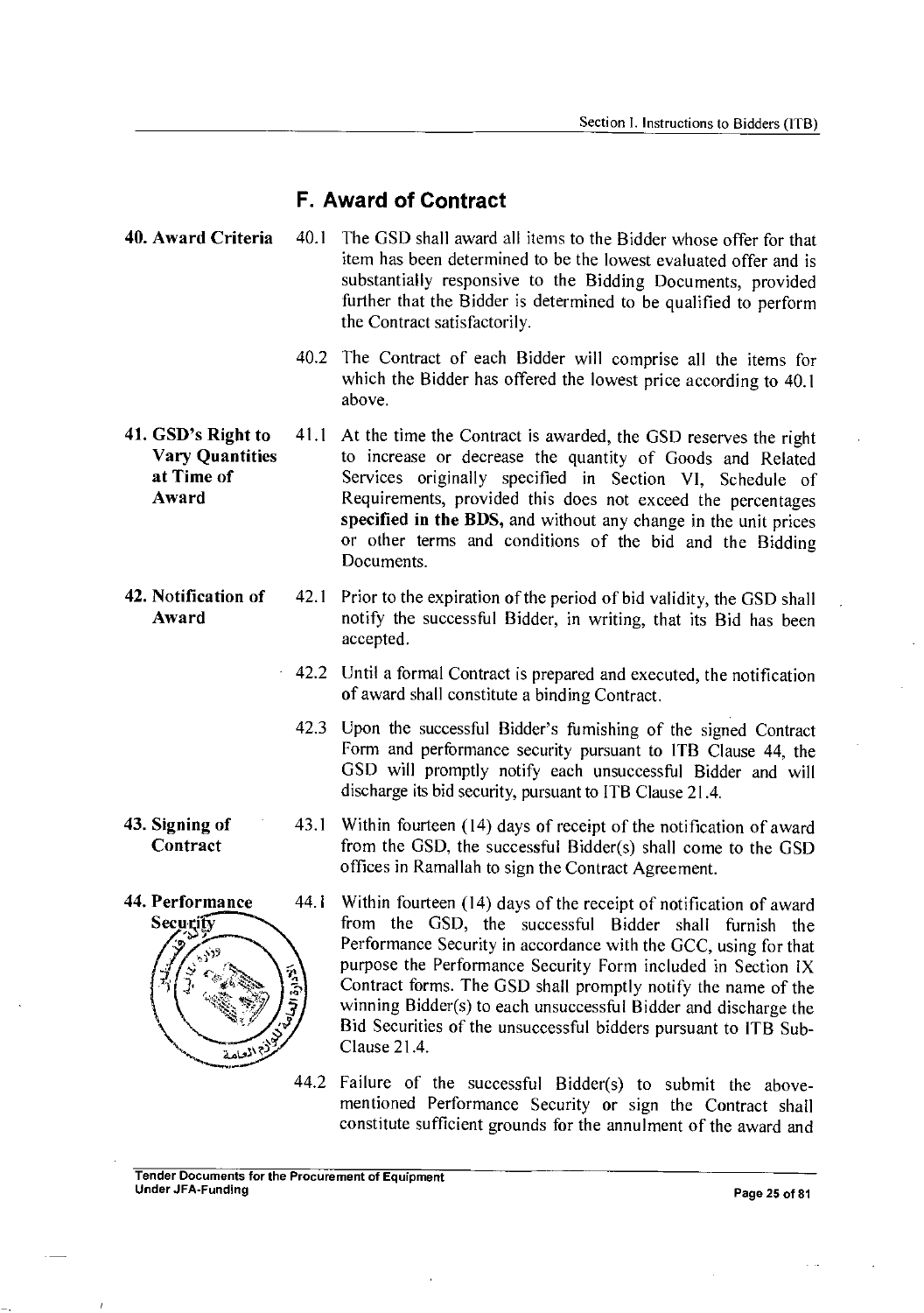## F. Award of Contract

**40. Award Criteria**

40.1 The GSD shall award all items to the Bidder whose offer for that item has been determined to be the lowest evaluated offer and is substantially responsive to the Bidding Documents, provided further that the Bidder is determined to be qualified to perform the Contract satisfactorily.

40.2 The Contract of each Bidder will comprise all the items for which the Bidder has offered the lowest price according to 40.1 above.

**41. GSD's Right to Vary Quantities at Time of Award**

41.1 At the time the Contract is awarded, the GSD reserves the right to increase or decrease the quantity of Goods and Related Services originally specified in Section VI, Schedule of Requirements, provided this does not exceed the percentages **specified in the BDS,** and without any change in the unit prices or other terms and conditions of the bid and the Bidding Documents.

**42. Notification of Award**

42.1 Prior to the expiration of the period of bid validity, the GSD shall notify the successful Bidder, in writing, that its Bid has been accepted.

42.2 Until a formal Contract is prepared and executed, the notification of award shall constitute a binding Contract.

42.3 Upon the successful Bidder's furnishing of the signed Contract Form and performance security pursuant to ITB Clause 44, the GSD will promptly notify each unsuccessful Bidder and will discharge its bid security, pursuant to ITB Clause 21.4.

**43. Signing of Contract**

43.1 Within fourteen (14) days of receipt of the notification of award from the GSD, the successful Bidder(s) shall come to the GSD offices in Ramallah to sign the Contract Agreement.

**44. Performance Security**

44.1 Within fourteen (14) days of the receipt of notification of award from the GSD, the successful Bidder shall furnish the Performance Security in accordance with the GCC, using for that purpose the Performance Security Form included in Section IX Contract forms. The GSD shall promptly notify the name of the winning Bidder(s) to each unsuccessful Bidder and discharge the Bid Securities of the unsuccessful bidders pursuant to ITB Sub-Clause 21.4.

44.2 Failure of the successful Bidder(s) to submit the above-mentioned Performance Security or sign the Contract shall constitute sufficient grounds for the annulment of the award and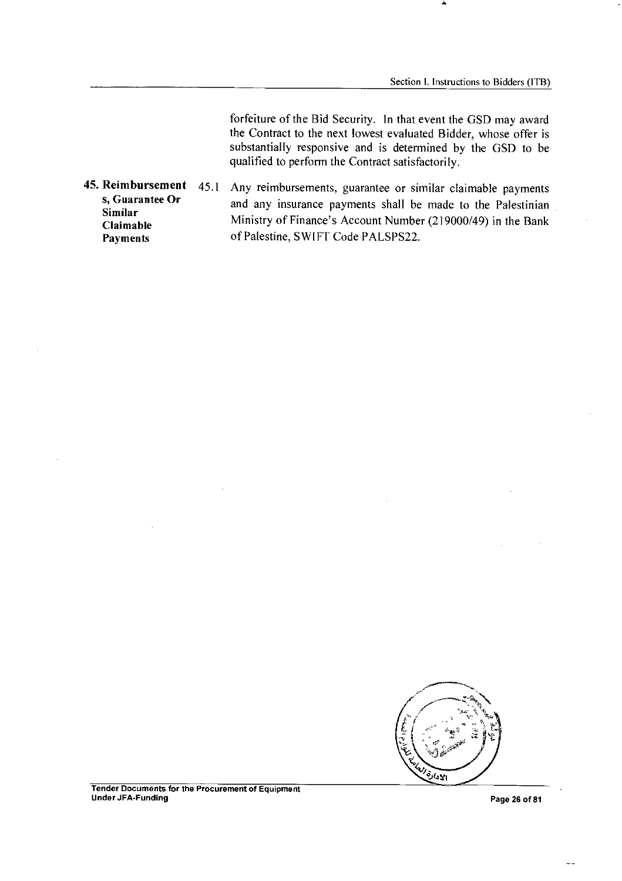forfeiture of the Bid Security. In that event the GSD may award the Contract to the next lowest evaluated Bidder, whose offer is substantially responsive and is determined by the GSD to be qualified to perform the Contract satisfactorily.

**45. Reimbursements, Guarantee Or Similar Claimable Payments**

45.1 Any reimbursements, guarantee or similar claimable payments and any insurance payments shall be made to the Palestinian Ministry of Finance's Account Number (219000/49) in the Bank of Palestine, SWIFT Code PALSPS22.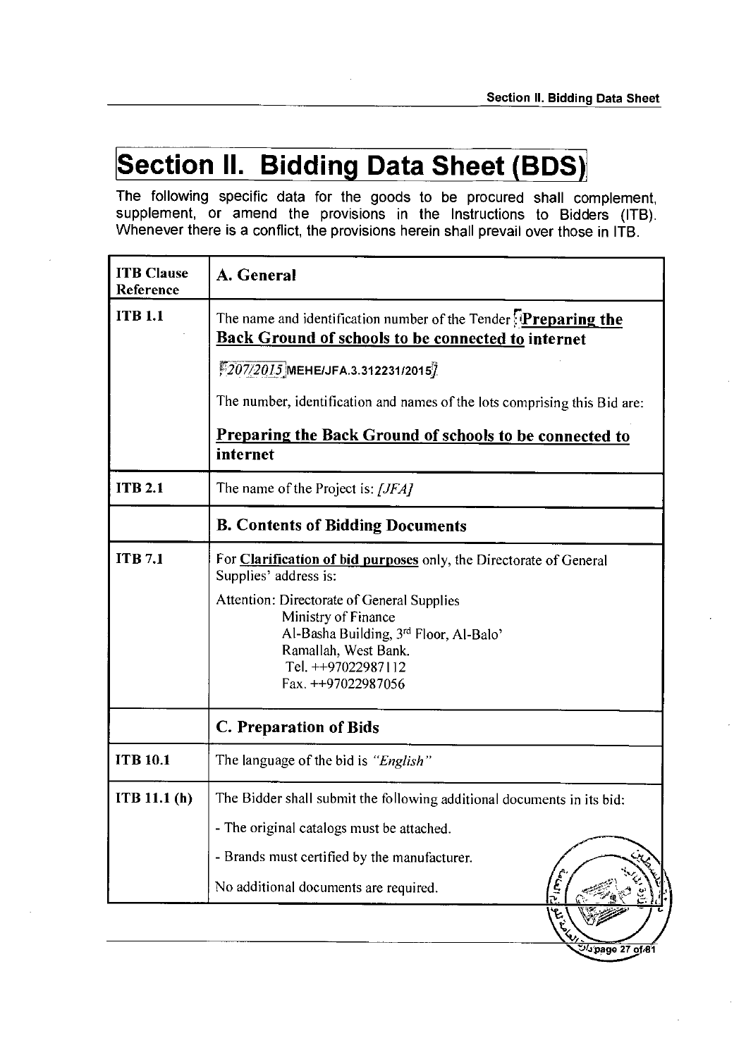# Section II. Bidding Data Sheet (BDS)

The following specific data for the goods to be procured shall complement, supplement, or amend the provisions in the Instructions to Bidders (ITB). Whenever there is a conflict, the provisions herein shall prevail over those in ITB.

| ITB Clause Reference | A. General |
|---|---|
| ITB 1.1 | The name and identification number of the Tender [**Preparing the Back Ground of schools to be connected to internet**<br><br>[*207/2015*] **MEHE/JFA.3.312231/2015**]<br><br>The number, identification and names of the lots comprising this Bid are:<br><br>**Preparing the Back Ground of schools to be connected to internet** |
| ITB 2.1 | The name of the Project is: *[JFA]* |
| | **B. Contents of Bidding Documents** |
| ITB 7.1 | For **Clarification of bid purposes** only, the Directorate of General Supplies' address is:<br><br>Attention: Directorate of General Supplies<br>Ministry of Finance<br>Al-Basha Building, 3rd Floor, Al-Balo'<br>Ramallah, West Bank.<br>Tel. ++97022987112<br>Fax. ++97022987056 |
| | **C. Preparation of Bids** |
| ITB 10.1 | The language of the bid is *"English"* |
| ITB 11.1 (h) | The Bidder shall submit the following additional documents in its bid:<br><br>- The original catalogs must be attached.<br><br>- Brands must certified by the manufacturer.<br><br>No additional documents are required. |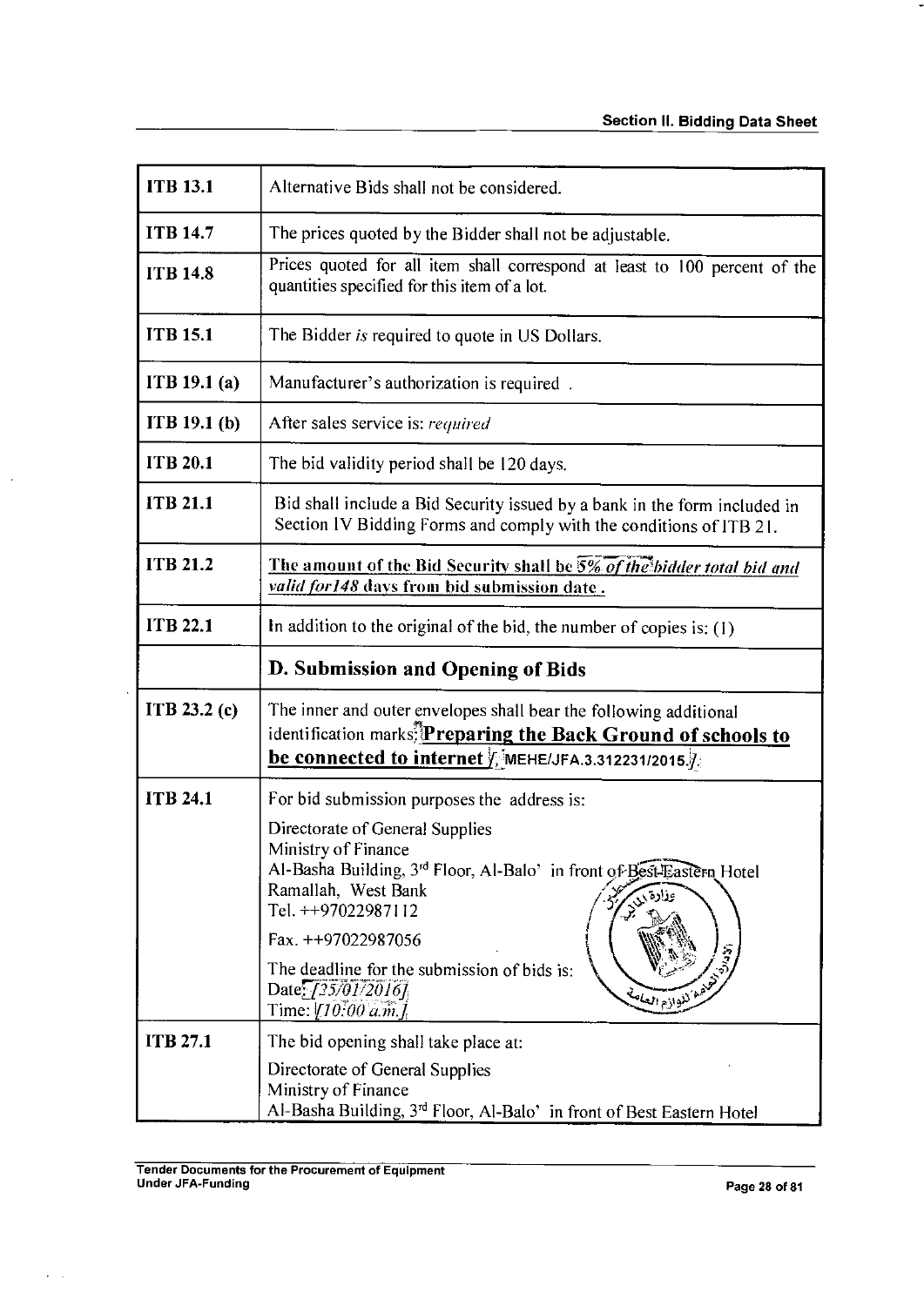| | |
|---|---|
| **ITB 13.1** | Alternative Bids shall not be considered. |
| **ITB 14.7** | The prices quoted by the Bidder shall not be adjustable. |
| **ITB 14.8** | Prices quoted for all item shall correspond at least to 100 percent of the quantities specified for this item of a lot. |
| **ITB 15.1** | The Bidder *is* required to quote in US Dollars. |
| **ITB 19.1 (a)** | Manufacturer's authorization is required . |
| **ITB 19.1 (b)** | After sales service is: *required* |
| **ITB 20.1** | The bid validity period shall be 120 days. |
| **ITB 21.1** | Bid shall include a Bid Security issued by a bank in the form included in Section IV Bidding Forms and comply with the conditions of ITB 21. |
| **ITB 21.2** | **The amount of the Bid Security shall be *5% of the bidder total bid and valid for148* days from bid submission date .** |
| **ITB 22.1** | In addition to the original of the bid, the number of copies is: (1) |
| | **D. Submission and Opening of Bids** |
| **ITB 23.2 (c)** | The inner and outer envelopes shall bear the following additional identification marks: **Preparing the Back Ground of schools to be connected to internet** / **MEHE/JFA.3.312231/2015.** |
| **ITB 24.1** | For bid submission purposes the address is:<br><br>Directorate of General Supplies<br>Ministry of Finance<br>Al-Basha Building, 3rd Floor, Al-Balo' in front of Best-Eastern Hotel<br>Ramallah, West Bank<br>Tel. ++97022987112<br><br>Fax. ++97022987056<br><br>The deadline for the submission of bids is:<br>Date: *[25/01/2016]*<br>Time: *[10:00 a.m.]* |
| **ITB 27.1** | The bid opening shall take place at:<br><br>Directorate of General Supplies<br>Ministry of Finance<br>Al-Basha Building, 3rd Floor, Al-Balo' in front of Best Eastern Hotel |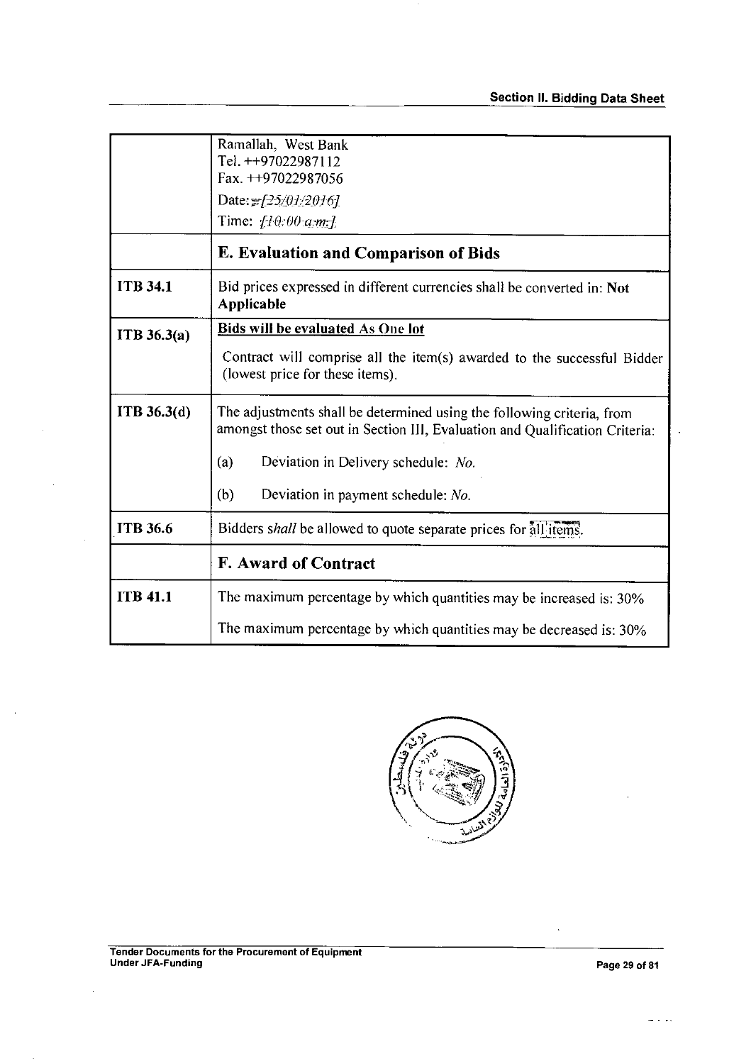| | |
|---|---|
| | Ramallah, West Bank<br>Tel. ++97022987112<br>Fax. ++97022987056<br>Date: *[25/01/2016]*<br>Time: *[10:00 a.m.]* |
| | **E. Evaluation and Comparison of Bids** |
| **ITB 34.1** | Bid prices expressed in different currencies shall be converted in: **Not Applicable** |
| **ITB 36.3(a)** | **Bids will be evaluated As One lot**<br>Contract will comprise all the item(s) awarded to the successful Bidder (lowest price for these items). |
| **ITB 36.3(d)** | The adjustments shall be determined using the following criteria, from amongst those set out in Section III, Evaluation and Qualification Criteria:<br>(a) Deviation in Delivery schedule: *No.*<br>(b) Deviation in payment schedule: *No.* |
| **ITB 36.6** | Bidders *shall* be allowed to quote separate prices for all items. |
| | **F. Award of Contract** |
| **ITB 41.1** | The maximum percentage by which quantities may be increased is: 30%<br>The maximum percentage by which quantities may be decreased is: 30% |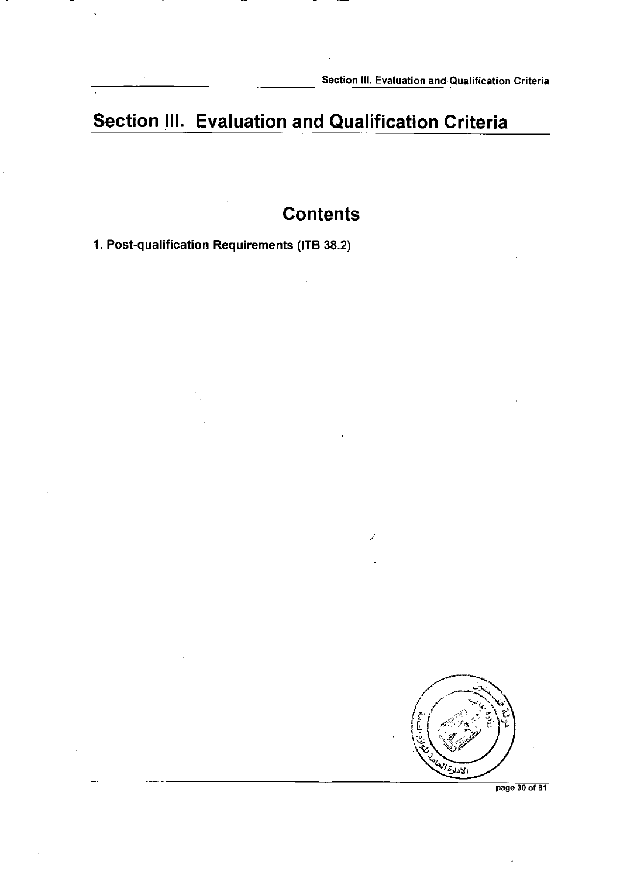# Section III. Evaluation and Qualification Criteria

## Contents

**1. Post-qualification Requirements (ITB 38.2)**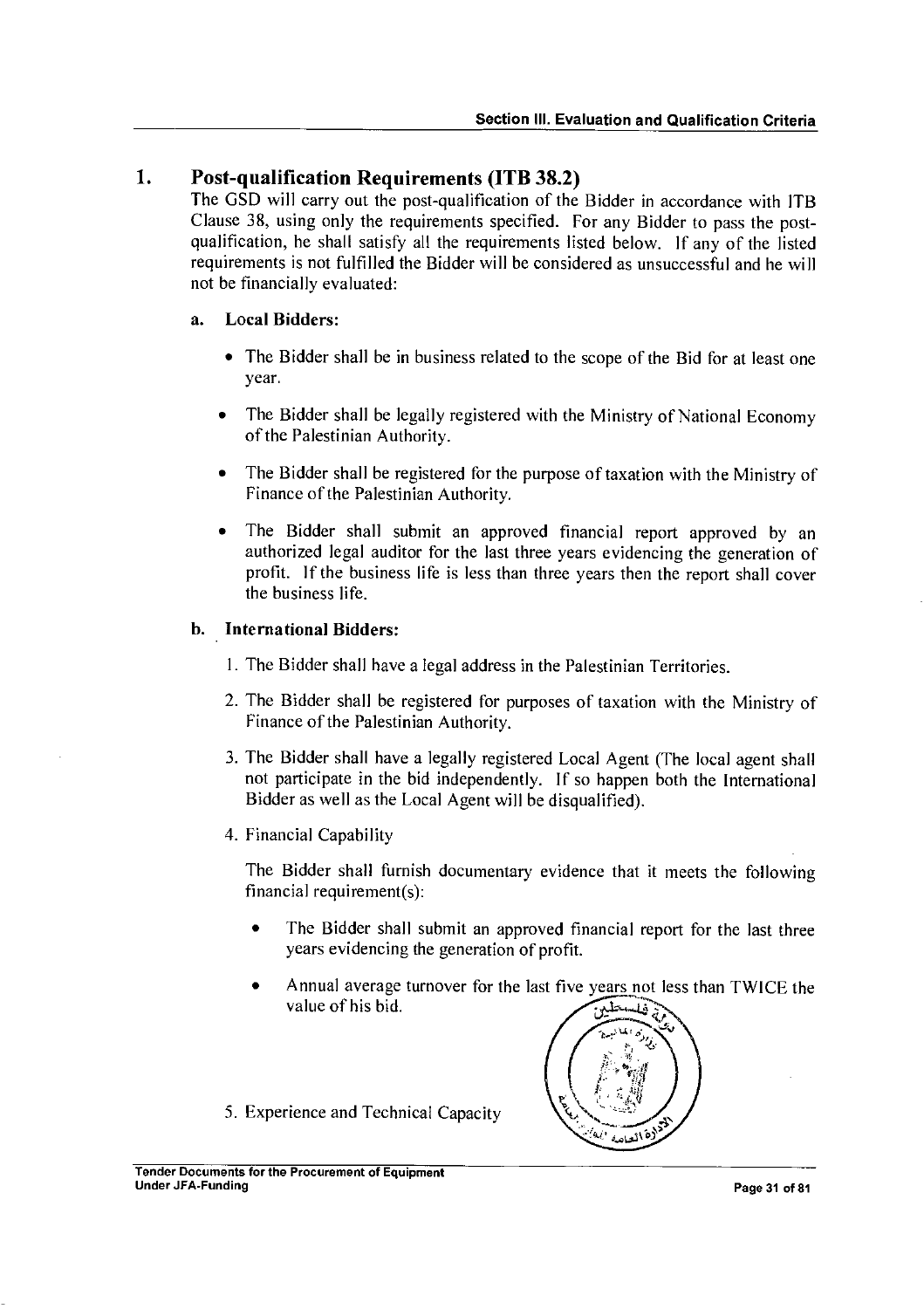## 1. Post-qualification Requirements (ITB 38.2)

The GSD will carry out the post-qualification of the Bidder in accordance with ITB Clause 38, using only the requirements specified. For any Bidder to pass the post-qualification, he shall satisfy all the requirements listed below. If any of the listed requirements is not fulfilled the Bidder will be considered as unsuccessful and he will not be financially evaluated:

**a. Local Bidders:**

- The Bidder shall be in business related to the scope of the Bid for at least one year.
- The Bidder shall be legally registered with the Ministry of National Economy of the Palestinian Authority.
- The Bidder shall be registered for the purpose of taxation with the Ministry of Finance of the Palestinian Authority.
- The Bidder shall submit an approved financial report approved by an authorized legal auditor for the last three years evidencing the generation of profit. If the business life is less than three years then the report shall cover the business life.

**b. International Bidders:**

1. The Bidder shall have a legal address in the Palestinian Territories.
2. The Bidder shall be registered for purposes of taxation with the Ministry of Finance of the Palestinian Authority.
3. The Bidder shall have a legally registered Local Agent (The local agent shall not participate in the bid independently. If so happen both the International Bidder as well as the Local Agent will be disqualified).
4. Financial Capability

   The Bidder shall furnish documentary evidence that it meets the following financial requirement(s):

   - The Bidder shall submit an approved financial report for the last three years evidencing the generation of profit.
   - Annual average turnover for the last five years not less than TWICE the value of his bid.

5. Experience and Technical Capacity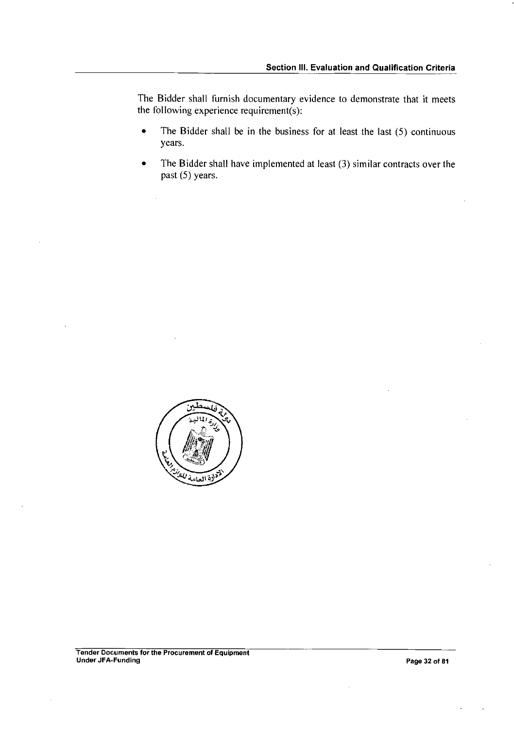The Bidder shall furnish documentary evidence to demonstrate that it meets the following experience requirement(s):

- The Bidder shall be in the business for at least the last (5) continuous years.
- The Bidder shall have implemented at least (3) similar contracts over the past (5) years.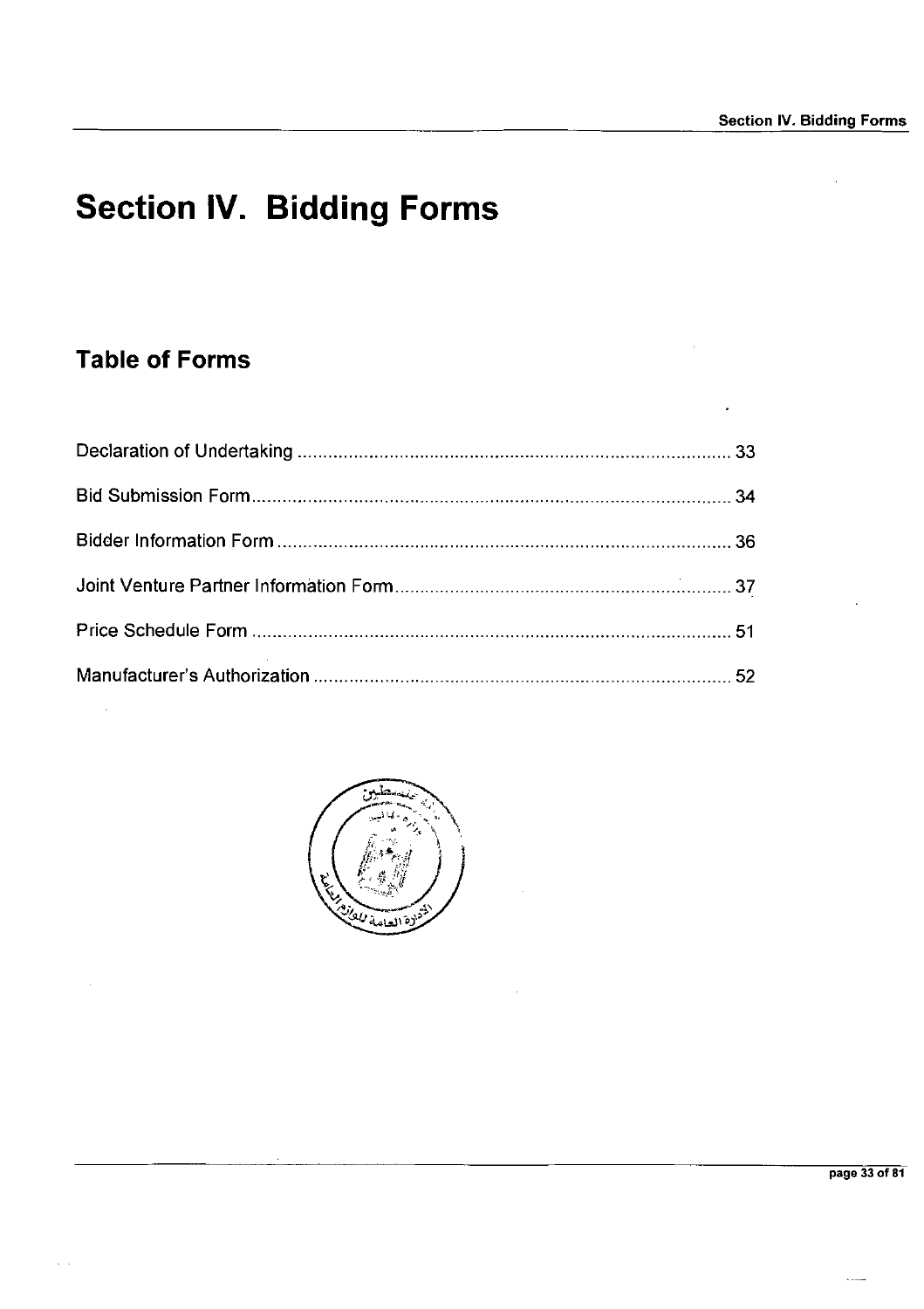# Section IV. Bidding Forms

## Table of Forms

Declaration of Undertaking ..................................................................................... 33

Bid Submission Form............................................................................................. 34

Bidder Information Form ......................................................................................... 36

Joint Venture Partner Information Form.................................................................. 37

Price Schedule Form .............................................................................................. 51

Manufacturer's Authorization .................................................................................. 52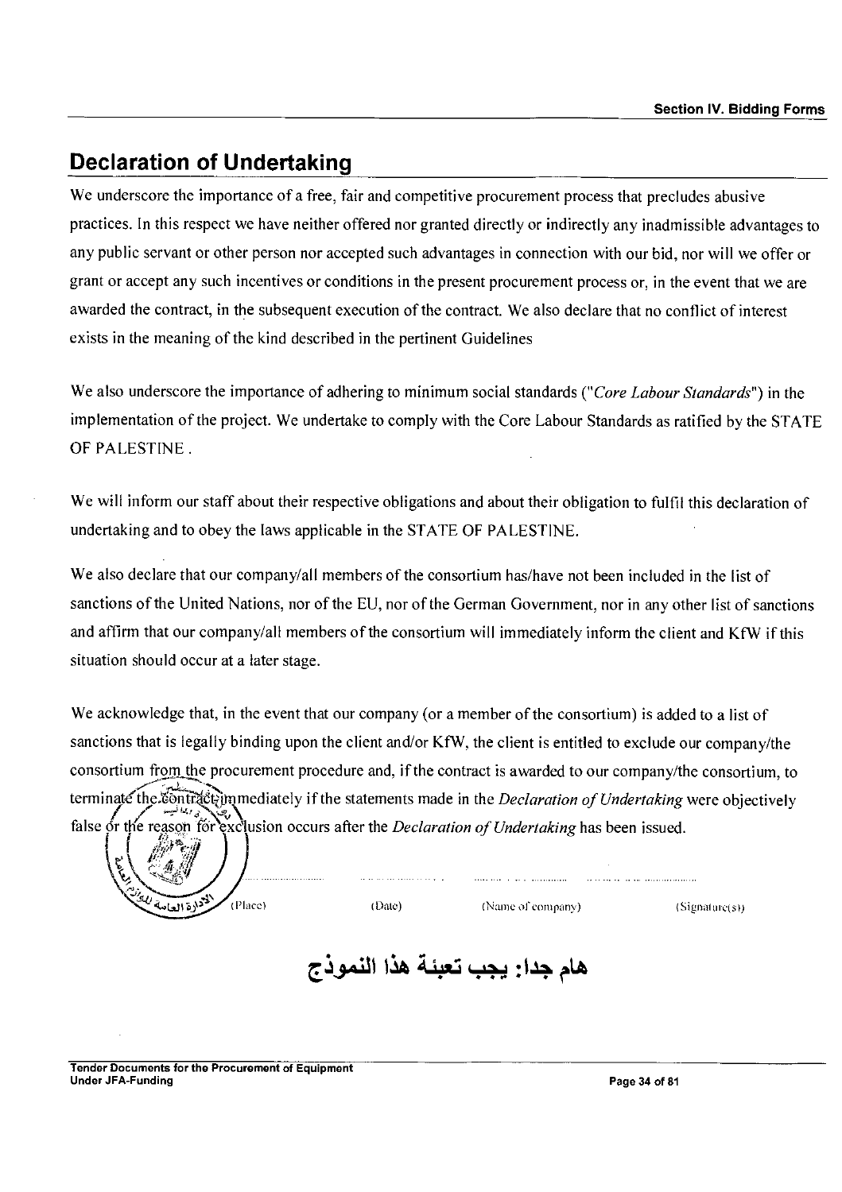## Declaration of Undertaking

We underscore the importance of a free, fair and competitive procurement process that precludes abusive practices. In this respect we have neither offered nor granted directly or indirectly any inadmissible advantages to any public servant or other person nor accepted such advantages in connection with our bid, nor will we offer or grant or accept any such incentives or conditions in the present procurement process or, in the event that we are awarded the contract, in the subsequent execution of the contract. We also declare that no conflict of interest exists in the meaning of the kind described in the pertinent Guidelines

We also underscore the importance of adhering to minimum social standards ("*Core Labour Standards*") in the implementation of the project. We undertake to comply with the Core Labour Standards as ratified by the STATE OF PALESTINE .

We will inform our staff about their respective obligations and about their obligation to fulfil this declaration of undertaking and to obey the laws applicable in the STATE OF PALESTINE.

We also declare that our company/all members of the consortium has/have not been included in the list of sanctions of the United Nations, nor of the EU, nor of the German Government, nor in any other list of sanctions and affirm that our company/all members of the consortium will immediately inform the client and KfW if this situation should occur at a later stage.

We acknowledge that, in the event that our company (or a member of the consortium) is added to a list of sanctions that is legally binding upon the client and/or KfW, the client is entitled to exclude our company/the consortium from the procurement procedure and, if the contract is awarded to our company/the consortium, to terminate the contract immediately if the statements made in the *Declaration of Undertaking* were objectively false or the reason for exclusion occurs after the *Declaration of Undertaking* has been issued.

| ................ | ................ | ................ | ................ |
|---|---|---|---|
| (Place) | (Date) | (Name of company) | (Signature(s)) |

**هام جدا: يجب تعبئة هذا النموذج**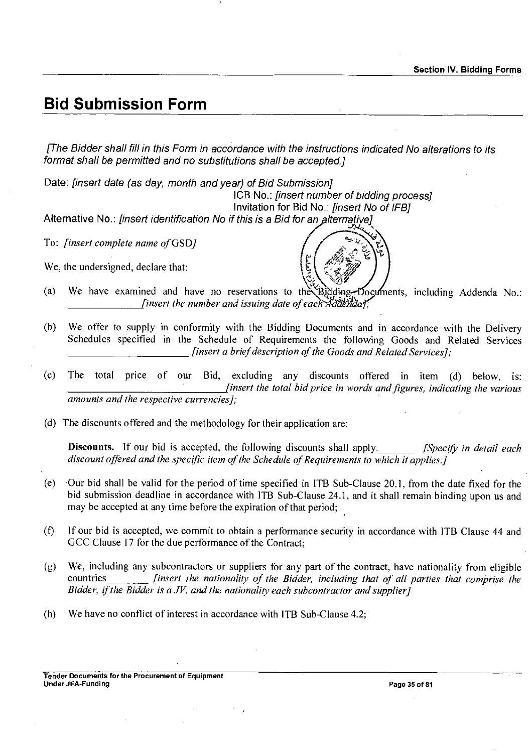# Bid Submission Form

*[The Bidder shall fill in this Form in accordance with the instructions indicated No alterations to its format shall be permitted and no substitutions shall be accepted.]*

Date: *[insert date (as day, month and year) of Bid Submission]*

ICB No.: *[insert number of bidding process]*

Invitation for Bid No.: *[insert No of IFB]*

Alternative No.: *[insert identification No if this is a Bid for an alternative]*

To: *[insert complete name of* GSD*]*

We, the undersigned, declare that:

(a) We have examined and have no reservations to the Bidding Documents, including Addenda No.: ____________ *[insert the number and issuing date of each Addenda]*;

(b) We offer to supply in conformity with the Bidding Documents and in accordance with the Delivery Schedules specified in the Schedule of Requirements the following Goods and Related Services ____________________ *[insert a brief description of the Goods and Related Services]*;

(c) The total price of our Bid, excluding any discounts offered in item (d) below, is: ____________________________ *[insert the total bid price in words and figures, indicating the various amounts and the respective currencies]*;

(d) The discounts offered and the methodology for their application are:

**Discounts.** If our bid is accepted, the following discounts shall apply.________ *[Specify in detail each discount offered and the specific item of the Schedule of Requirements to which it applies.]*

(e) Our bid shall be valid for the period of time specified in ITB Sub-Clause 20.1, from the date fixed for the bid submission deadline in accordance with ITB Sub-Clause 24.1, and it shall remain binding upon us and may be accepted at any time before the expiration of that period;

(f) If our bid is accepted, we commit to obtain a performance security in accordance with ITB Clause 44 and GCC Clause 17 for the due performance of the Contract;

(g) We, including any subcontractors or suppliers for any part of the contract, have nationality from eligible countries________ *[insert the nationality of the Bidder, including that of all parties that comprise the Bidder, if the Bidder is a JV, and the nationality each subcontractor and supplier]*

(h) We have no conflict of interest in accordance with ITB Sub-Clause 4.2;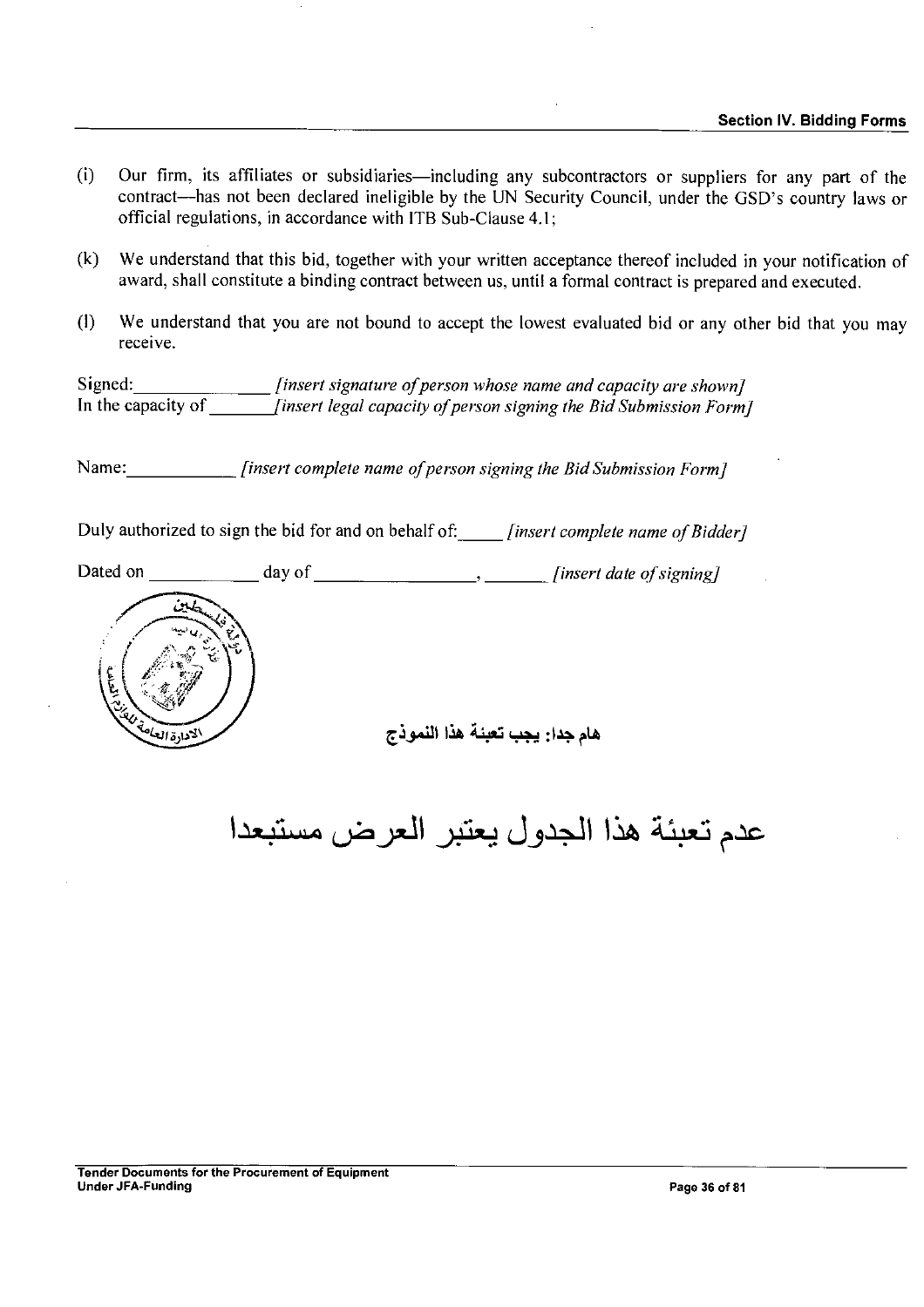(i) Our firm, its affiliates or subsidiaries—including any subcontractors or suppliers for any part of the contract—has not been declared ineligible by the UN Security Council, under the GSD's country laws or official regulations, in accordance with ITB Sub-Clause 4.1;

(k) We understand that this bid, together with your written acceptance thereof included in your notification of award, shall constitute a binding contract between us, until a formal contract is prepared and executed.

(l) We understand that you are not bound to accept the lowest evaluated bid or any other bid that you may receive.

Signed:\_\_\_\_\_\_\_\_\_\_\_\_\_\_ *[insert signature of person whose name and capacity are shown]*
In the capacity of \_\_\_\_\_\_\_ *[insert legal capacity of person signing the Bid Submission Form]*

Name:\_\_\_\_\_\_\_\_\_\_\_\_ *[insert complete name of person signing the Bid Submission Form]*

Duly authorized to sign the bid for and on behalf of:\_\_\_\_\_ *[insert complete name of Bidder]*

Dated on \_\_\_\_\_\_\_\_\_\_\_\_ day of \_\_\_\_\_\_\_\_\_\_\_\_\_\_\_\_\_, \_\_\_\_\_\_\_ *[insert date of signing]*

**هام جدا: يجب تعبئة هذا النموذج**

# عدم تعبئة هذا الجدول يعتبر العرض مستبعدا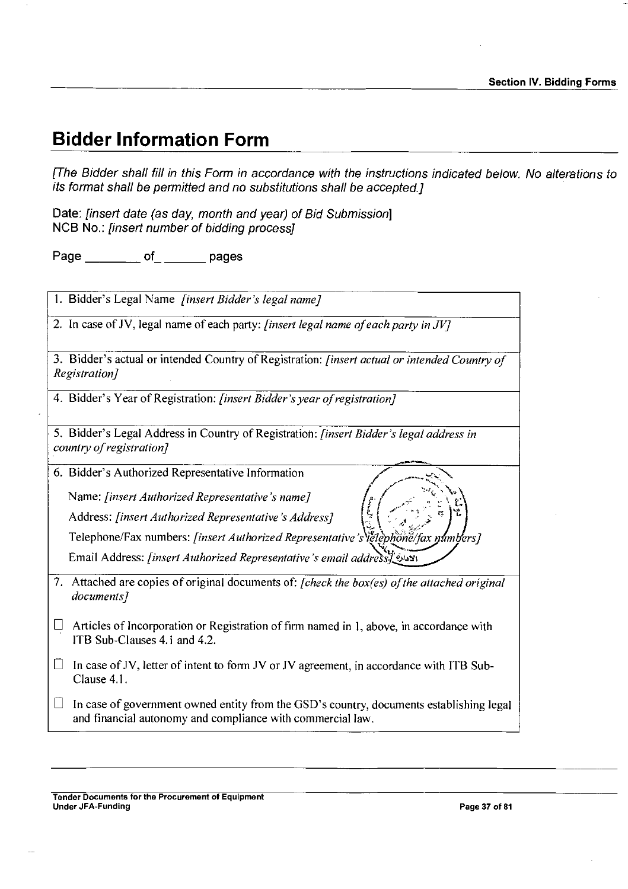# Bidder Information Form

*[The Bidder shall fill in this Form in accordance with the instructions indicated below. No alterations to its format shall be permitted and no substitutions shall be accepted.]*

Date: *[insert date (as day, month and year) of Bid Submission]*
NCB No.: *[insert number of bidding process]*

Page ________ of ______ pages

| |
|---|
| 1. Bidder's Legal Name *[insert Bidder's legal name]* |
| 2. In case of JV, legal name of each party: *[insert legal name of each party in JV]* |
| 3. Bidder's actual or intended Country of Registration: *[insert actual or intended Country of Registration]* |
| 4. Bidder's Year of Registration: *[insert Bidder's year of registration]* |
| 5. Bidder's Legal Address in Country of Registration: *[insert Bidder's legal address in country of registration]* |
| 6. Bidder's Authorized Representative Information<br>Name: *[insert Authorized Representative's name]*<br>Address: *[insert Authorized Representative's Address]*<br>Telephone/Fax numbers: *[insert Authorized Representative's telephone/fax numbers]*<br>Email Address: *[insert Authorized Representative's email address]* |
| 7. Attached are copies of original documents of: *[check the box(es) of the attached original documents]*<br>☐ Articles of Incorporation or Registration of firm named in 1, above, in accordance with ITB Sub-Clauses 4.1 and 4.2.<br>☐ In case of JV, letter of intent to form JV or JV agreement, in accordance with ITB Sub-Clause 4.1.<br>☐ In case of government owned entity from the GSD's country, documents establishing legal and financial autonomy and compliance with commercial law. |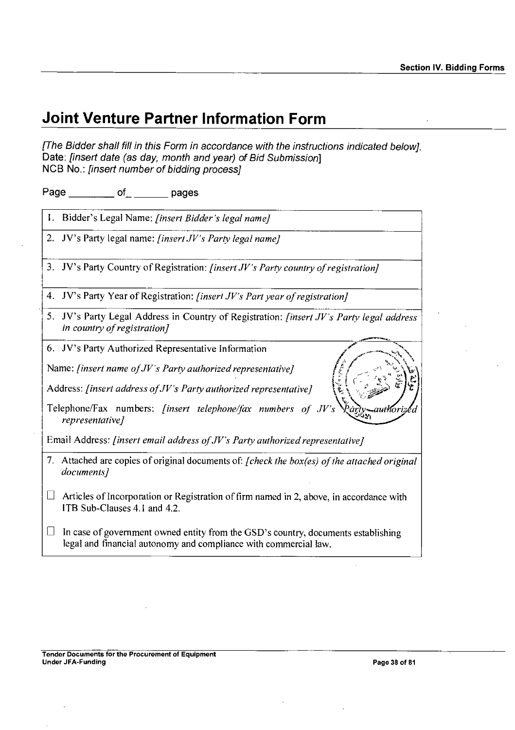# Joint Venture Partner Information Form

*[The Bidder shall fill in this Form in accordance with the instructions indicated below].*
Date: *[insert date (as day, month and year) of Bid Submission]*
NCB No.: *[insert number of bidding process]*

Page ________ of_ _______ pages

| |
|---|
| 1. Bidder's Legal Name: *[insert Bidder's legal name]* |
| 2. JV's Party legal name: *[insert JV's Party legal name]* |
| 3. JV's Party Country of Registration: *[insert JV's Party country of registration]* |
| 4. JV's Party Year of Registration: *[insert JV's Part year of registration]* |
| 5. JV's Party Legal Address in Country of Registration: *[insert JV's Party legal address in country of registration]* |
| 6. JV's Party Authorized Representative Information<br><br>Name: *[insert name of JV's Party authorized representative]*<br><br>Address: *[insert address of JV's Party authorized representative]*<br><br>Telephone/Fax numbers: *[insert telephone/fax numbers of JV's Party authorized representative]*<br><br>Email Address: *[insert email address of JV's Party authorized representative]* |
| 7. Attached are copies of original documents of: *[check the box(es) of the attached original documents]*<br><br>☐ Articles of Incorporation or Registration of firm named in 2, above, in accordance with ITB Sub-Clauses 4.1 and 4.2.<br><br>☐ In case of government owned entity from the GSD's country, documents establishing legal and financial autonomy and compliance with commercial law. |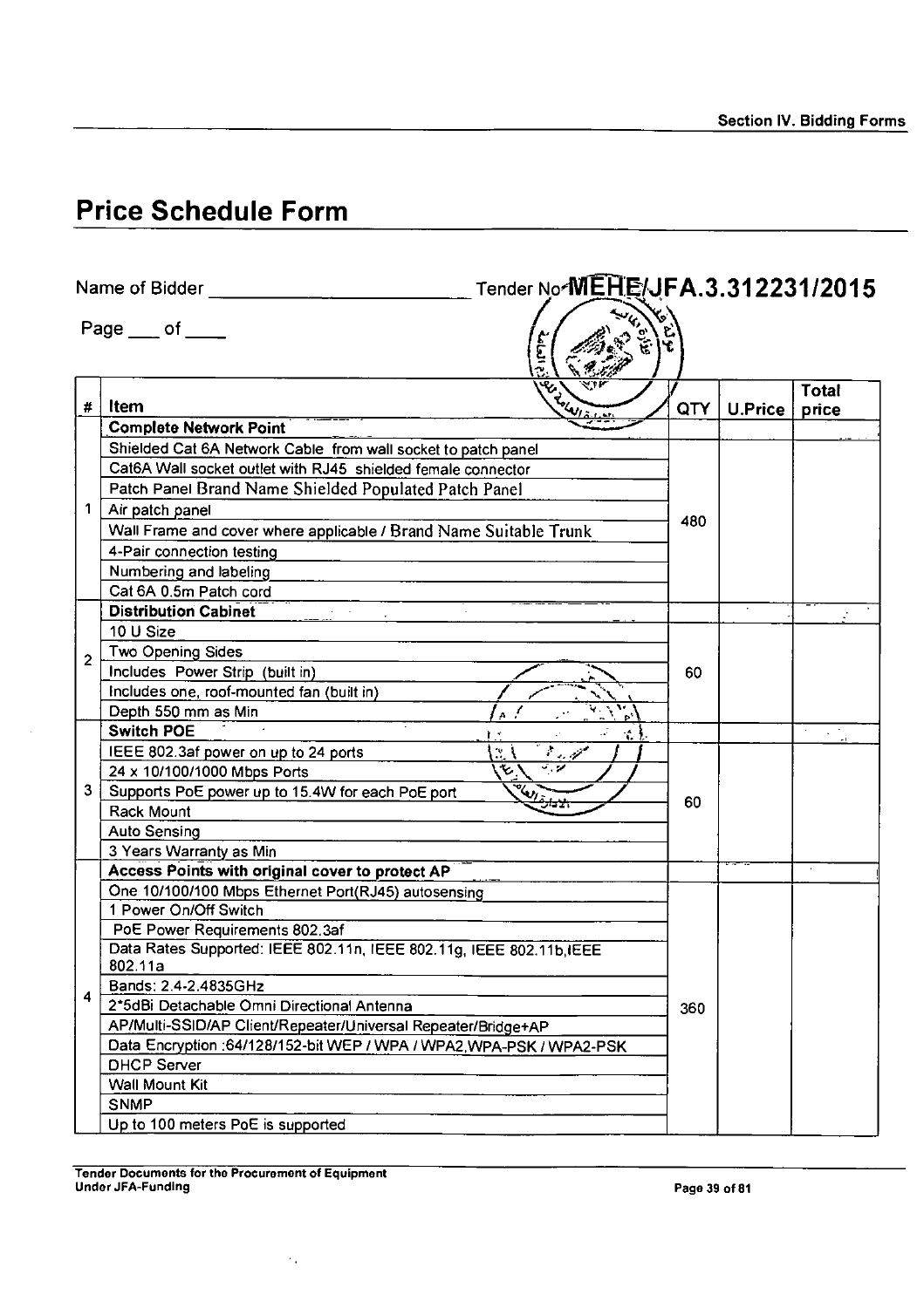# Price Schedule Form

Name of Bidder ______________________ Tender No MEHE/JFA.3.312231/2015

Page ___ of ____

| # | Item | QTY | U.Price | Total price |
|---|---|---|---|---|
| 1 | **Complete Network Point** | | | |
| | Shielded Cat 6A Network Cable from wall socket to patch panel<br>Cat6A Wall socket outlet with RJ45 shielded female connector<br>Patch Panel Brand Name Shielded Populated Patch Panel<br>Air patch panel<br>Wall Frame and cover where applicable / Brand Name Suitable Trunk<br>4-Pair connection testing<br>Numbering and labeling<br>Cat 6A 0.5m Patch cord | 480 | | |
| 2 | **Distribution Cabinet** | | | |
| | 10 U Size<br>Two Opening Sides<br>Includes Power Strip (built in)<br>Includes one, roof-mounted fan (built in)<br>Depth 550 mm as Min | 60 | | |
| 3 | **Switch POE** | | | |
| | IEEE 802.3af power on up to 24 ports<br>24 x 10/100/1000 Mbps Ports<br>Supports PoE power up to 15.4W for each PoE port<br>Rack Mount<br>Auto Sensing<br>3 Years Warranty as Min | 60 | | |
| 4 | **Access Points with original cover to protect AP** | | | |
| | One 10/100/100 Mbps Ethernet Port(RJ45) autosensing<br>1 Power On/Off Switch<br>PoE Power Requirements 802.3af<br>Data Rates Supported: IEEE 802.11n, IEEE 802.11g, IEEE 802.11b,IEEE 802.11a<br>Bands: 2.4-2.4835GHz<br>2*5dBi Detachable Omni Directional Antenna<br>AP/Multi-SSID/AP Client/Repeater/Universal Repeater/Bridge+AP<br>Data Encryption :64/128/152-bit WEP / WPA / WPA2,WPA-PSK / WPA2-PSK<br>DHCP Server<br>Wall Mount Kit<br>SNMP<br>Up to 100 meters PoE is supported | 360 | | |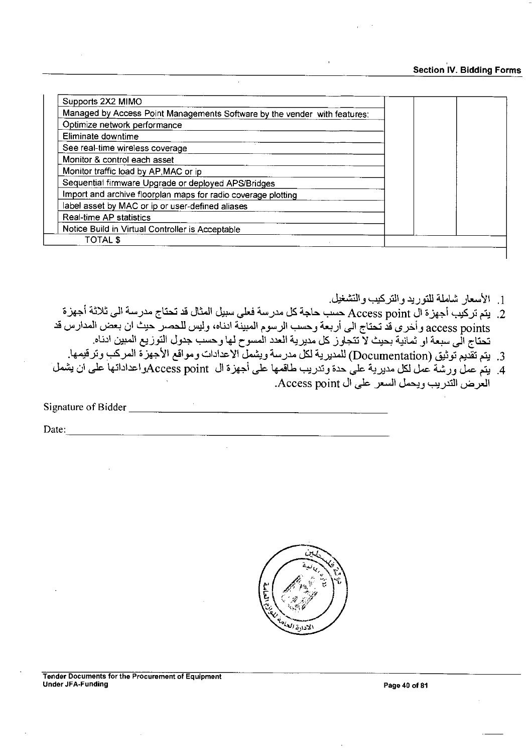| | | | |
|---|---|---|---|
| Supports 2X2 MIMO | | | |
| Managed by Access Point Managements Software by the vender with features: | | | |
| Optimize network performance | | | |
| Eliminate downtime | | | |
| See real-time wireless coverage | | | |
| Monitor & control each asset | | | |
| Monitor traffic load by AP,MAC or ip | | | |
| Sequential firmware Upgrade or deployed APS/Bridges | | | |
| Import and archive floorplan maps for radio coverage plotting | | | |
| label asset by MAC or ip or user-defined aliases | | | |
| Real-time AP statistics | | | |
| Notice Build in Virtual Controller is Acceptable | | | |
| TOTAL $ | | | |

1. الأسعار شاملة للتوريد والتركيب والتشغيل.
2. يتم تركيب أجهزة ال Access point حسب حاجة كل مدرسة فعلى سبيل المثال قد تحتاج مدرسة الى ثلاثة أجهزة access points وأخرى قد تحتاج الى أربعة وحسب الرسوم المبينة ادناه، وليس للحصر حيث ان بعض المدارس قد تحتاج الى سبعة او ثمانية بحيث لا تتجاوز كل مديرية العدد المسموح لها وحسب جدول التوزيع المبين ادناه.
3. يتم تقديم توثيق (Documentation) للمديرية لكل مدرسة ويشمل الاعدادات ومواقع الأجهزة المركب وترقيمها.
4. يتم عمل ورشة عمل لكل مديرية على حدة وتدريب طاقمها على أجهزة ال Access pointواعداداتها على ان يشمل العرض التدريب ويحمل السعر على ال Access point.

Signature of Bidder \_\_\_\_\_\_\_\_\_\_\_\_\_\_\_\_\_\_\_\_\_\_\_\_\_\_\_\_\_\_\_\_\_\_\_\_\_\_\_\_

Date: \_\_\_\_\_\_\_\_\_\_\_\_\_\_\_\_\_\_\_\_\_\_\_\_\_\_\_\_\_\_\_\_\_\_\_\_\_\_\_\_\_\_\_\_\_\_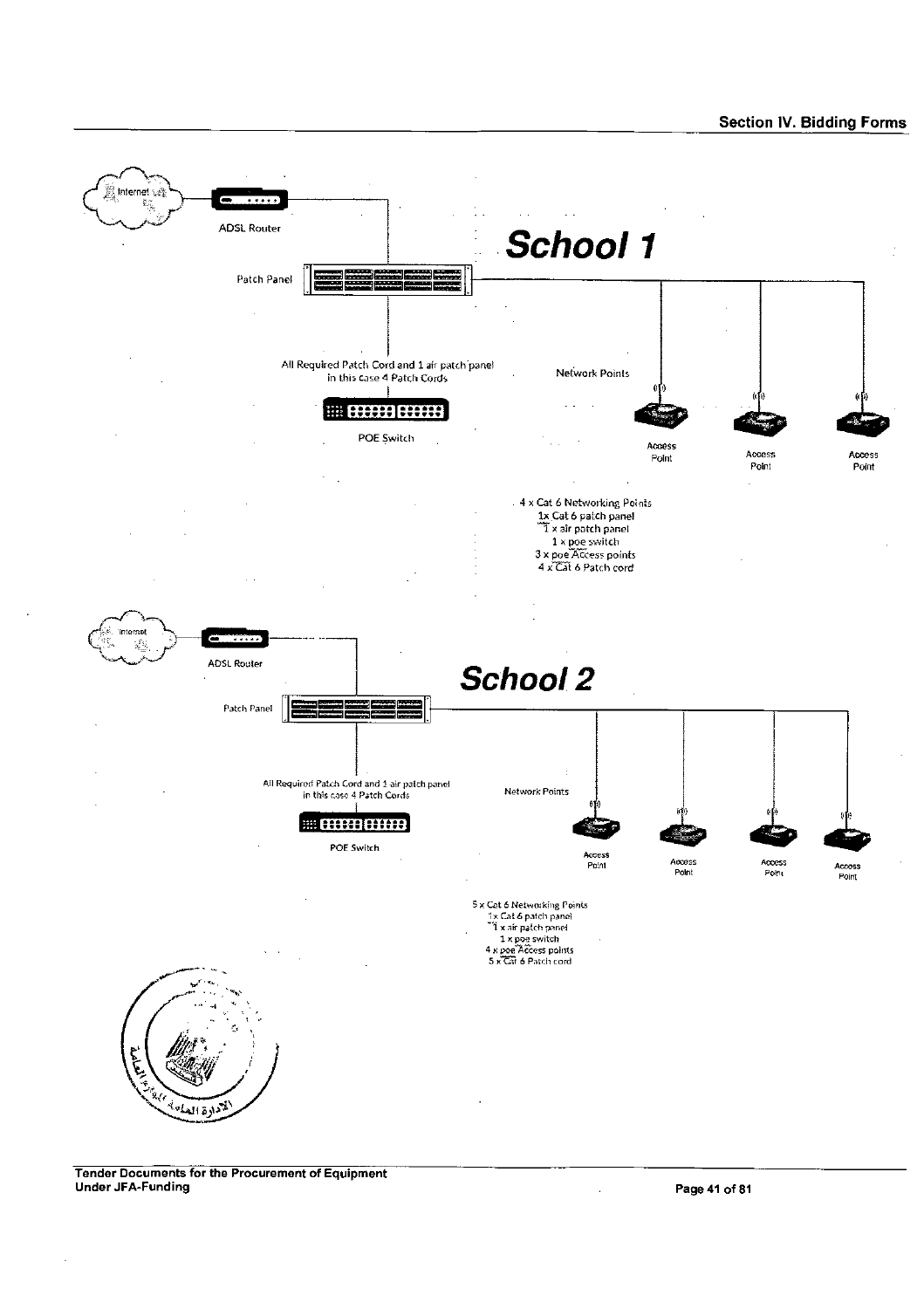# School 1

Internet

ADSL Router

Patch Panel

All Required Patch Cord and 1 air patch panel in this case 4 Patch Cords

POE Switch

Network Points

Access Point

Access Point

Access Point

4 x Cat 6 Networking Points
1x Cat 6 patch panel
1 x air patch panel
1 x poe switch
3 x poe Access points
4 x Cat 6 Patch cord

# School 2

Internet

ADSL Router

Patch Panel

All Required Patch Cord and 1 air patch panel in this case 4 Patch Cords

POE Switch

Network Points

Access Point

Access Point

Access Point

Access Point

5 x Cat 6 Networking Points
1 x Cat 6 patch panel
1 x air patch panel
1 x poe switch
4 x poe Access points
5 x Cat 6 Patch cord

الإدارة العامة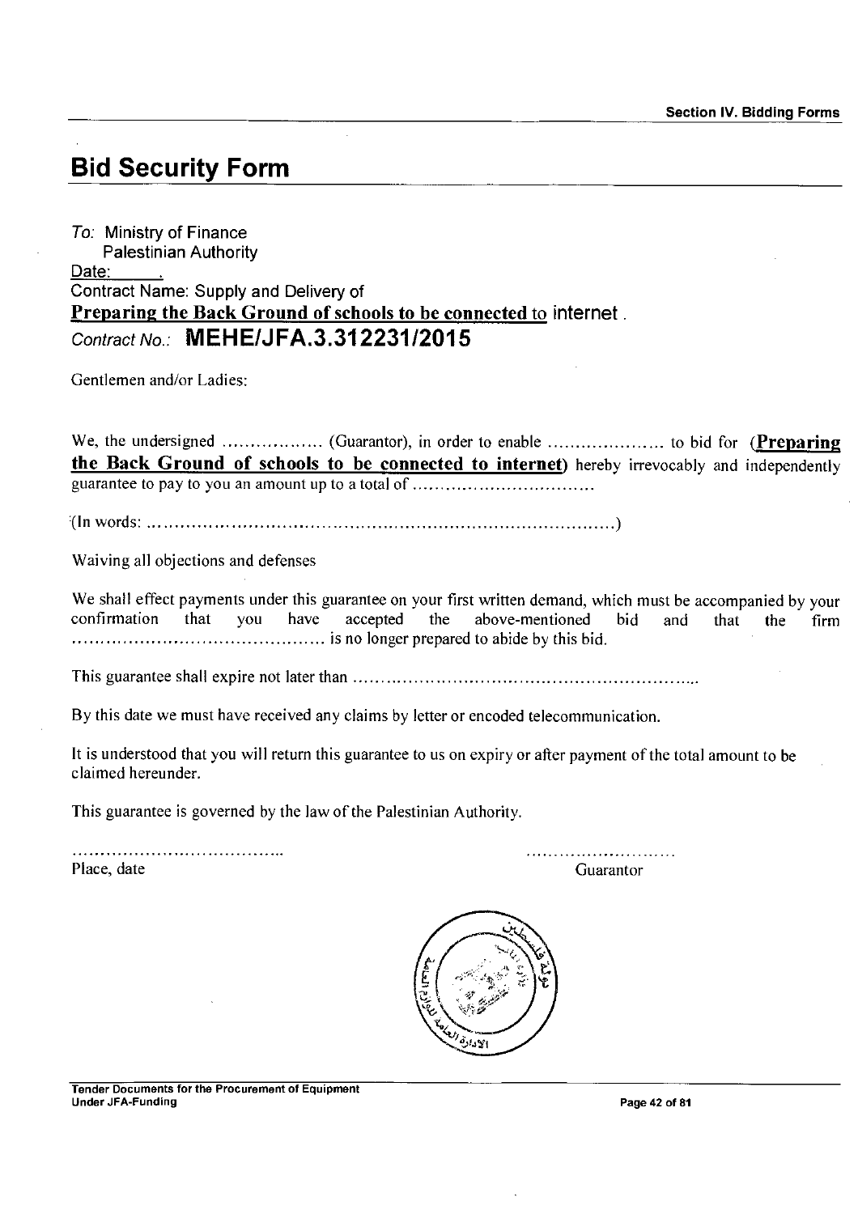# Bid Security Form

*To:* Ministry of Finance
Palestinian Authority

Date: ______.

Contract Name: Supply and Delivery of

**Preparing the Back Ground of schools to be connected** to internet.

*Contract No.:* **MEHE/JFA.3.312231/2015**

Gentlemen and/or Ladies:

We, the undersigned ................ (Guarantor), in order to enable .................... to bid for (**Preparing the Back Ground of schools to be connected to internet**) hereby irrevocably and independently guarantee to pay to you an amount up to a total of ...............................

(In words: ...................................................................................)

Waiving all objections and defenses

We shall effect payments under this guarantee on your first written demand, which must be accompanied by your confirmation that you have accepted the above-mentioned bid and that the firm ............................................ is no longer prepared to abide by this bid.

This guarantee shall expire not later than ..............................................................

By this date we must have received any claims by letter or encoded telecommunication.

It is understood that you will return this guarantee to us on expiry or after payment of the total amount to be claimed hereunder.

This guarantee is governed by the law of the Palestinian Authority.

.....................................
Place, date

...........................
Guarantor

Tender Documents for the Procurement of Equipment
Under JFA-Funding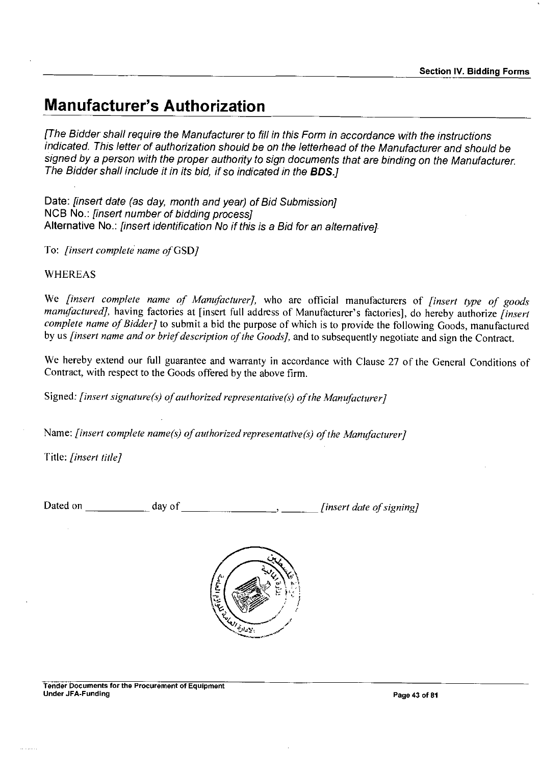# Manufacturer's Authorization

*[The Bidder shall require the Manufacturer to fill in this Form in accordance with the instructions indicated. This letter of authorization should be on the letterhead of the Manufacturer and should be signed by a person with the proper authority to sign documents that are binding on the Manufacturer. The Bidder shall include it in its bid, if so indicated in the **BDS**.]*

Date: *[insert date (as day, month and year) of Bid Submission]*
NCB No.: *[insert number of bidding process]*
Alternative No.: *[insert identification No if this is a Bid for an alternative]*

To: *[insert complete name of* GSD*]*

WHEREAS

We *[insert complete name of Manufacturer]*, who are official manufacturers of *[insert type of goods manufactured]*, having factories at [insert full address of Manufacturer's factories], do hereby authorize *[insert complete name of Bidder]* to submit a bid the purpose of which is to provide the following Goods, manufactured by us *[insert name and or brief description of the Goods]*, and to subsequently negotiate and sign the Contract.

We hereby extend our full guarantee and warranty in accordance with Clause 27 of the General Conditions of Contract, with respect to the Goods offered by the above firm.

Signed: *[insert signature(s) of authorized representative(s) of the Manufacturer]*

Name: *[insert complete name(s) of authorized representative(s) of the Manufacturer]*

Title: *[insert title]*

Dated on ___________ day of ________________, _______ *[insert date of signing]*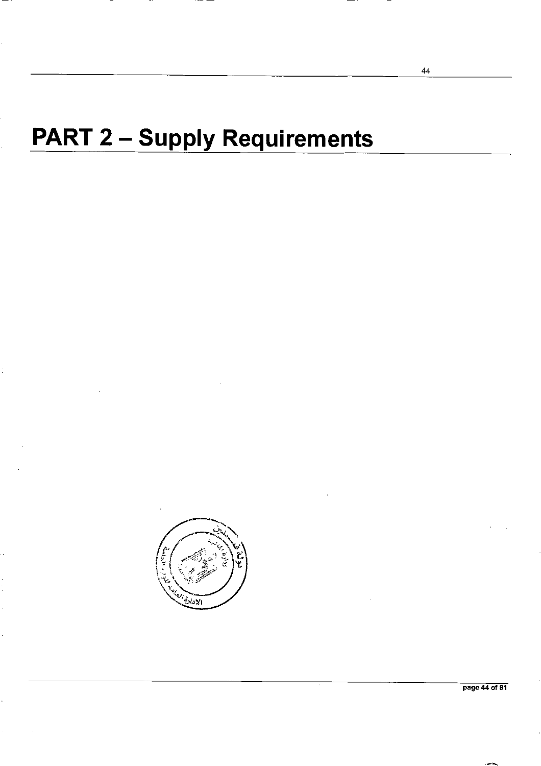# PART 2 – Supply Requirements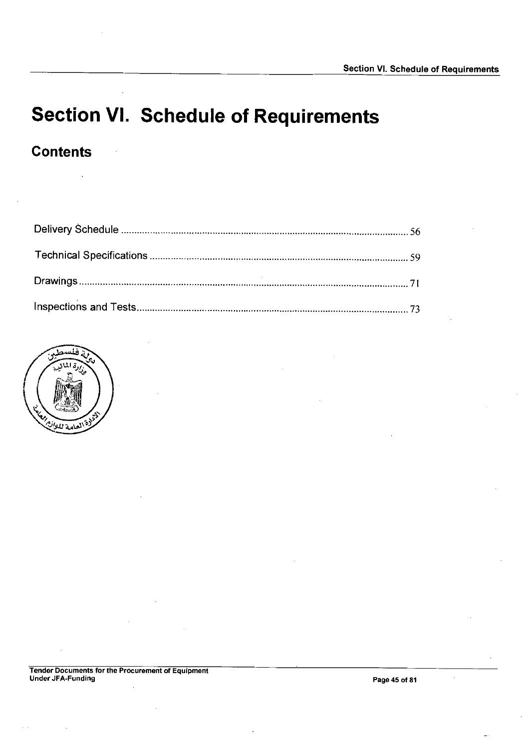# Section VI. Schedule of Requirements

## Contents

Delivery Schedule ........................................................................................................ 56

Technical Specifications ............................................................................................. 59

Drawings ...................................................................................................................... 71

Inspections and Tests ................................................................................................... 73

دولة فلسطين
وزارة المالية
الادارة العامة للوازم العامة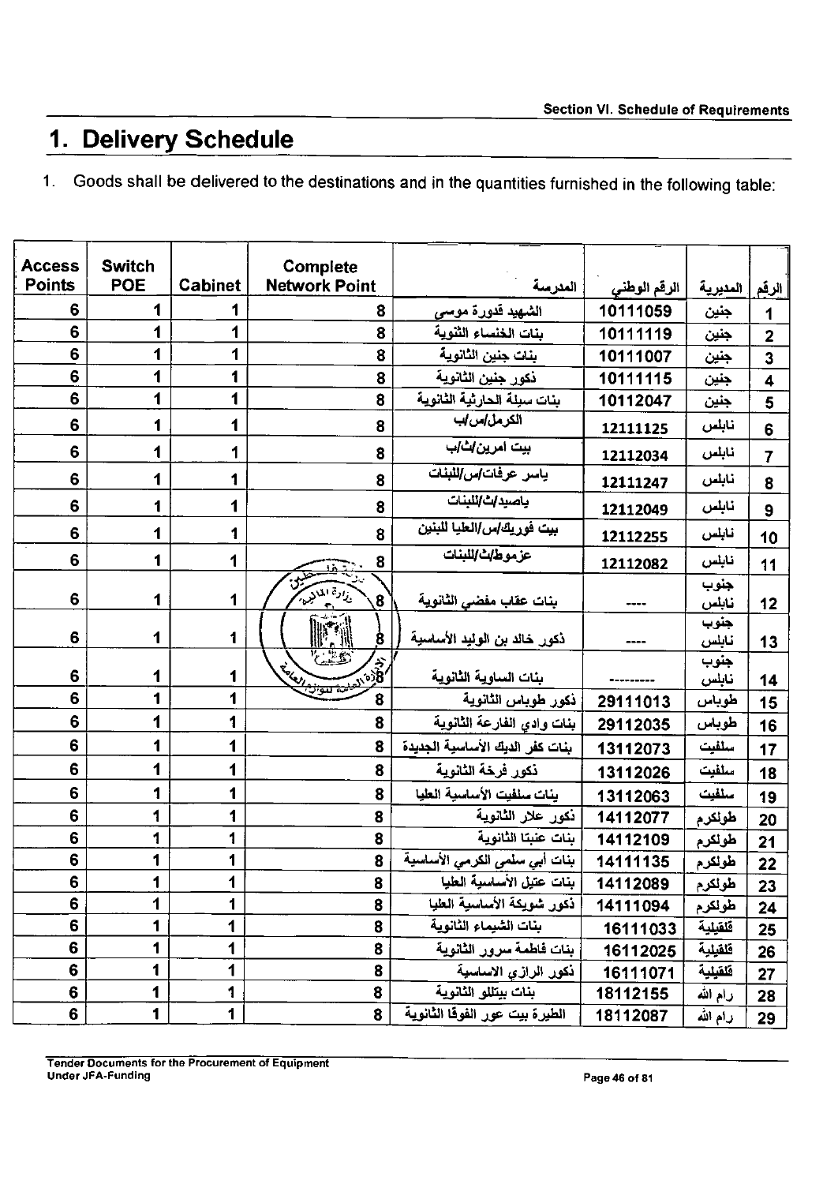## 1. Delivery Schedule

1. Goods shall be delivered to the destinations and in the quantities furnished in the following table:

| Access Points | Switch POE | Cabinet | Complete Network Point | المدرسة | الرقم الوطني | المديرية | الرقم |
|---|---|---|---|---|---|---|---|
| 6 | 1 | 1 | 8 | الشهيد قدورة موسى | 10111059 | جنين | 1 |
| 6 | 1 | 1 | 8 | بنات الخنساء الثنوية | 10111119 | جنين | 2 |
| 6 | 1 | 1 | 8 | بنات جنين الثانوية | 10111007 | جنين | 3 |
| 6 | 1 | 1 | 8 | ذكور جنين الثانوية | 10111115 | جنين | 4 |
| 6 | 1 | 1 | 8 | بنات سيلة الحارثية الثانوية | 10112047 | جنين | 5 |
| 6 | 1 | 1 | 8 | الكرمل/س/ب | 12111125 | نابلس | 6 |
| 6 | 1 | 1 | 8 | بيت امرين/ث/ب | 12112034 | نابلس | 7 |
| 6 | 1 | 1 | 8 | ياسر عرفات/س/للبنات | 12111247 | نابلس | 8 |
| 6 | 1 | 1 | 8 | ياصيد/ث/للبنات | 12112049 | نابلس | 9 |
| 6 | 1 | 1 | 8 | بيت فوريك/س/العليا للبنين | 12112255 | نابلس | 10 |
| 6 | 1 | 1 | 8 | عزموط/ث/للبنات | 12112082 | نابلس | 11 |
| 6 | 1 | 1 | 8 | بنات عقاب مفضي الثانوية | ---- | جنوب نابلس | 12 |
| 6 | 1 | 1 | 8 | ذكور خالد بن الوليد الأساسية | ---- | جنوب نابلس | 13 |
| 6 | 1 | 1 | 8 | بنات الساوية الثانوية | --------- | جنوب نابلس | 14 |
| 6 | 1 | 1 | 8 | ذكور طوباس الثانوية | 29111013 | طوباس | 15 |
| 6 | 1 | 1 | 8 | بنات وادي الفارعة الثانوية | 29112035 | طوباس | 16 |
| 6 | 1 | 1 | 8 | بنات كفر الديك الأساسية الجديدة | 13112073 | سلفيت | 17 |
| 6 | 1 | 1 | 8 | ذكور فرخة الثانوية | 13112026 | سلفيت | 18 |
| 6 | 1 | 1 | 8 | بنات سلفيت الأساسية العليا | 13112063 | سلفيت | 19 |
| 6 | 1 | 1 | 8 | ذكور علار الثانوية | 14112077 | طولكرم | 20 |
| 6 | 1 | 1 | 8 | بنات عنبتا الثانوية | 14112109 | طولكرم | 21 |
| 6 | 1 | 1 | 8 | بنات أبي سلمى الكرمي الأساسية | 14111135 | طولكرم | 22 |
| 6 | 1 | 1 | 8 | بنات عتيل الأساسية العليا | 14112089 | طولكرم | 23 |
| 6 | 1 | 1 | 8 | ذكور شويكة الأساسية العليا | 14111094 | طولكرم | 24 |
| 6 | 1 | 1 | 8 | بنات الشيماء الثانوية | 16111033 | قلقيلية | 25 |
| 6 | 1 | 1 | 8 | بنات فاطمة سرور الثانوية | 16112025 | قلقيلية | 26 |
| 6 | 1 | 1 | 8 | ذكور الرازي الاساسية | 16111071 | قلقيلية | 27 |
| 6 | 1 | 1 | 8 | بنات بيتللو الثانوية | 18112155 | رام الله | 28 |
| 6 | 1 | 1 | 8 | الطيرة بيت عور الفوقا الثانوية | 18112087 | رام الله | 29 |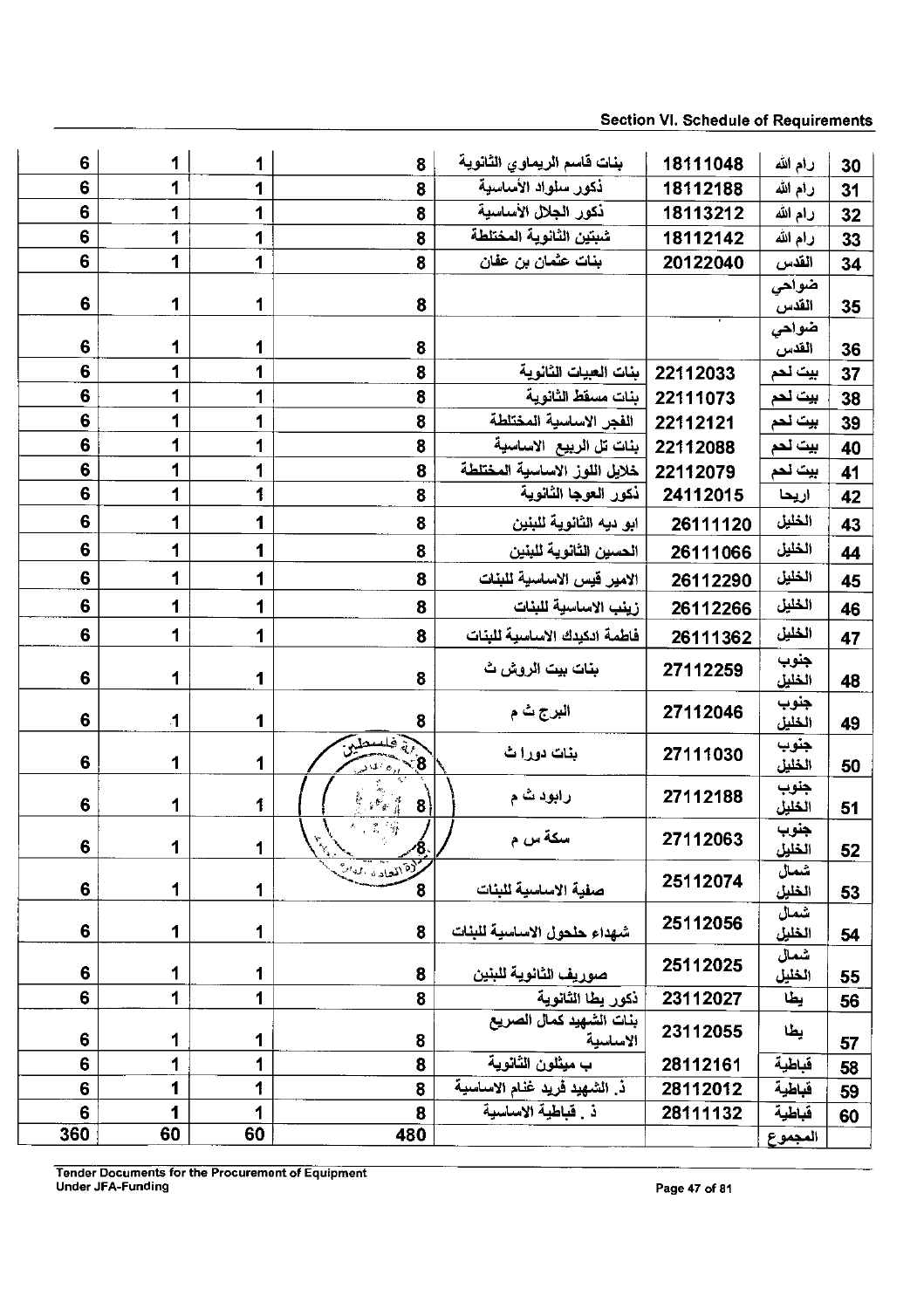| 6 | 1 | 1 | 8 | بنات قاسم الريماوي الثانوية | 18111048 | رام الله | 30 |
|---|---|---|---|---|---|---|---|
| 6 | 1 | 1 | 8 | ذكور سلواد الأساسية | 18112188 | رام الله | 31 |
| 6 | 1 | 1 | 8 | ذكور الجلال الأساسية | 18113212 | رام الله | 32 |
| 6 | 1 | 1 | 8 | شبتين الثانوية المختلطة | 18112142 | رام الله | 33 |
| 6 | 1 | 1 | 8 | بنات عثمان بن عفان | 20122040 | القدس | 34 |
| 6 | 1 | 1 | 8 | | | ضواحي القدس | 35 |
| 6 | 1 | 1 | 8 | | | ضواحي القدس | 36 |
| 6 | 1 | 1 | 8 | بنات العبيات الثانوية | 22112033 | بيت لحم | 37 |
| 6 | 1 | 1 | 8 | بنات مسقط الثانوية | 22111073 | بيت لحم | 38 |
| 6 | 1 | 1 | 8 | الفجر الاساسية المختلطة | 22112121 | بيت لحم | 39 |
| 6 | 1 | 1 | 8 | بنات تل الربيع الاساسية | 22112088 | بيت لحم | 40 |
| 6 | 1 | 1 | 8 | خلايل اللوز الاساسية المختلطة | 22112079 | بيت لحم | 41 |
| 6 | 1 | 1 | 8 | ذكور العوجا الثانوية | 24112015 | اريحا | 42 |
| 6 | 1 | 1 | 8 | ابو ديه الثانوية للبنين | 26111120 | الخليل | 43 |
| 6 | 1 | 1 | 8 | الحسين الثانوية للبنين | 26111066 | الخليل | 44 |
| 6 | 1 | 1 | 8 | الامير قيس الاساسية للبنات | 26112290 | الخليل | 45 |
| 6 | 1 | 1 | 8 | زينب الاساسية للبنات | 26112266 | الخليل | 46 |
| 6 | 1 | 1 | 8 | فاطمة ادكيدك الاساسية للبنات | 26111362 | الخليل | 47 |
| 6 | 1 | 1 | 8 | بنات بيت الروش ث | 27112259 | جنوب الخليل | 48 |
| 6 | 1 | 1 | 8 | البرج ث م | 27112046 | جنوب الخليل | 49 |
| 6 | 1 | 1 | 8 | بنات دورا ث | 27111030 | جنوب الخليل | 50 |
| 6 | 1 | 1 | 8 | رابود ث م | 27112188 | جنوب الخليل | 51 |
| 6 | 1 | 1 | 8 | سكة س م | 27112063 | جنوب الخليل | 52 |
| 6 | 1 | 1 | 8 | صفية الاساسية للبنات | 25112074 | شمال الخليل | 53 |
| 6 | 1 | 1 | 8 | شهداء حلحول الاساسية للبنات | 25112056 | شمال الخليل | 54 |
| 6 | 1 | 1 | 8 | صوريف الثانوية للبنين | 25112025 | شمال الخليل | 55 |
| 6 | 1 | 1 | 8 | ذكور يطا الثانوية | 23112027 | يطا | 56 |
| 6 | 1 | 1 | 8 | بنات الشهيد كمال الصريع الاساسية | 23112055 | يطا | 57 |
| 6 | 1 | 1 | 8 | ب ميثلون الثانوية | 28112161 | قباطية | 58 |
| 6 | 1 | 1 | 8 | ذ. الشهيد فريد غنام الاساسية | 28112012 | قباطية | 59 |
| 6 | 1 | 1 | 8 | ذ . قباطية الاساسية | 28111132 | قباطية | 60 |
| 360 | 60 | 60 | 480 | | | المجموع | |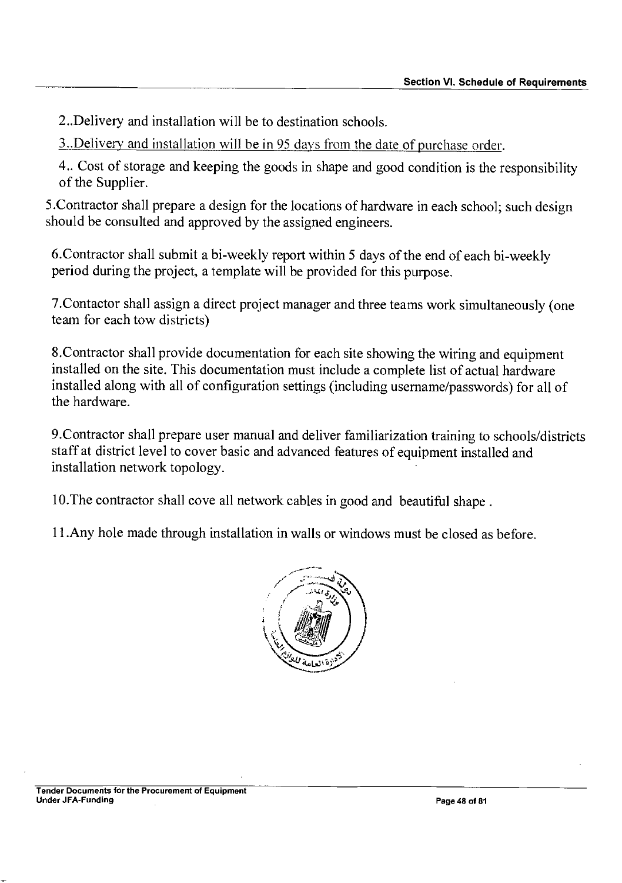2..Delivery and installation will be to destination schools.

3..Delivery and installation will be in 95 days from the date of purchase order.

4.. Cost of storage and keeping the goods in shape and good condition is the responsibility of the Supplier.

5.Contractor shall prepare a design for the locations of hardware in each school; such design should be consulted and approved by the assigned engineers.

6.Contractor shall submit a bi-weekly report within 5 days of the end of each bi-weekly period during the project, a template will be provided for this purpose.

7.Contactor shall assign a direct project manager and three teams work simultaneously (one team for each tow districts)

8.Contractor shall provide documentation for each site showing the wiring and equipment installed on the site. This documentation must include a complete list of actual hardware installed along with all of configuration settings (including username/passwords) for all of the hardware.

9.Contractor shall prepare user manual and deliver familiarization training to schools/districts staff at district level to cover basic and advanced features of equipment installed and installation network topology.

10.The contractor shall cove all network cables in good and beautiful shape .

11.Any hole made through installation in walls or windows must be closed as before.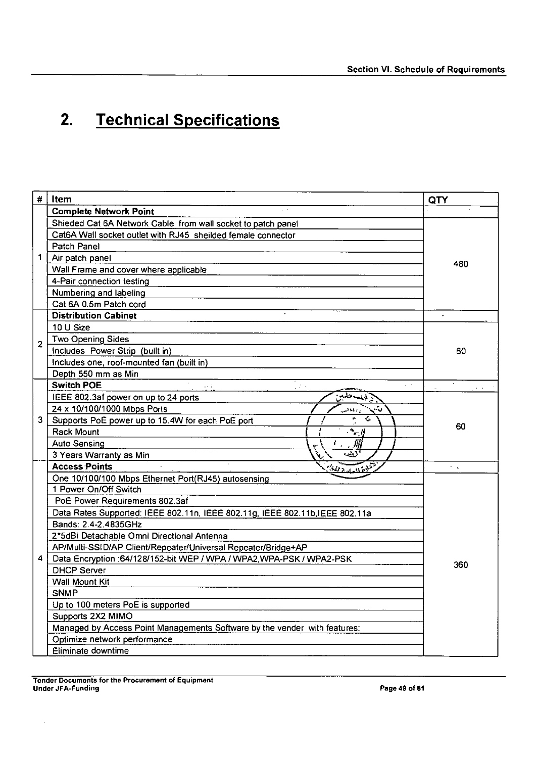## 2. Technical Specifications

| # | Item | QTY |
|---|---|---|
| 1 | **Complete Network Point** | 480 |
| | Shieded Cat 6A Network Cable from wall socket to patch panel | |
| | Cat6A Wall socket outlet with RJ45 sheilded female connector | |
| | Patch Panel | |
| | Air patch panel | |
| | Wall Frame and cover where applicable | |
| | 4-Pair connection testing | |
| | Numbering and labeling | |
| | Cat 6A 0.5m Patch cord | |
| 2 | **Distribution Cabinet** | 60 |
| | 10 U Size | |
| | Two Opening Sides | |
| | Includes Power Strip (built in) | |
| | Includes one, roof-mounted fan (built in) | |
| | Depth 550 mm as Min | |
| 3 | **Switch POE** | 60 |
| | IEEE 802.3af power on up to 24 ports | |
| | 24 x 10/100/1000 Mbps Ports | |
| | Supports PoE power up to 15.4W for each PoE port | |
| | Rack Mount | |
| | Auto Sensing | |
| | 3 Years Warranty as Min | |
| 4 | **Access Points** | 360 |
| | One 10/100/100 Mbps Ethernet Port(RJ45) autosensing | |
| | 1 Power On/Off Switch | |
| | PoE Power Requirements 802.3af | |
| | Data Rates Supported: IEEE 802.11n, IEEE 802.11g, IEEE 802.11b,IEEE 802.11a | |
| | Bands: 2.4-2.4835GHz | |
| | 2*5dBi Detachable Omni Directional Antenna | |
| | AP/Multi-SSID/AP Client/Repeater/Universal Repeater/Bridge+AP | |
| | Data Encryption :64/128/152-bit WEP / WPA / WPA2,WPA-PSK / WPA2-PSK | |
| | DHCP Server | |
| | Wall Mount Kit | |
| | SNMP | |
| | Up to 100 meters PoE is supported | |
| | Supports 2X2 MIMO | |
| | Managed by Access Point Managements Software by the vender with features: | |
| | Optimize network performance | |
| | Eliminate downtime | |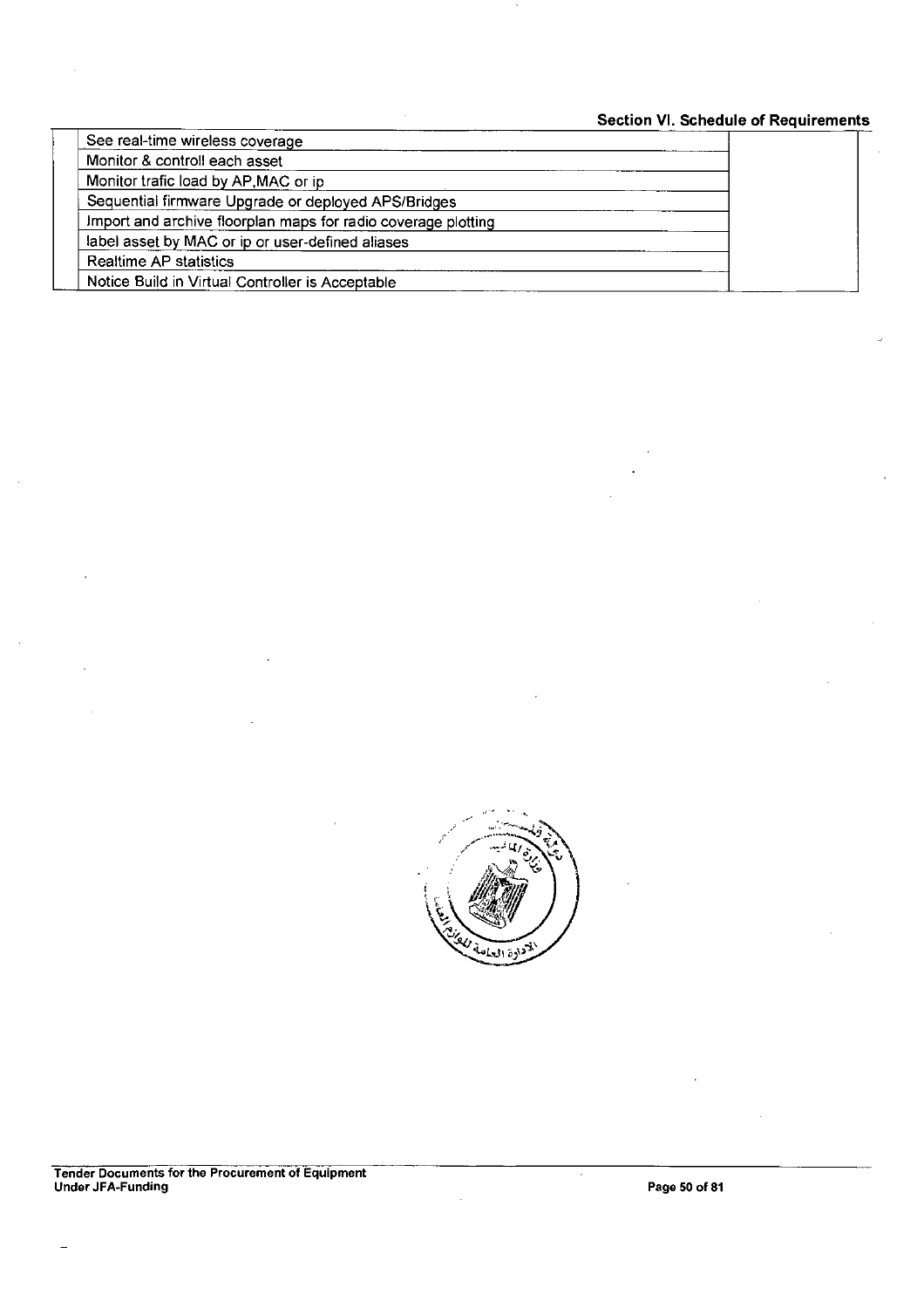| | | |
|---|---|---|
| | See real-time wireless coverage | |
| | Monitor & controll each asset | |
| | Monitor trafic load by AP,MAC or ip | |
| | Sequential firmware Upgrade or deployed APS/Bridges | |
| | Import and archive floorplan maps for radio coverage plotting | |
| | label asset by MAC or ip or user-defined aliases | |
| | Realtime AP statistics | |
| | Notice Build in Virtual Controller is Acceptable | |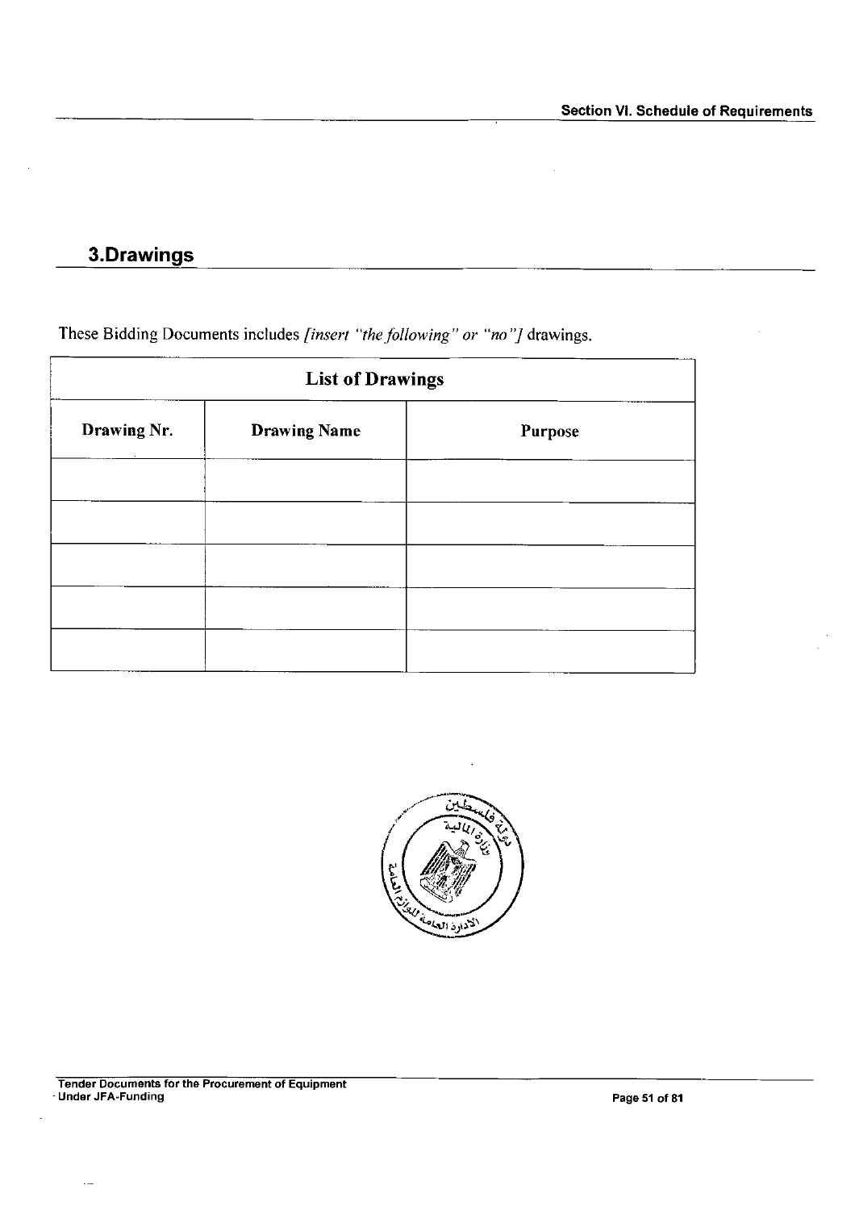## 3.Drawings

These Bidding Documents includes *[insert "the following" or "no"]* drawings.

| List of Drawings | | |
|---|---|---|
| **Drawing Nr.** | **Drawing Name** | **Purpose** |
| | | |
| | | |
| | | |
| | | |
| | | |

دولة فلسطين
وزارة المالية
الادارة العامة للوازم العامة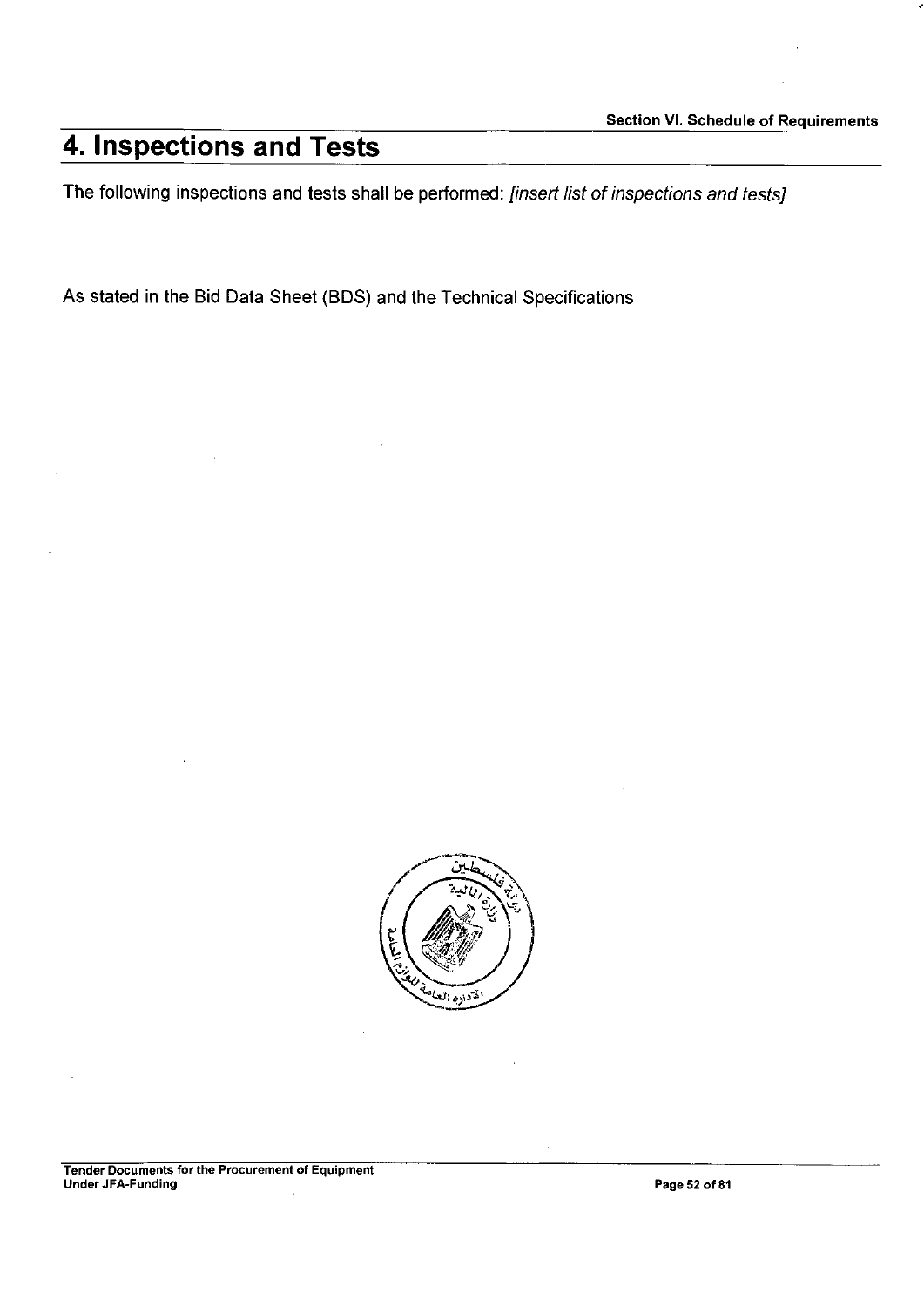## 4. Inspections and Tests

The following inspections and tests shall be performed: *[insert list of inspections and tests]*

As stated in the Bid Data Sheet (BDS) and the Technical Specifications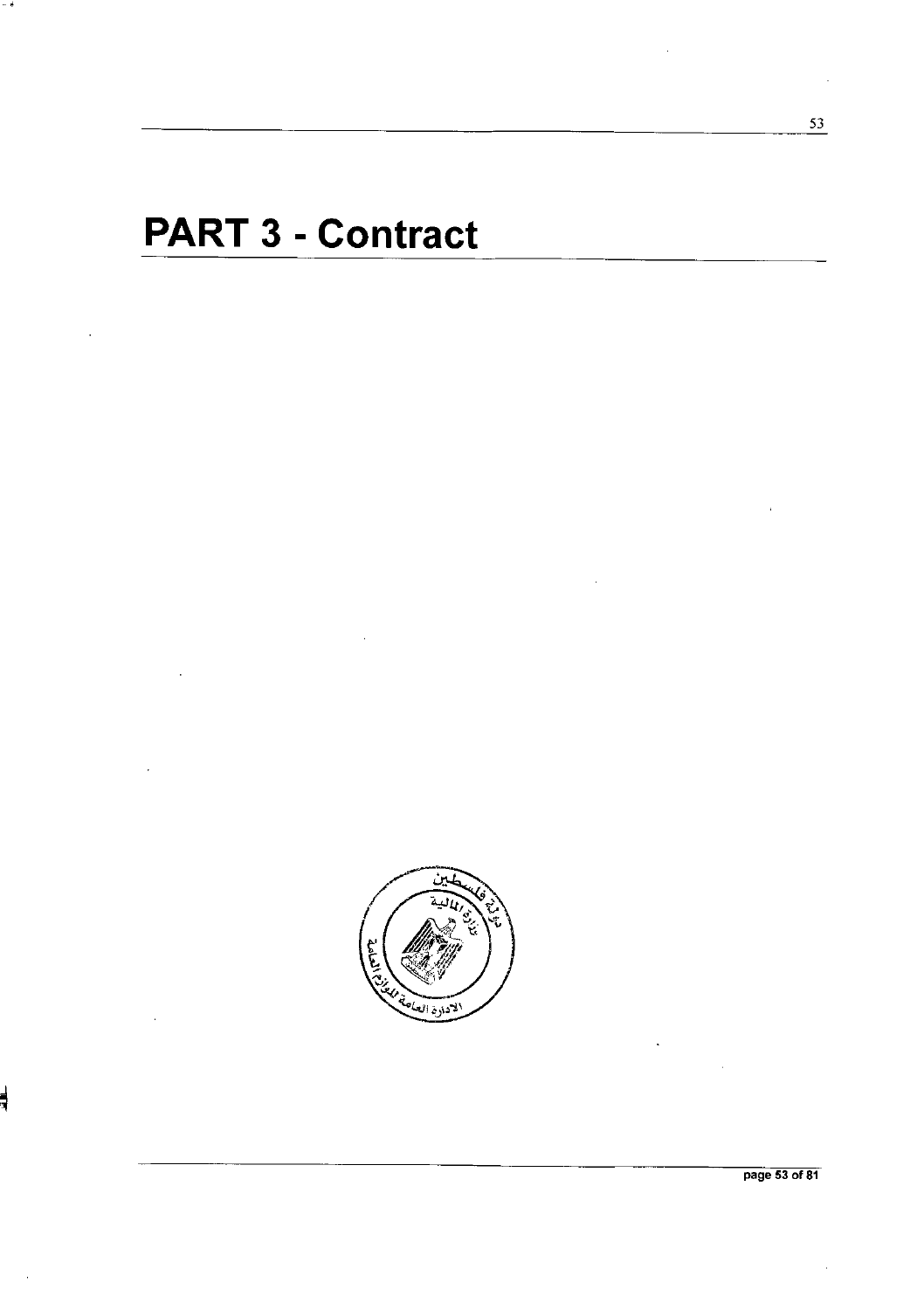# PART 3 - Contract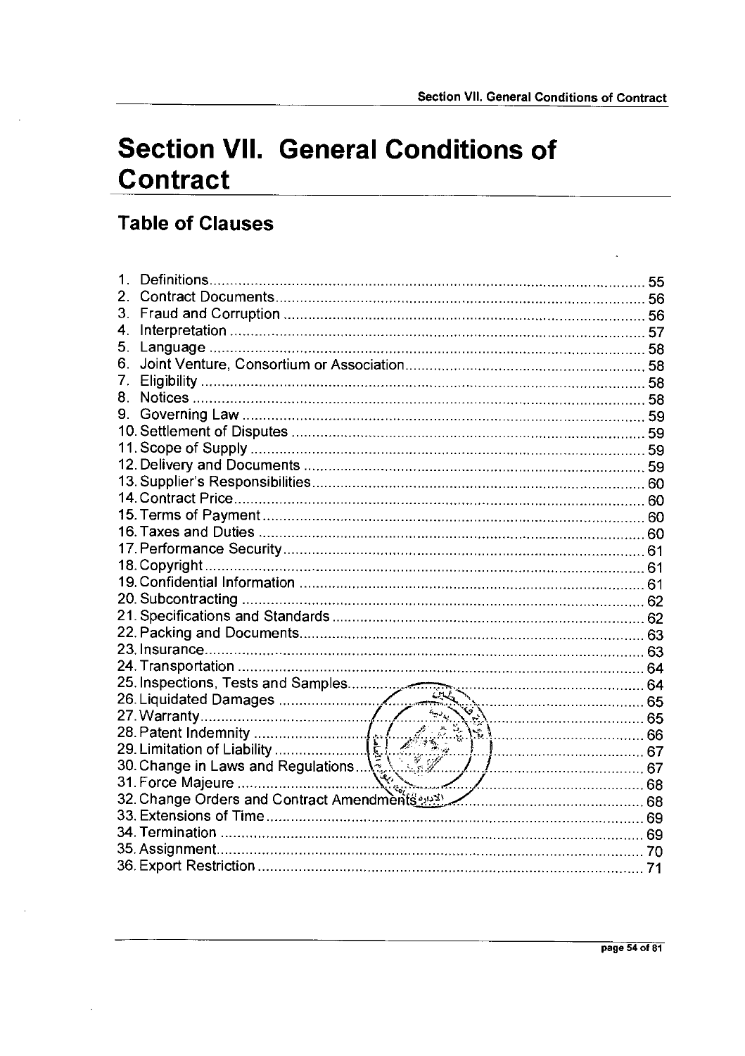# Section VII. General Conditions of Contract

## Table of Clauses

1. Definitions ........ 55
2. Contract Documents ........ 56
3. Fraud and Corruption ........ 56
4. Interpretation ........ 57
5. Language ........ 58
6. Joint Venture, Consortium or Association ........ 58
7. Eligibility ........ 58
8. Notices ........ 58
9. Governing Law ........ 59
10. Settlement of Disputes ........ 59
11. Scope of Supply ........ 59
12. Delivery and Documents ........ 59
13. Supplier's Responsibilities ........ 60
14. Contract Price ........ 60
15. Terms of Payment ........ 60
16. Taxes and Duties ........ 60
17. Performance Security ........ 61
18. Copyright ........ 61
19. Confidential Information ........ 61
20. Subcontracting ........ 62
21. Specifications and Standards ........ 62
22. Packing and Documents ........ 63
23. Insurance ........ 63
24. Transportation ........ 64
25. Inspections, Tests and Samples ........ 64
26. Liquidated Damages ........ 65
27. Warranty ........ 65
28. Patent Indemnity ........ 66
29. Limitation of Liability ........ 67
30. Change in Laws and Regulations ........ 67
31. Force Majeure ........ 68
32. Change Orders and Contract Amendments ........ 68
33. Extensions of Time ........ 69
34. Termination ........ 69
35. Assignment ........ 70
36. Export Restriction ........ 71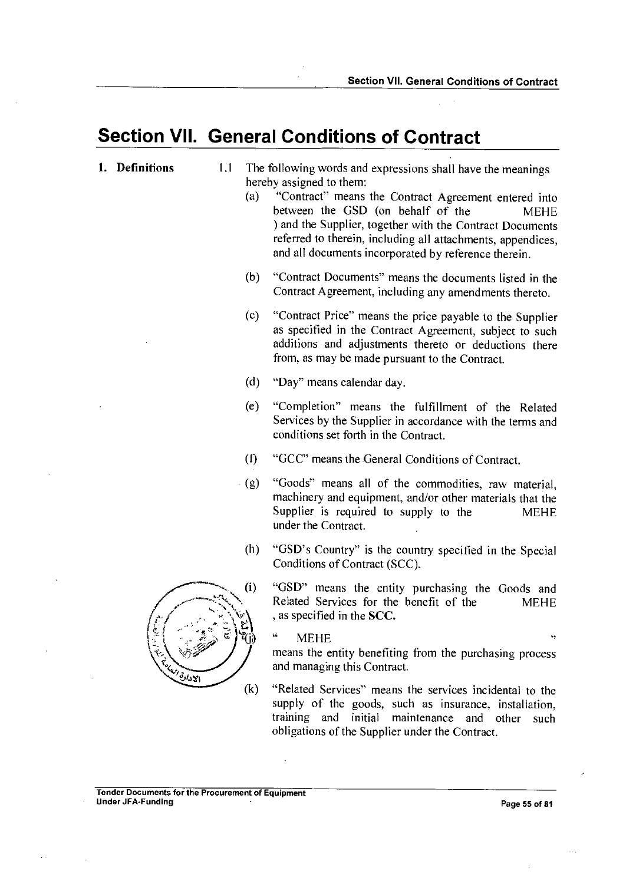# Section VII. General Conditions of Contract

**1. Definitions**

1.1 The following words and expressions shall have the meanings hereby assigned to them:

(a) "Contract" means the Contract Agreement entered into between the GSD (on behalf of the MEHE ) and the Supplier, together with the Contract Documents referred to therein, including all attachments, appendices, and all documents incorporated by reference therein.

(b) "Contract Documents" means the documents listed in the Contract Agreement, including any amendments thereto.

(c) "Contract Price" means the price payable to the Supplier as specified in the Contract Agreement, subject to such additions and adjustments thereto or deductions there from, as may be made pursuant to the Contract.

(d) "Day" means calendar day.

(e) "Completion" means the fulfillment of the Related Services by the Supplier in accordance with the terms and conditions set forth in the Contract.

(f) "GCC" means the General Conditions of Contract.

(g) "Goods" means all of the commodities, raw material, machinery and equipment, and/or other materials that the Supplier is required to supply to the MEHE under the Contract.

(h) "GSD's Country" is the country specified in the Special Conditions of Contract (SCC).

(i) "GSD" means the entity purchasing the Goods and Related Services for the benefit of the MEHE , as specified in the **SCC.**

(j) " MEHE " means the entity benefiting from the purchasing process and managing this Contract.

(k) "Related Services" means the services incidental to the supply of the goods, such as insurance, installation, training and initial maintenance and other such obligations of the Supplier under the Contract.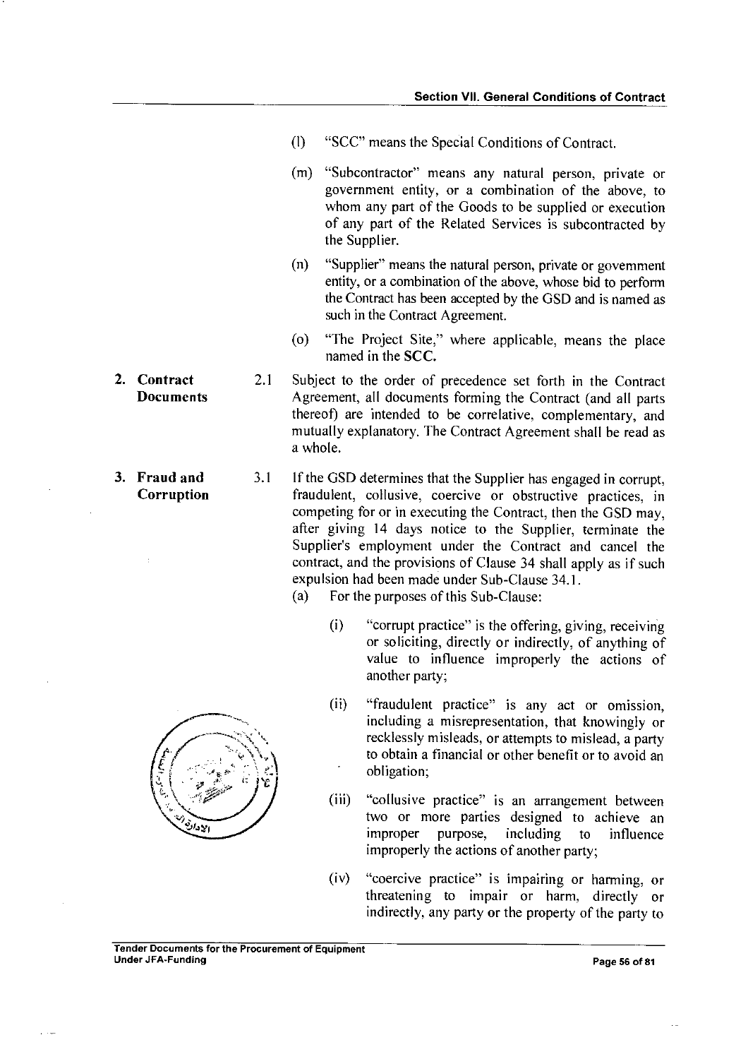(l) "SCC" means the Special Conditions of Contract.

(m) "Subcontractor" means any natural person, private or government entity, or a combination of the above, to whom any part of the Goods to be supplied or execution of any part of the Related Services is subcontracted by the Supplier.

(n) "Supplier" means the natural person, private or government entity, or a combination of the above, whose bid to perform the Contract has been accepted by the GSD and is named as such in the Contract Agreement.

(o) "The Project Site," where applicable, means the place named in the **SCC.**

**2. Contract Documents**

2.1 Subject to the order of precedence set forth in the Contract Agreement, all documents forming the Contract (and all parts thereof) are intended to be correlative, complementary, and mutually explanatory. The Contract Agreement shall be read as a whole.

**3. Fraud and Corruption**

3.1 If the GSD determines that the Supplier has engaged in corrupt, fraudulent, collusive, coercive or obstructive practices, in competing for or in executing the Contract, then the GSD may, after giving 14 days notice to the Supplier, terminate the Supplier's employment under the Contract and cancel the contract, and the provisions of Clause 34 shall apply as if such expulsion had been made under Sub-Clause 34.1.

(a) For the purposes of this Sub-Clause:

(i) "corrupt practice" is the offering, giving, receiving or soliciting, directly or indirectly, of anything of value to influence improperly the actions of another party;

(ii) "fraudulent practice" is any act or omission, including a misrepresentation, that knowingly or recklessly misleads, or attempts to mislead, a party to obtain a financial or other benefit or to avoid an obligation;

(iii) "collusive practice" is an arrangement between two or more parties designed to achieve an improper purpose, including to influence improperly the actions of another party;

(iv) "coercive practice" is impairing or harming, or threatening to impair or harm, directly or indirectly, any party or the property of the party to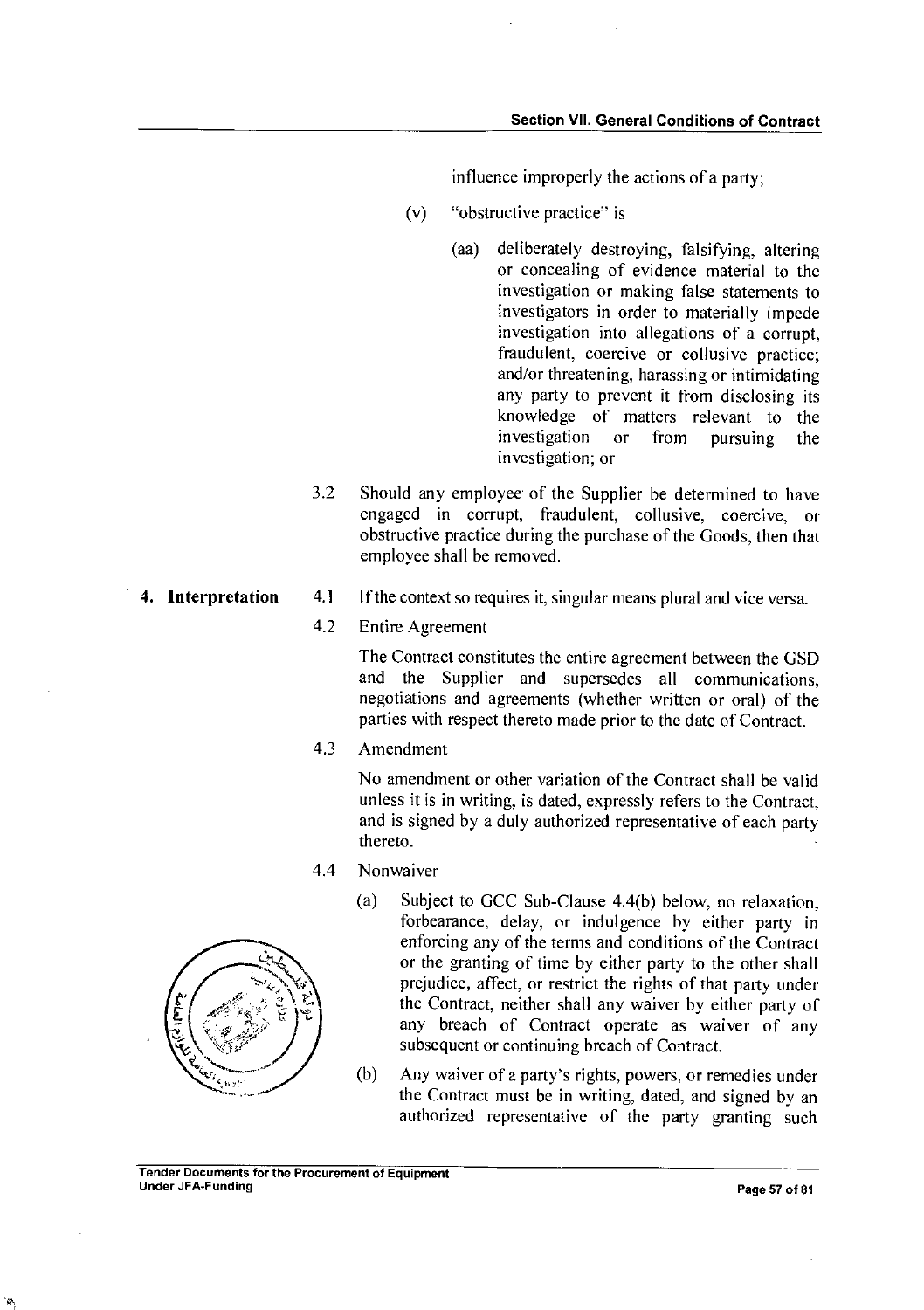influence improperly the actions of a party;

(v) "obstructive practice" is

(aa) deliberately destroying, falsifying, altering or concealing of evidence material to the investigation or making false statements to investigators in order to materially impede investigation into allegations of a corrupt, fraudulent, coercive or collusive practice; and/or threatening, harassing or intimidating any party to prevent it from disclosing its knowledge of matters relevant to the investigation or from pursuing the investigation; or

3.2 Should any employee of the Supplier be determined to have engaged in corrupt, fraudulent, collusive, coercive, or obstructive practice during the purchase of the Goods, then that employee shall be removed.

**4. Interpretation**

4.1 If the context so requires it, singular means plural and vice versa.

4.2 Entire Agreement

The Contract constitutes the entire agreement between the GSD and the Supplier and supersedes all communications, negotiations and agreements (whether written or oral) of the parties with respect thereto made prior to the date of Contract.

4.3 Amendment

No amendment or other variation of the Contract shall be valid unless it is in writing, is dated, expressly refers to the Contract, and is signed by a duly authorized representative of each party thereto.

4.4 Nonwaiver

(a) Subject to GCC Sub-Clause 4.4(b) below, no relaxation, forbearance, delay, or indulgence by either party in enforcing any of the terms and conditions of the Contract or the granting of time by either party to the other shall prejudice, affect, or restrict the rights of that party under the Contract, neither shall any waiver by either party of any breach of Contract operate as waiver of any subsequent or continuing breach of Contract.

(b) Any waiver of a party's rights, powers, or remedies under the Contract must be in writing, dated, and signed by an authorized representative of the party granting such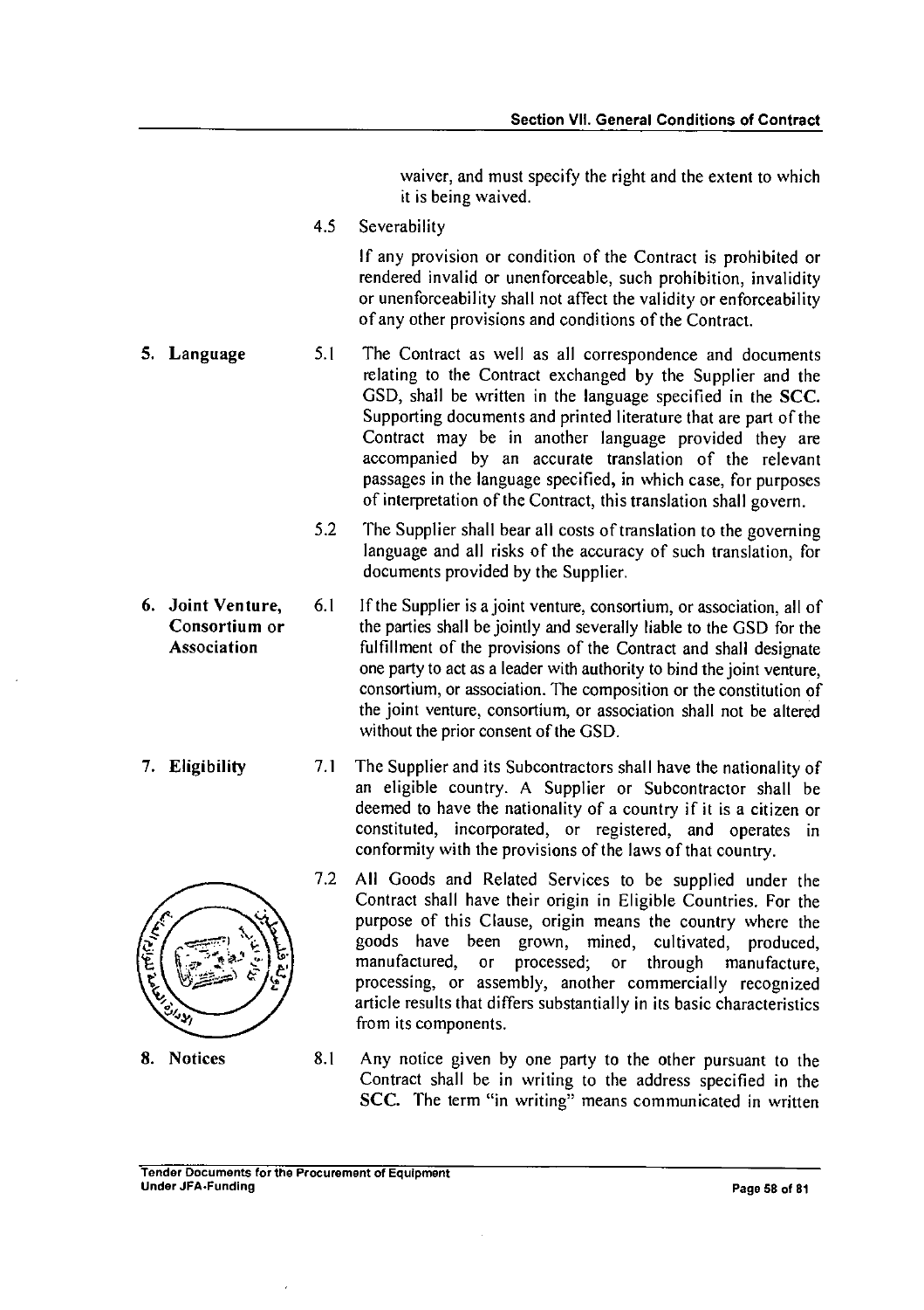waiver, and must specify the right and the extent to which it is being waived.

4.5 Severability

If any provision or condition of the Contract is prohibited or rendered invalid or unenforceable, such prohibition, invalidity or unenforceability shall not affect the validity or enforceability of any other provisions and conditions of the Contract.

**5. Language**

5.1 The Contract as well as all correspondence and documents relating to the Contract exchanged by the Supplier and the GSD, shall be written in the language specified in the **SCC**. Supporting documents and printed literature that are part of the Contract may be in another language provided they are accompanied by an accurate translation of the relevant passages in the language specified, in which case, for purposes of interpretation of the Contract, this translation shall govern.

5.2 The Supplier shall bear all costs of translation to the governing language and all risks of the accuracy of such translation, for documents provided by the Supplier.

**6. Joint Venture, Consortium or Association**

6.1 If the Supplier is a joint venture, consortium, or association, all of the parties shall be jointly and severally liable to the GSD for the fulfillment of the provisions of the Contract and shall designate one party to act as a leader with authority to bind the joint venture, consortium, or association. The composition or the constitution of the joint venture, consortium, or association shall not be altered without the prior consent of the GSD.

**7. Eligibility**

7.1 The Supplier and its Subcontractors shall have the nationality of an eligible country. A Supplier or Subcontractor shall be deemed to have the nationality of a country if it is a citizen or constituted, incorporated, or registered, and operates in conformity with the provisions of the laws of that country.

7.2 All Goods and Related Services to be supplied under the Contract shall have their origin in Eligible Countries. For the purpose of this Clause, origin means the country where the goods have been grown, mined, cultivated, produced, manufactured, or processed; or through manufacture, processing, or assembly, another commercially recognized article results that differs substantially in its basic characteristics from its components.

**8. Notices**

8.1 Any notice given by one party to the other pursuant to the Contract shall be in writing to the address specified in the **SCC**. The term "in writing" means communicated in written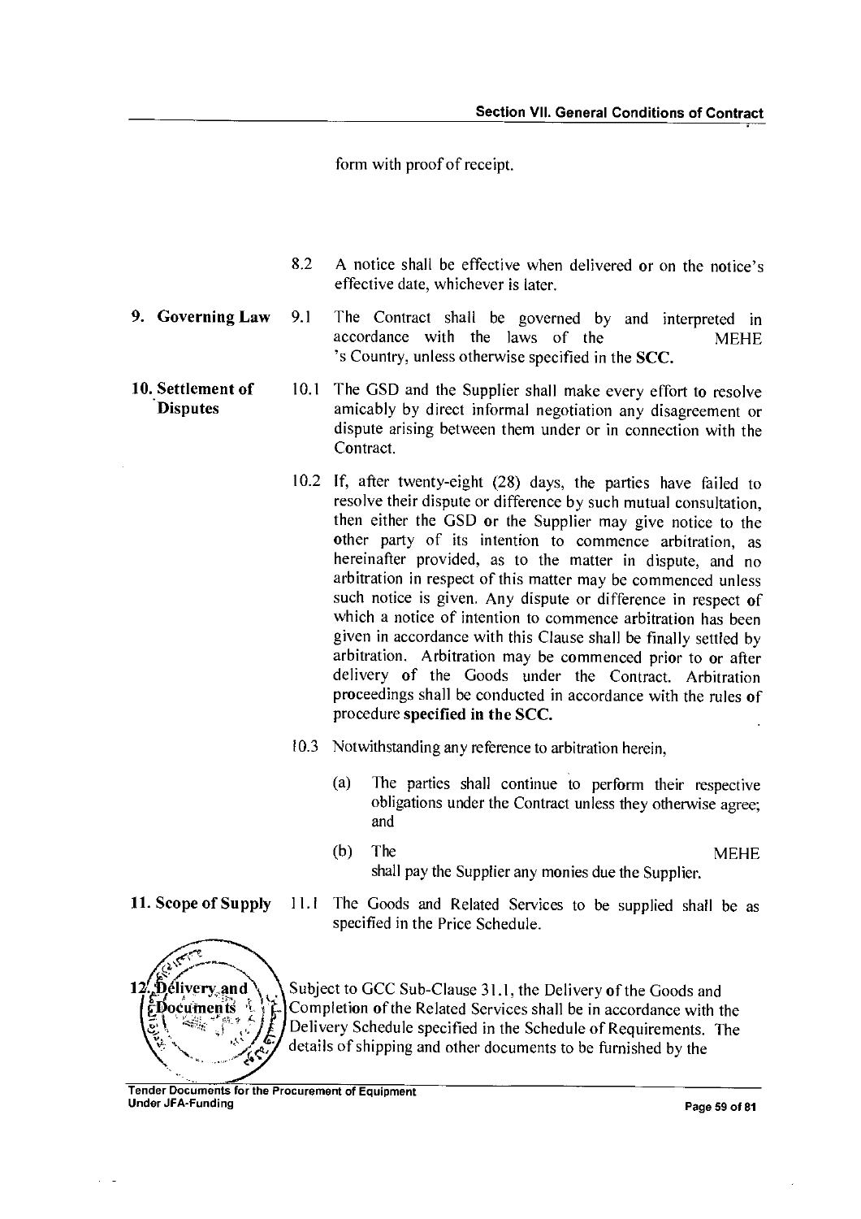form with proof of receipt.

8.2 A notice shall be effective when delivered or on the notice's effective date, whichever is later.

**9. Governing Law**

9.1 The Contract shall be governed by and interpreted in accordance with the laws of the MEHE 's Country, unless otherwise specified in the **SCC.**

**10. Settlement of Disputes**

10.1 The GSD and the Supplier shall make every effort to resolve amicably by direct informal negotiation any disagreement or dispute arising between them under or in connection with the Contract.

10.2 If, after twenty-eight (28) days, the parties have failed to resolve their dispute or difference by such mutual consultation, then either the GSD or the Supplier may give notice to the other party of its intention to commence arbitration, as hereinafter provided, as to the matter in dispute, and no arbitration in respect of this matter may be commenced unless such notice is given. Any dispute or difference in respect of which a notice of intention to commence arbitration has been given in accordance with this Clause shall be finally settled by arbitration. Arbitration may be commenced prior to or after delivery of the Goods under the Contract. Arbitration proceedings shall be conducted in accordance with the rules of procedure **specified in the SCC.**

10.3 Notwithstanding any reference to arbitration herein,

(a) The parties shall continue to perform their respective obligations under the Contract unless they otherwise agree; and

(b) The MEHE shall pay the Supplier any monies due the Supplier.

**11. Scope of Supply**

11.1 The Goods and Related Services to be supplied shall be as specified in the Price Schedule.

**12. Delivery and Documents**

Subject to GCC Sub-Clause 31.1, the Delivery of the Goods and Completion of the Related Services shall be in accordance with the Delivery Schedule specified in the Schedule of Requirements. The details of shipping and other documents to be furnished by the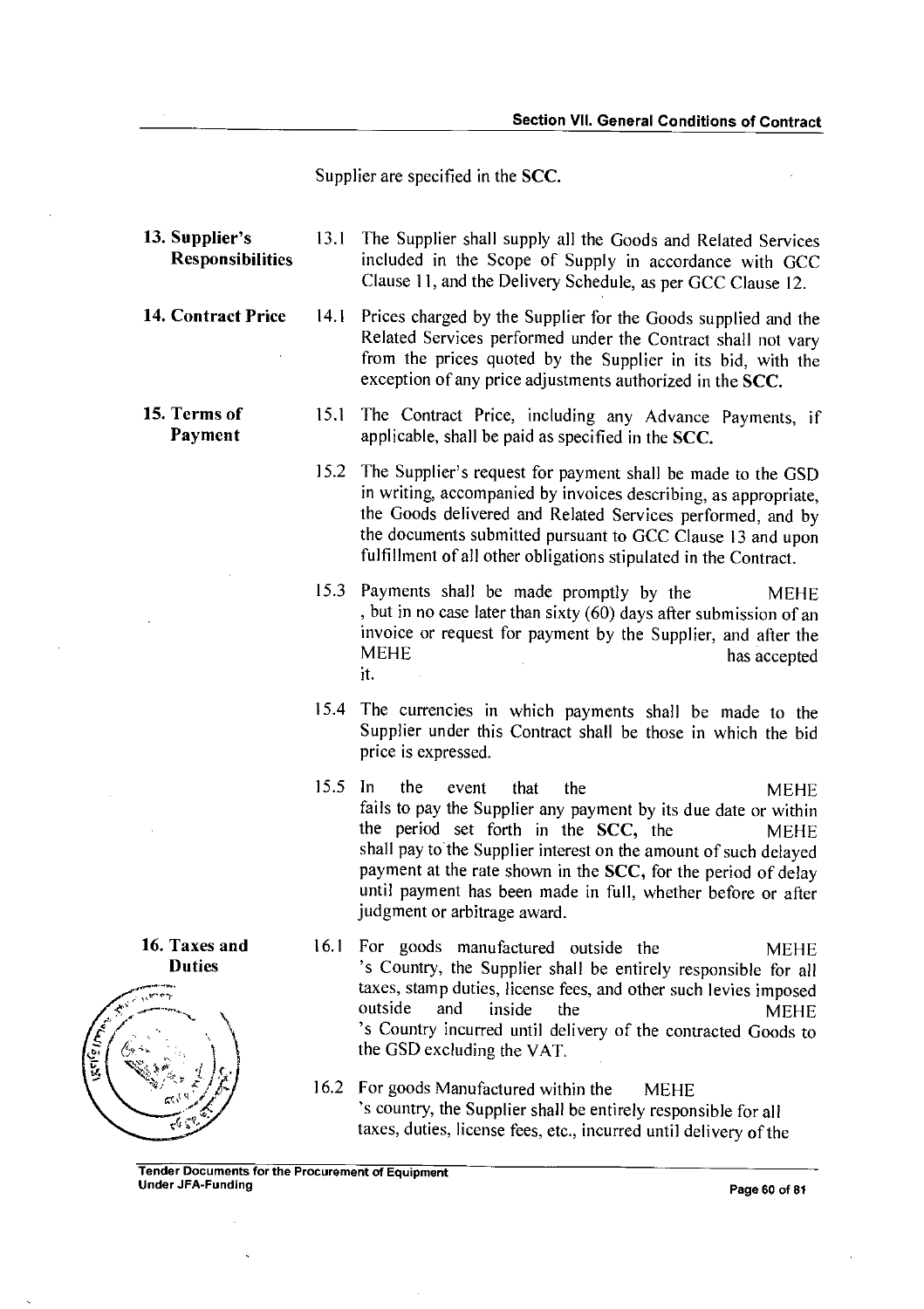Supplier are specified in the **SCC.**

**13. Supplier's Responsibilities**

13.1 The Supplier shall supply all the Goods and Related Services included in the Scope of Supply in accordance with GCC Clause 11, and the Delivery Schedule, as per GCC Clause 12.

**14. Contract Price**

14.1 Prices charged by the Supplier for the Goods supplied and the Related Services performed under the Contract shall not vary from the prices quoted by the Supplier in its bid, with the exception of any price adjustments authorized in the **SCC.**

**15. Terms of Payment**

15.1 The Contract Price, including any Advance Payments, if applicable, shall be paid as specified in the **SCC.**

15.2 The Supplier's request for payment shall be made to the GSD in writing, accompanied by invoices describing, as appropriate, the Goods delivered and Related Services performed, and by the documents submitted pursuant to GCC Clause 13 and upon fulfillment of all other obligations stipulated in the Contract.

15.3 Payments shall be made promptly by the MEHE , but in no case later than sixty (60) days after submission of an invoice or request for payment by the Supplier, and after the MEHE has accepted it.

15.4 The currencies in which payments shall be made to the Supplier under this Contract shall be those in which the bid price is expressed.

15.5 In the event that the MEHE fails to pay the Supplier any payment by its due date or within the period set forth in the **SCC,** the MEHE shall pay to the Supplier interest on the amount of such delayed payment at the rate shown in the **SCC,** for the period of delay until payment has been made in full, whether before or after judgment or arbitrage award.

**16. Taxes and Duties**

16.1 For goods manufactured outside the MEHE 's Country, the Supplier shall be entirely responsible for all taxes, stamp duties, license fees, and other such levies imposed outside and inside the MEHE 's Country incurred until delivery of the contracted Goods to the GSD excluding the VAT.

16.2 For goods Manufactured within the MEHE 's country, the Supplier shall be entirely responsible for all taxes, duties, license fees, etc., incurred until delivery of the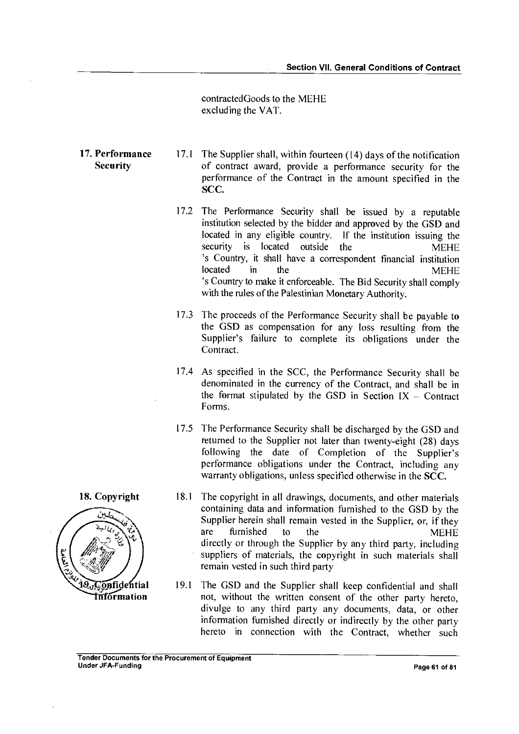contractedGoods to the MEHE excluding the VAT.

**17. Performance Security**

17.1 The Supplier shall, within fourteen (14) days of the notification of contract award, provide a performance security for the performance of the Contract in the amount specified in the **SCC.**

17.2 The Performance Security shall be issued by a reputable institution selected by the bidder and approved by the GSD and located in any eligible country. If the institution issuing the security is located outside the MEHE 's Country, it shall have a correspondent financial institution located in the MEHE 's Country to make it enforceable. The Bid Security shall comply with the rules of the Palestinian Monetary Authority.

17.3 The proceeds of the Performance Security shall be payable to the GSD as compensation for any loss resulting from the Supplier's failure to complete its obligations under the Contract.

17.4 As specified in the SCC, the Performance Security shall be denominated in the currency of the Contract, and shall be in the format stipulated by the GSD in Section IX – Contract Forms.

17.5 The Performance Security shall be discharged by the GSD and returned to the Supplier not later than twenty-eight (28) days following the date of Completion of the Supplier's performance obligations under the Contract, including any warranty obligations, unless specified otherwise in the **SCC.**

**18. Copyright**

18.1 The copyright in all drawings, documents, and other materials containing data and information furnished to the GSD by the Supplier herein shall remain vested in the Supplier, or, if they are furnished to the MEHE directly or through the Supplier by any third party, including suppliers of materials, the copyright in such materials shall remain vested in such third party

**19. Confidential Information**

19.1 The GSD and the Supplier shall keep confidential and shall not, without the written consent of the other party hereto, divulge to any third party any documents, data, or other information furnished directly or indirectly by the other party hereto in connection with the Contract, whether such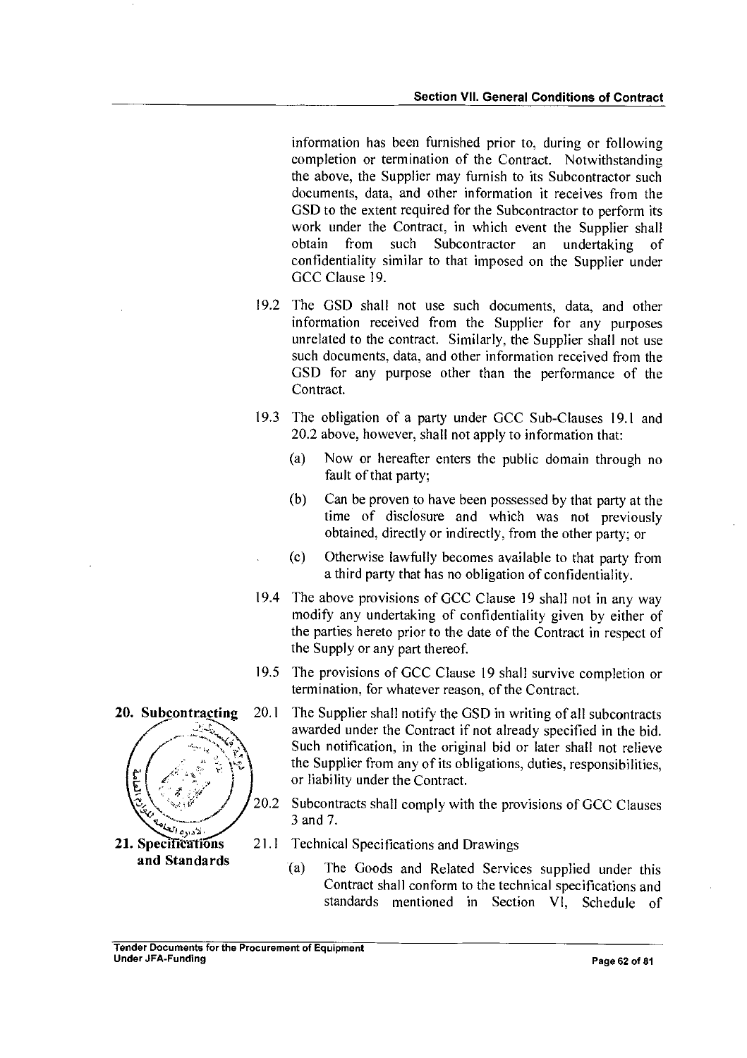information has been furnished prior to, during or following completion or termination of the Contract. Notwithstanding the above, the Supplier may furnish to its Subcontractor such documents, data, and other information it receives from the GSD to the extent required for the Subcontractor to perform its work under the Contract, in which event the Supplier shall obtain from such Subcontractor an undertaking of confidentiality similar to that imposed on the Supplier under GCC Clause 19.

19.2 The GSD shall not use such documents, data, and other information received from the Supplier for any purposes unrelated to the contract. Similarly, the Supplier shall not use such documents, data, and other information received from the GSD for any purpose other than the performance of the Contract.

19.3 The obligation of a party under GCC Sub-Clauses 19.1 and 20.2 above, however, shall not apply to information that:

(a) Now or hereafter enters the public domain through no fault of that party;

(b) Can be proven to have been possessed by that party at the time of disclosure and which was not previously obtained, directly or indirectly, from the other party; or

(c) Otherwise lawfully becomes available to that party from a third party that has no obligation of confidentiality.

19.4 The above provisions of GCC Clause 19 shall not in any way modify any undertaking of confidentiality given by either of the parties hereto prior to the date of the Contract in respect of the Supply or any part thereof.

19.5 The provisions of GCC Clause 19 shall survive completion or termination, for whatever reason, of the Contract.

**20. Subcontracting**

20.1 The Supplier shall notify the GSD in writing of all subcontracts awarded under the Contract if not already specified in the bid. Such notification, in the original bid or later shall not relieve the Supplier from any of its obligations, duties, responsibilities, or liability under the Contract.

20.2 Subcontracts shall comply with the provisions of GCC Clauses 3 and 7.

**21. Specifications and Standards**

21.1 Technical Specifications and Drawings

(a) The Goods and Related Services supplied under this Contract shall conform to the technical specifications and standards mentioned in Section VI, Schedule of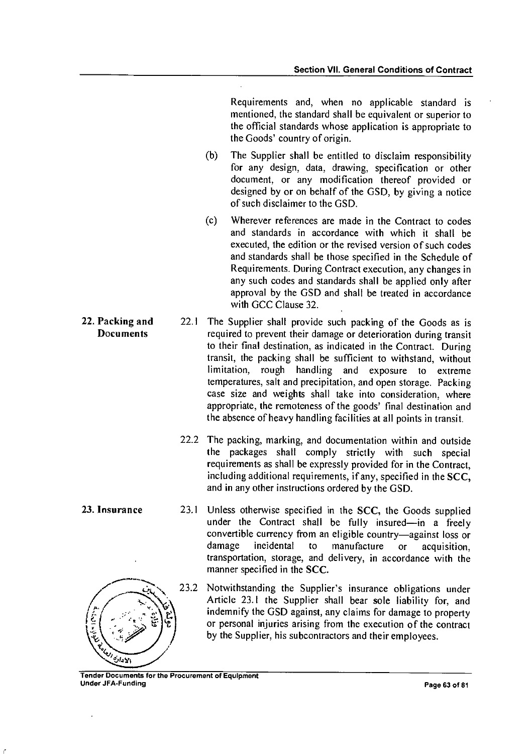Requirements and, when no applicable standard is mentioned, the standard shall be equivalent or superior to the official standards whose application is appropriate to the Goods' country of origin.

(b) The Supplier shall be entitled to disclaim responsibility for any design, data, drawing, specification or other document, or any modification thereof provided or designed by or on behalf of the GSD, by giving a notice of such disclaimer to the GSD.

(c) Wherever references are made in the Contract to codes and standards in accordance with which it shall be executed, the edition or the revised version of such codes and standards shall be those specified in the Schedule of Requirements. During Contract execution, any changes in any such codes and standards shall be applied only after approval by the GSD and shall be treated in accordance with GCC Clause 32.

**22. Packing and Documents**

22.1 The Supplier shall provide such packing of the Goods as is required to prevent their damage or deterioration during transit to their final destination, as indicated in the Contract. During transit, the packing shall be sufficient to withstand, without limitation, rough handling and exposure to extreme temperatures, salt and precipitation, and open storage. Packing case size and weights shall take into consideration, where appropriate, the remoteness of the goods' final destination and the absence of heavy handling facilities at all points in transit.

22.2 The packing, marking, and documentation within and outside the packages shall comply strictly with such special requirements as shall be expressly provided for in the Contract, including additional requirements, if any, specified in the **SCC**, and in any other instructions ordered by the GSD.

**23. Insurance**

23.1 Unless otherwise specified in the **SCC**, the Goods supplied under the Contract shall be fully insured—in a freely convertible currency from an eligible country—against loss or damage incidental to manufacture or acquisition, transportation, storage, and delivery, in accordance with the manner specified in the **SCC**.

23.2 Notwithstanding the Supplier's insurance obligations under Article 23.1 the Supplier shall bear sole liability for, and indemnify the GSD against, any claims for damage to property or personal injuries arising from the execution of the contract by the Supplier, his subcontractors and their employees.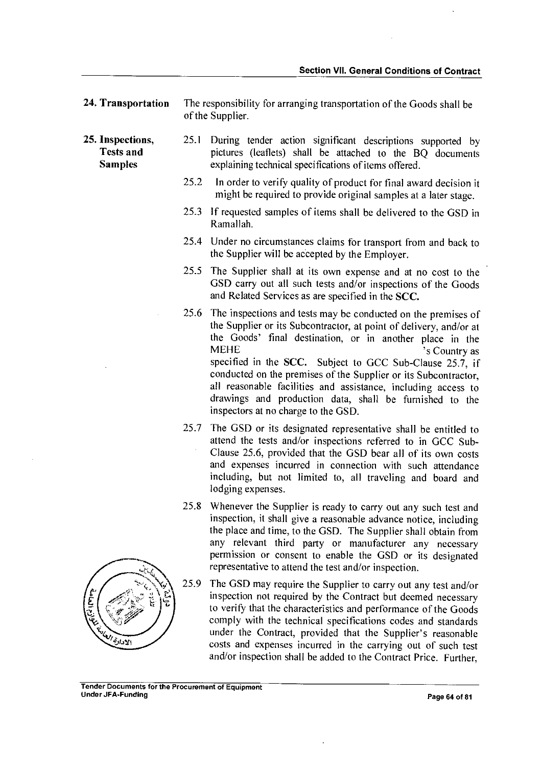**24. Transportation**

The responsibility for arranging transportation of the Goods shall be of the Supplier.

**25. Inspections, Tests and Samples**

25.1 During tender action significant descriptions supported by pictures (leaflets) shall be attached to the BQ documents explaining technical specifications of items offered.

25.2 In order to verify quality of product for final award decision it might be required to provide original samples at a later stage.

25.3 If requested samples of items shall be delivered to the GSD in Ramallah.

25.4 Under no circumstances claims for transport from and back to the Supplier will be accepted by the Employer.

25.5 The Supplier shall at its own expense and at no cost to the GSD carry out all such tests and/or inspections of the Goods and Related Services as are specified in the **SCC.**

25.6 The inspections and tests may be conducted on the premises of the Supplier or its Subcontractor, at point of delivery, and/or at the Goods' final destination, or in another place in the MEHE 's Country as specified in the **SCC.** Subject to GCC Sub-Clause 25.7, if conducted on the premises of the Supplier or its Subcontractor, all reasonable facilities and assistance, including access to drawings and production data, shall be furnished to the inspectors at no charge to the GSD.

25.7 The GSD or its designated representative shall be entitled to attend the tests and/or inspections referred to in GCC Sub-Clause 25.6, provided that the GSD bear all of its own costs and expenses incurred in connection with such attendance including, but not limited to, all traveling and board and lodging expenses.

25.8 Whenever the Supplier is ready to carry out any such test and inspection, it shall give a reasonable advance notice, including the place and time, to the GSD. The Supplier shall obtain from any relevant third party or manufacturer any necessary permission or consent to enable the GSD or its designated representative to attend the test and/or inspection.

25.9 The GSD may require the Supplier to carry out any test and/or inspection not required by the Contract but deemed necessary to verify that the characteristics and performance of the Goods comply with the technical specifications codes and standards under the Contract, provided that the Supplier's reasonable costs and expenses incurred in the carrying out of such test and/or inspection shall be added to the Contract Price. Further,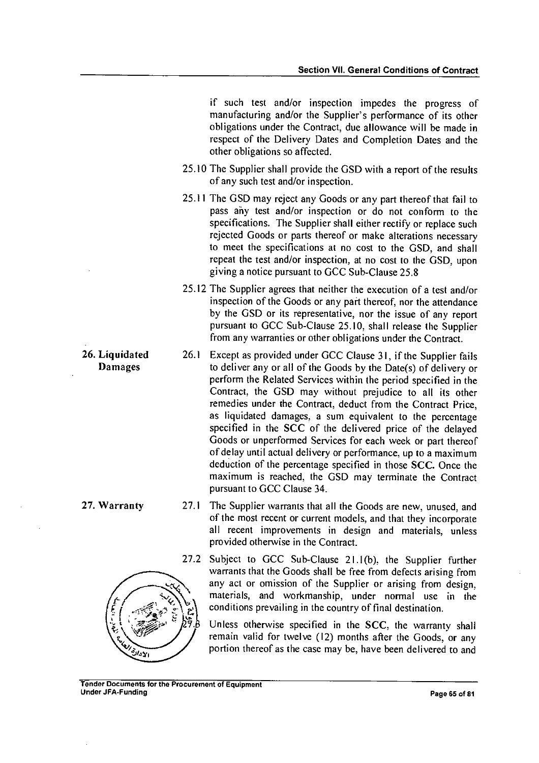if such test and/or inspection impedes the progress of manufacturing and/or the Supplier's performance of its other obligations under the Contract, due allowance will be made in respect of the Delivery Dates and Completion Dates and the other obligations so affected.

25.10 The Supplier shall provide the GSD with a report of the results of any such test and/or inspection.

25.11 The GSD may reject any Goods or any part thereof that fail to pass any test and/or inspection or do not conform to the specifications. The Supplier shall either rectify or replace such rejected Goods or parts thereof or make alterations necessary to meet the specifications at no cost to the GSD, and shall repeat the test and/or inspection, at no cost to the GSD, upon giving a notice pursuant to GCC Sub-Clause 25.8

25.12 The Supplier agrees that neither the execution of a test and/or inspection of the Goods or any part thereof, nor the attendance by the GSD or its representative, nor the issue of any report pursuant to GCC Sub-Clause 25.10, shall release the Supplier from any warranties or other obligations under the Contract.

## 26. Liquidated Damages

26.1 Except as provided under GCC Clause 31, if the Supplier fails to deliver any or all of the Goods by the Date(s) of delivery or perform the Related Services within the period specified in the Contract, the GSD may without prejudice to all its other remedies under the Contract, deduct from the Contract Price, as liquidated damages, a sum equivalent to the percentage specified in the **SCC** of the delivered price of the delayed Goods or unperformed Services for each week or part thereof of delay until actual delivery or performance, up to a maximum deduction of the percentage specified in those **SCC**. Once the maximum is reached, the GSD may terminate the Contract pursuant to GCC Clause 34.

## 27. Warranty

27.1 The Supplier warrants that all the Goods are new, unused, and of the most recent or current models, and that they incorporate all recent improvements in design and materials, unless provided otherwise in the Contract.

27.2 Subject to GCC Sub-Clause 21.1(b), the Supplier further warrants that the Goods shall be free from defects arising from any act or omission of the Supplier or arising from design, materials, and workmanship, under normal use in the conditions prevailing in the country of final destination.

27.3 Unless otherwise specified in the **SCC**, the warranty shall remain valid for twelve (12) months after the Goods, or any portion thereof as the case may be, have been delivered to and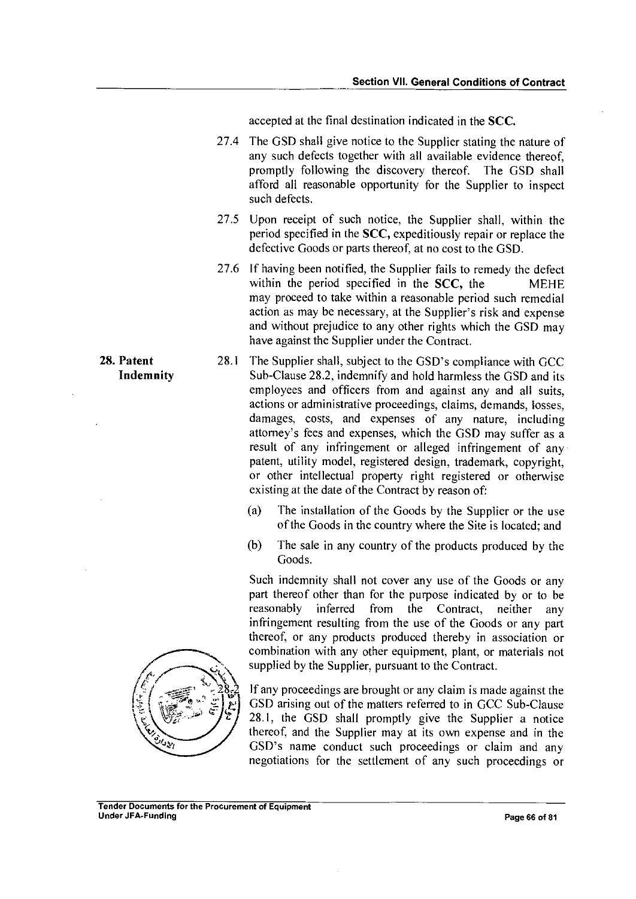accepted at the final destination indicated in the **SCC.**

27.4 The GSD shall give notice to the Supplier stating the nature of any such defects together with all available evidence thereof, promptly following the discovery thereof. The GSD shall afford all reasonable opportunity for the Supplier to inspect such defects.

27.5 Upon receipt of such notice, the Supplier shall, within the period specified in the **SCC,** expeditiously repair or replace the defective Goods or parts thereof, at no cost to the GSD.

27.6 If having been notified, the Supplier fails to remedy the defect within the period specified in the **SCC,** the MEHE may proceed to take within a reasonable period such remedial action as may be necessary, at the Supplier's risk and expense and without prejudice to any other rights which the GSD may have against the Supplier under the Contract.

**28. Patent Indemnity**

28.1 The Supplier shall, subject to the GSD's compliance with GCC Sub-Clause 28.2, indemnify and hold harmless the GSD and its employees and officers from and against any and all suits, actions or administrative proceedings, claims, demands, losses, damages, costs, and expenses of any nature, including attorney's fees and expenses, which the GSD may suffer as a result of any infringement or alleged infringement of any patent, utility model, registered design, trademark, copyright, or other intellectual property right registered or otherwise existing at the date of the Contract by reason of:

(a) The installation of the Goods by the Supplier or the use of the Goods in the country where the Site is located; and

(b) The sale in any country of the products produced by the Goods.

Such indemnity shall not cover any use of the Goods or any part thereof other than for the purpose indicated by or to be reasonably inferred from the Contract, neither any infringement resulting from the use of the Goods or any part thereof, or any products produced thereby in association or combination with any other equipment, plant, or materials not supplied by the Supplier, pursuant to the Contract.

28.2 If any proceedings are brought or any claim is made against the GSD arising out of the matters referred to in GCC Sub-Clause 28.1, the GSD shall promptly give the Supplier a notice thereof, and the Supplier may at its own expense and in the GSD's name conduct such proceedings or claim and any negotiations for the settlement of any such proceedings or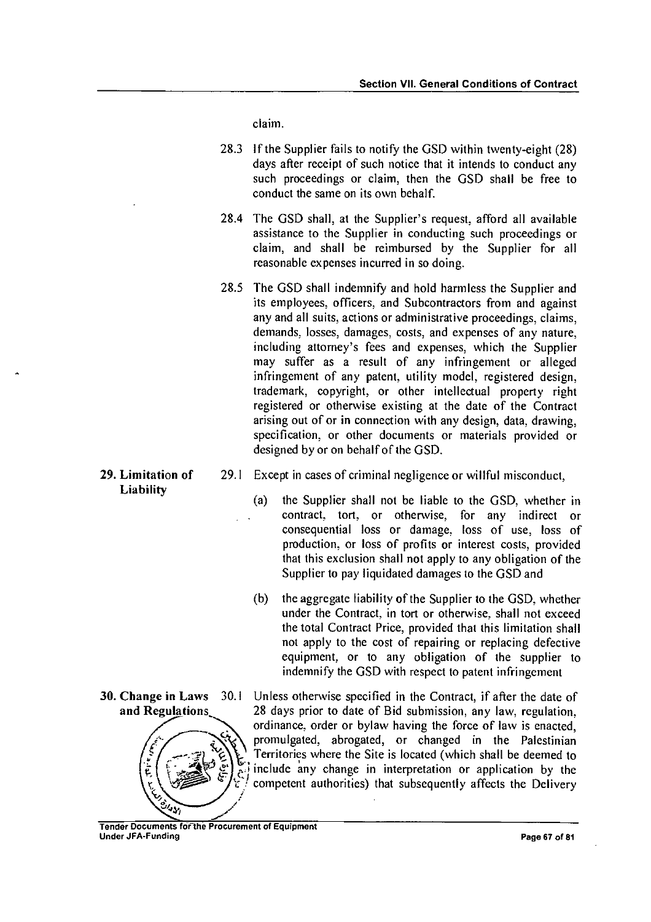claim.

28.3 If the Supplier fails to notify the GSD within twenty-eight (28) days after receipt of such notice that it intends to conduct any such proceedings or claim, then the GSD shall be free to conduct the same on its own behalf.

28.4 The GSD shall, at the Supplier's request, afford all available assistance to the Supplier in conducting such proceedings or claim, and shall be reimbursed by the Supplier for all reasonable expenses incurred in so doing.

28.5 The GSD shall indemnify and hold harmless the Supplier and its employees, officers, and Subcontractors from and against any and all suits, actions or administrative proceedings, claims, demands, losses, damages, costs, and expenses of any nature, including attorney's fees and expenses, which the Supplier may suffer as a result of any infringement or alleged infringement of any patent, utility model, registered design, trademark, copyright, or other intellectual property right registered or otherwise existing at the date of the Contract arising out of or in connection with any design, data, drawing, specification, or other documents or materials provided or designed by or on behalf of the GSD.

**29. Limitation of Liability**

29.1 Except in cases of criminal negligence or willful misconduct,

(a) the Supplier shall not be liable to the GSD, whether in contract, tort, or otherwise, for any indirect or consequential loss or damage, loss of use, loss of production, or loss of profits or interest costs, provided that this exclusion shall not apply to any obligation of the Supplier to pay liquidated damages to the GSD and

(b) the aggregate liability of the Supplier to the GSD, whether under the Contract, in tort or otherwise, shall not exceed the total Contract Price, provided that this limitation shall not apply to the cost of repairing or replacing defective equipment, or to any obligation of the supplier to indemnify the GSD with respect to patent infringement

**30. Change in Laws and Regulations**

30.1 Unless otherwise specified in the Contract, if after the date of 28 days prior to date of Bid submission, any law, regulation, ordinance, order or bylaw having the force of law is enacted, promulgated, abrogated, or changed in the Palestinian Territories where the Site is located (which shall be deemed to include any change in interpretation or application by the competent authorities) that subsequently affects the Delivery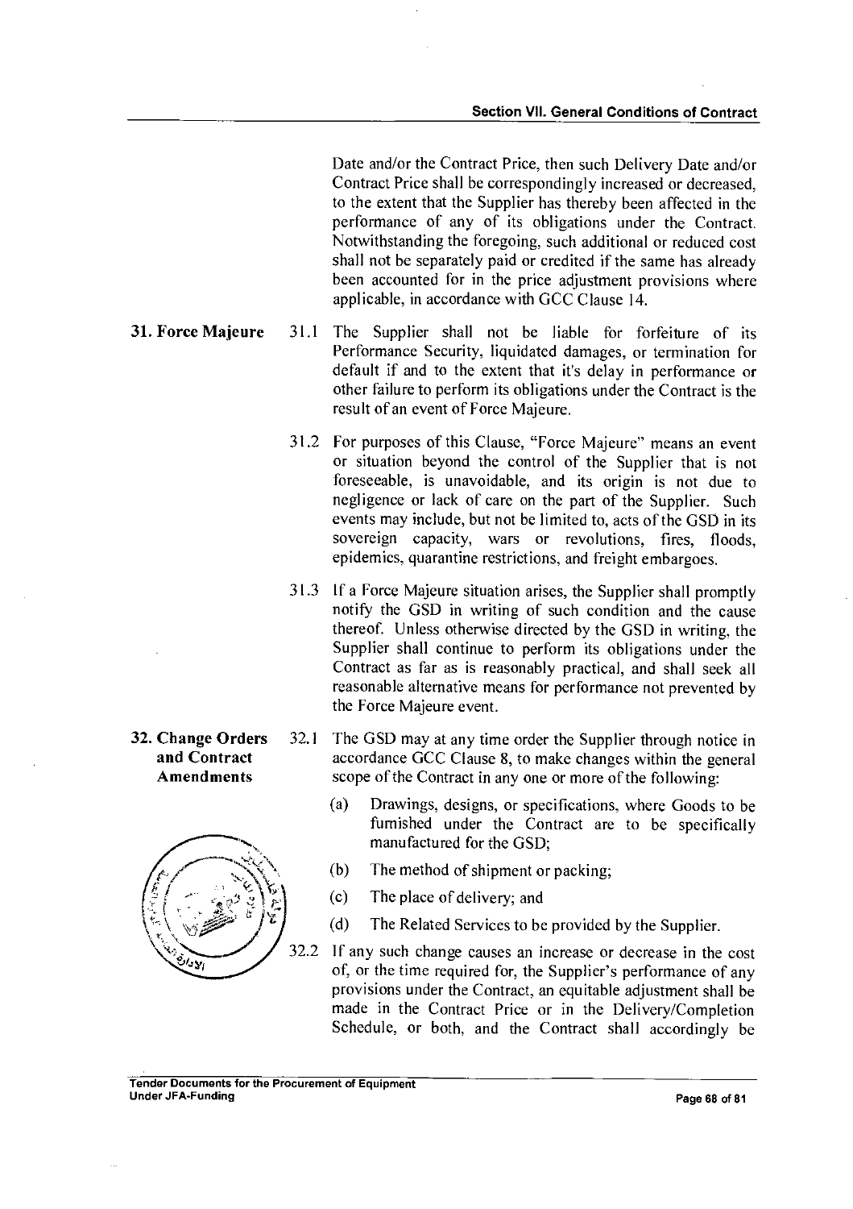Date and/or the Contract Price, then such Delivery Date and/or Contract Price shall be correspondingly increased or decreased, to the extent that the Supplier has thereby been affected in the performance of any of its obligations under the Contract. Notwithstanding the foregoing, such additional or reduced cost shall not be separately paid or credited if the same has already been accounted for in the price adjustment provisions where applicable, in accordance with GCC Clause 14.

**31. Force Majeure**

31.1 The Supplier shall not be liable for forfeiture of its Performance Security, liquidated damages, or termination for default if and to the extent that it's delay in performance or other failure to perform its obligations under the Contract is the result of an event of Force Majeure.

31.2 For purposes of this Clause, "Force Majeure" means an event or situation beyond the control of the Supplier that is not foreseeable, is unavoidable, and its origin is not due to negligence or lack of care on the part of the Supplier. Such events may include, but not be limited to, acts of the GSD in its sovereign capacity, wars or revolutions, fires, floods, epidemics, quarantine restrictions, and freight embargoes.

31.3 If a Force Majeure situation arises, the Supplier shall promptly notify the GSD in writing of such condition and the cause thereof. Unless otherwise directed by the GSD in writing, the Supplier shall continue to perform its obligations under the Contract as far as is reasonably practical, and shall seek all reasonable alternative means for performance not prevented by the Force Majeure event.

**32. Change Orders and Contract Amendments**

32.1 The GSD may at any time order the Supplier through notice in accordance GCC Clause 8, to make changes within the general scope of the Contract in any one or more of the following:

(a) Drawings, designs, or specifications, where Goods to be furnished under the Contract are to be specifically manufactured for the GSD;

(b) The method of shipment or packing;

(c) The place of delivery; and

(d) The Related Services to be provided by the Supplier.

32.2 If any such change causes an increase or decrease in the cost of, or the time required for, the Supplier's performance of any provisions under the Contract, an equitable adjustment shall be made in the Contract Price or in the Delivery/Completion Schedule, or both, and the Contract shall accordingly be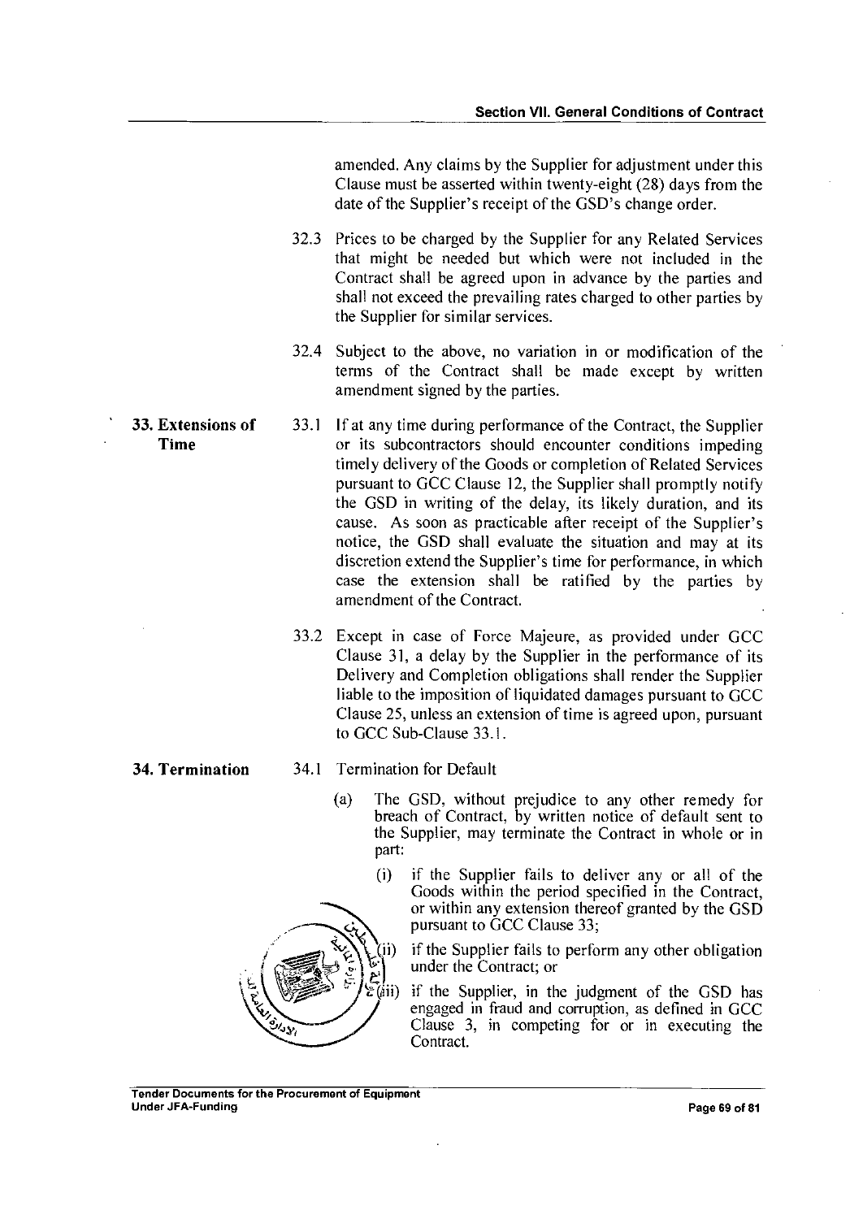amended. Any claims by the Supplier for adjustment under this Clause must be asserted within twenty-eight (28) days from the date of the Supplier's receipt of the GSD's change order.

32.3 Prices to be charged by the Supplier for any Related Services that might be needed but which were not included in the Contract shall be agreed upon in advance by the parties and shall not exceed the prevailing rates charged to other parties by the Supplier for similar services.

32.4 Subject to the above, no variation in or modification of the terms of the Contract shall be made except by written amendment signed by the parties.

**33. Extensions of Time**

33.1 If at any time during performance of the Contract, the Supplier or its subcontractors should encounter conditions impeding timely delivery of the Goods or completion of Related Services pursuant to GCC Clause 12, the Supplier shall promptly notify the GSD in writing of the delay, its likely duration, and its cause. As soon as practicable after receipt of the Supplier's notice, the GSD shall evaluate the situation and may at its discretion extend the Supplier's time for performance, in which case the extension shall be ratified by the parties by amendment of the Contract.

33.2 Except in case of Force Majeure, as provided under GCC Clause 31, a delay by the Supplier in the performance of its Delivery and Completion obligations shall render the Supplier liable to the imposition of liquidated damages pursuant to GCC Clause 25, unless an extension of time is agreed upon, pursuant to GCC Sub-Clause 33.1.

**34. Termination**

34.1 Termination for Default

(a) The GSD, without prejudice to any other remedy for breach of Contract, by written notice of default sent to the Supplier, may terminate the Contract in whole or in part:

(i) if the Supplier fails to deliver any or all of the Goods within the period specified in the Contract, or within any extension thereof granted by the GSD pursuant to GCC Clause 33;

(ii) if the Supplier fails to perform any other obligation under the Contract; or

(iii) if the Supplier, in the judgment of the GSD has engaged in fraud and corruption, as defined in GCC Clause 3, in competing for or in executing the Contract.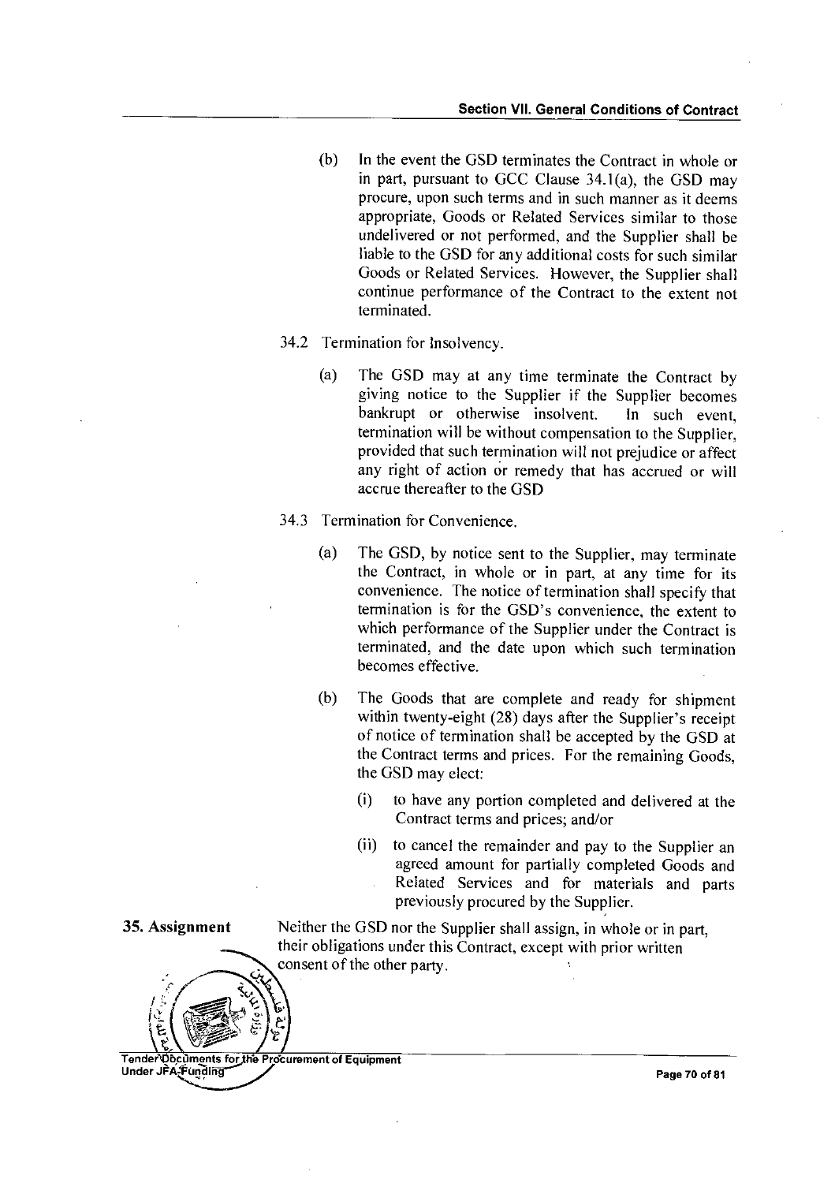(b) In the event the GSD terminates the Contract in whole or in part, pursuant to GCC Clause 34.1(a), the GSD may procure, upon such terms and in such manner as it deems appropriate, Goods or Related Services similar to those undelivered or not performed, and the Supplier shall be liable to the GSD for any additional costs for such similar Goods or Related Services. However, the Supplier shall continue performance of the Contract to the extent not terminated.

34.2 Termination for Insolvency.

(a) The GSD may at any time terminate the Contract by giving notice to the Supplier if the Supplier becomes bankrupt or otherwise insolvent. In such event, termination will be without compensation to the Supplier, provided that such termination will not prejudice or affect any right of action or remedy that has accrued or will accrue thereafter to the GSD

34.3 Termination for Convenience.

(a) The GSD, by notice sent to the Supplier, may terminate the Contract, in whole or in part, at any time for its convenience. The notice of termination shall specify that termination is for the GSD's convenience, the extent to which performance of the Supplier under the Contract is terminated, and the date upon which such termination becomes effective.

(b) The Goods that are complete and ready for shipment within twenty-eight (28) days after the Supplier's receipt of notice of termination shall be accepted by the GSD at the Contract terms and prices. For the remaining Goods, the GSD may elect:

(i) to have any portion completed and delivered at the Contract terms and prices; and/or

(ii) to cancel the remainder and pay to the Supplier an agreed amount for partially completed Goods and Related Services and for materials and parts previously procured by the Supplier.

**35. Assignment**

Neither the GSD nor the Supplier shall assign, in whole or in part, their obligations under this Contract, except with prior written consent of the other party.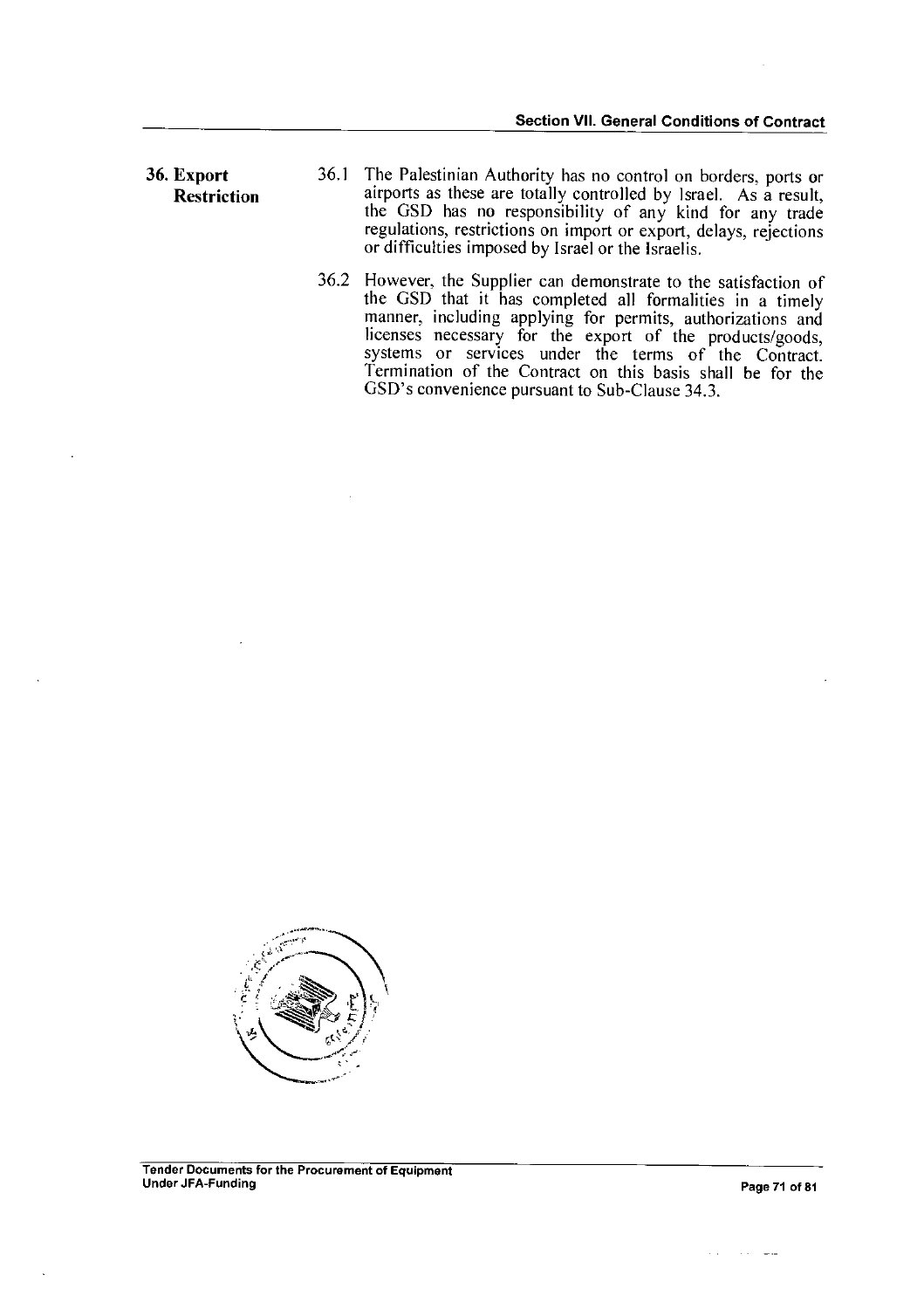**36. Export Restriction**

36.1 The Palestinian Authority has no control on borders, ports or airports as these are totally controlled by Israel. As a result, the GSD has no responsibility of any kind for any trade regulations, restrictions on import or export, delays, rejections or difficulties imposed by Israel or the Israelis.

36.2 However, the Supplier can demonstrate to the satisfaction of the GSD that it has completed all formalities in a timely manner, including applying for permits, authorizations and licenses necessary for the export of the products/goods, systems or services under the terms of the Contract. Termination of the Contract on this basis shall be for the GSD's convenience pursuant to Sub-Clause 34.3.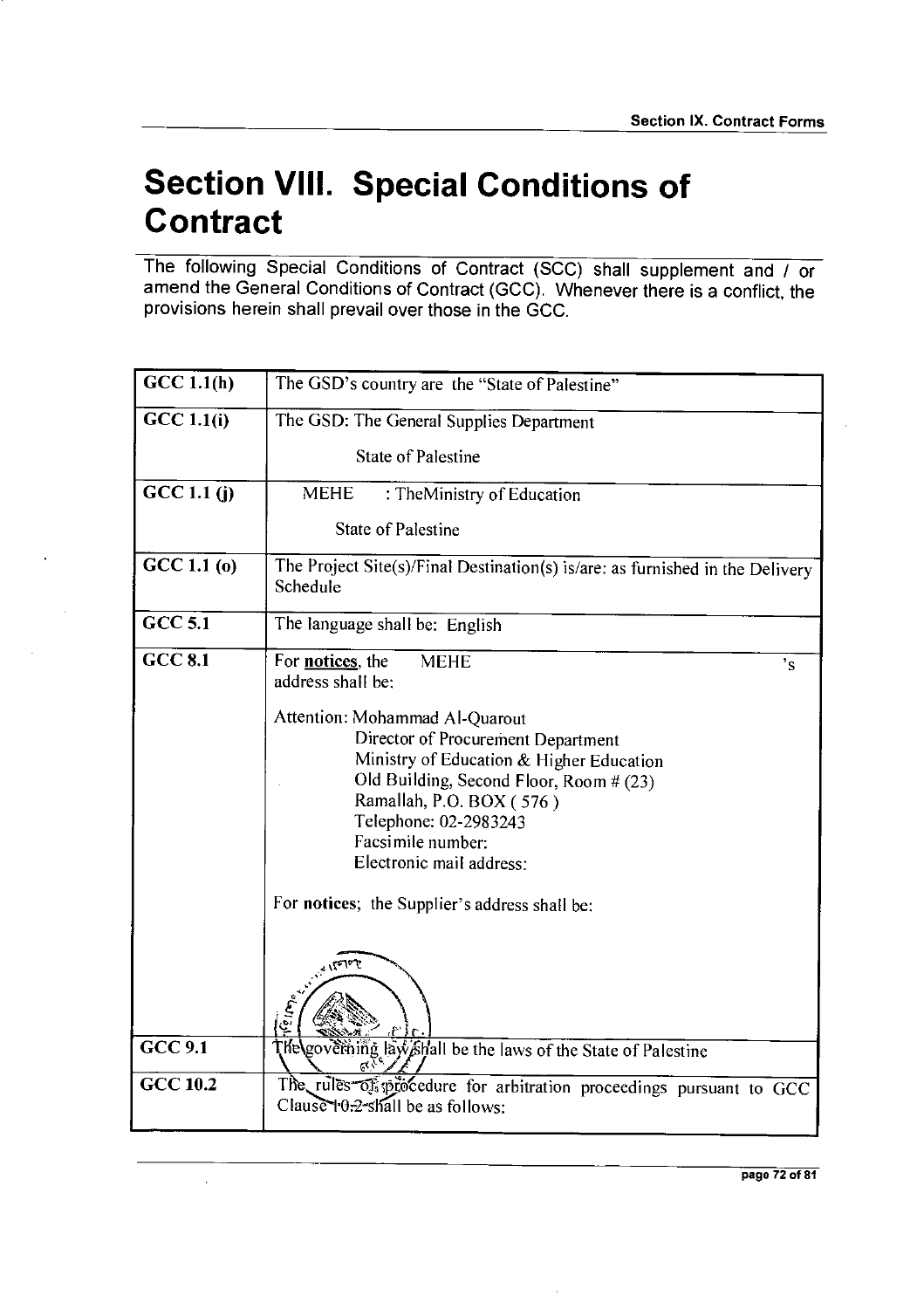# Section VIII. Special Conditions of Contract

The following Special Conditions of Contract (SCC) shall supplement and / or amend the General Conditions of Contract (GCC). Whenever there is a conflict, the provisions herein shall prevail over those in the GCC.

| | |
|---|---|
| **GCC 1.1(h)** | The GSD's country are the "State of Palestine" |
| **GCC 1.1(i)** | The GSD: The General Supplies Department<br><br>State of Palestine |
| **GCC 1.1 (j)** | MEHE : TheMinistry of Education<br><br>State of Palestine |
| **GCC 1.1 (o)** | The Project Site(s)/Final Destination(s) is/are: as furnished in the Delivery Schedule |
| **GCC 5.1** | The language shall be: English |
| **GCC 8.1** | For **notices**, the MEHE 's address shall be:<br><br>Attention: Mohammad Al-Quarout<br>Director of Procurement Department<br>Ministry of Education & Higher Education<br>Old Building, Second Floor, Room # (23)<br>Ramallah, P.O. BOX ( 576 )<br>Telephone: 02-2983243<br>Facsimile number:<br>Electronic mail address:<br><br>For **notices**; the Supplier's address shall be: |
| **GCC 9.1** | The governing law shall be the laws of the State of Palestine |
| **GCC 10.2** | The rules of procedure for arbitration proceedings pursuant to GCC Clause 10.2 shall be as follows: |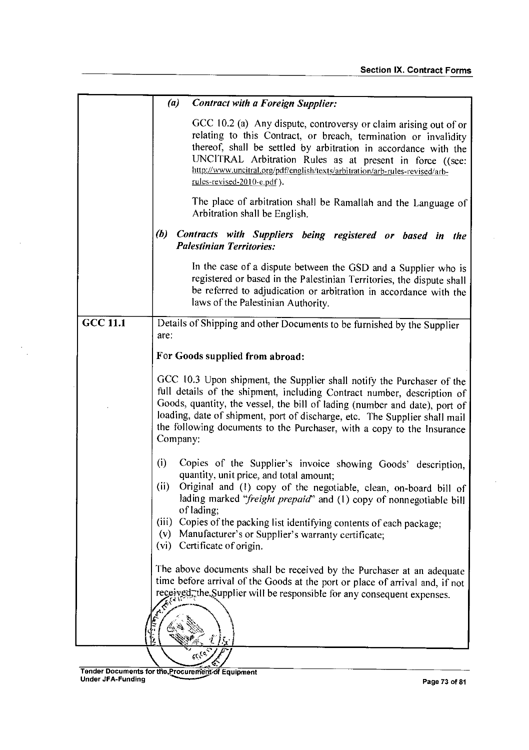| | |
|---|---|
| | ***(a) Contract with a Foreign Supplier:***<br><br>GCC 10.2 (a) Any dispute, controversy or claim arising out of or relating to this Contract, or breach, termination or invalidity thereof, shall be settled by arbitration in accordance with the UNCITRAL Arbitration Rules as at present in force ((see: http://www.uncitral.org/pdf/english/texts/arbitration/arb-rules-revised/arb-rules-revised-2010-e.pdf ).<br><br>The place of arbitration shall be Ramallah and the Language of Arbitration shall be English.<br><br>***(b) Contracts with Suppliers being registered or based in the Palestinian Territories:***<br><br>In the case of a dispute between the GSD and a Supplier who is registered or based in the Palestinian Territories, the dispute shall be referred to adjudication or arbitration in accordance with the laws of the Palestinian Authority. |
| **GCC 11.1** | Details of Shipping and other Documents to be furnished by the Supplier are:<br><br>**For Goods supplied from abroad:**<br><br>GCC 10.3 Upon shipment, the Supplier shall notify the Purchaser of the full details of the shipment, including Contract number, description of Goods, quantity, the vessel, the bill of lading (number and date), port of loading, date of shipment, port of discharge, etc. The Supplier shall mail the following documents to the Purchaser, with a copy to the Insurance Company:<br><br>(i) Copies of the Supplier's invoice showing Goods' description, quantity, unit price, and total amount;<br>(ii) Original and (1) copy of the negotiable, clean, on-board bill of lading marked *"freight prepaid"* and (1) copy of nonnegotiable bill of lading;<br>(iii) Copies of the packing list identifying contents of each package;<br>(v) Manufacturer's or Supplier's warranty certificate;<br>(vi) Certificate of origin.<br><br>The above documents shall be received by the Purchaser at an adequate time before arrival of the Goods at the port or place of arrival and, if not received, the Supplier will be responsible for any consequent expenses. |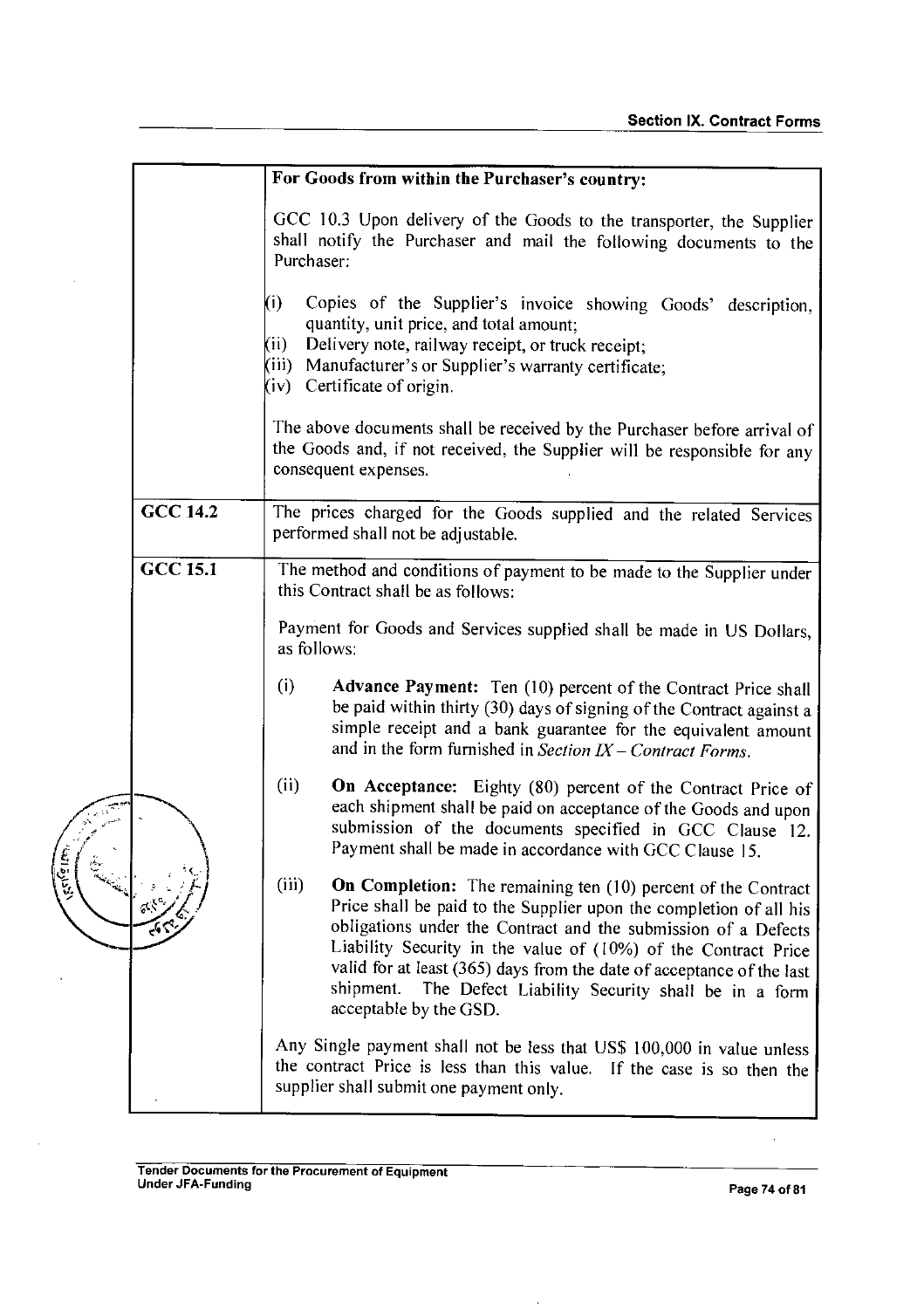| | |
|---|---|
| | **For Goods from within the Purchaser's country:**<br><br>GCC 10.3 Upon delivery of the Goods to the transporter, the Supplier shall notify the Purchaser and mail the following documents to the Purchaser:<br><br>(i) Copies of the Supplier's invoice showing Goods' description, quantity, unit price, and total amount;<br>(ii) Delivery note, railway receipt, or truck receipt;<br>(iii) Manufacturer's or Supplier's warranty certificate;<br>(iv) Certificate of origin.<br><br>The above documents shall be received by the Purchaser before arrival of the Goods and, if not received, the Supplier will be responsible for any consequent expenses. |
| **GCC 14.2** | The prices charged for the Goods supplied and the related Services performed shall not be adjustable. |
| **GCC 15.1** | The method and conditions of payment to be made to the Supplier under this Contract shall be as follows:<br><br>Payment for Goods and Services supplied shall be made in US Dollars, as follows:<br><br>(i) **Advance Payment:** Ten (10) percent of the Contract Price shall be paid within thirty (30) days of signing of the Contract against a simple receipt and a bank guarantee for the equivalent amount and in the form furnished in *Section IX – Contract Forms.*<br><br>(ii) **On Acceptance:** Eighty (80) percent of the Contract Price of each shipment shall be paid on acceptance of the Goods and upon submission of the documents specified in GCC Clause 12. Payment shall be made in accordance with GCC Clause 15.<br><br>(iii) **On Completion:** The remaining ten (10) percent of the Contract Price shall be paid to the Supplier upon the completion of all his obligations under the Contract and the submission of a Defects Liability Security in the value of (10%) of the Contract Price valid for at least (365) days from the date of acceptance of the last shipment. The Defect Liability Security shall be in a form acceptable by the GSD.<br><br>Any Single payment shall not be less that US$ 100,000 in value unless the contract Price is less than this value. If the case is so then the supplier shall submit one payment only. |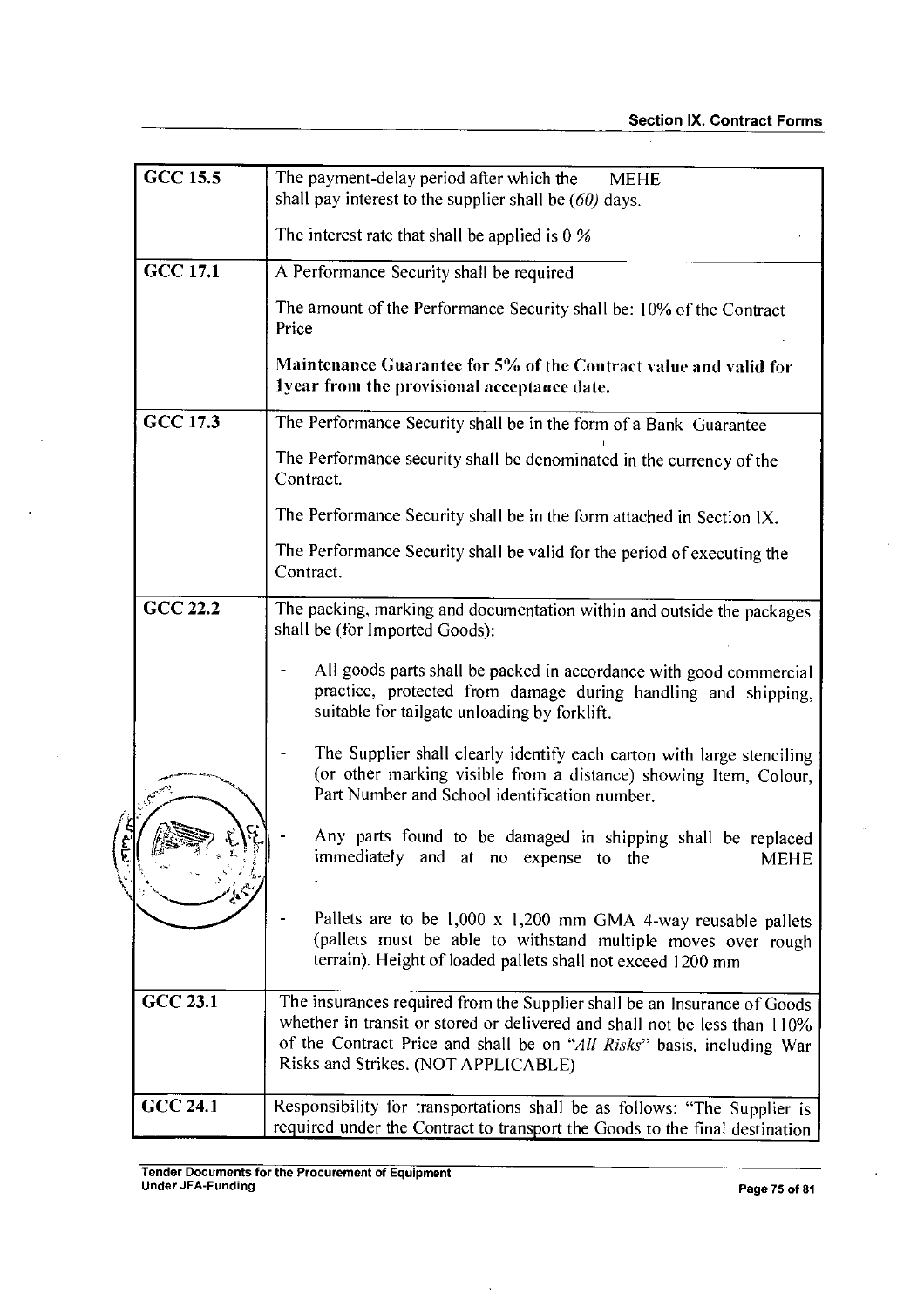| | |
|---|---|
| GCC 15.5 | The payment-delay period after which the MEHE shall pay interest to the supplier shall be *(60)* days.<br><br>The interest rate that shall be applied is 0 % |
| GCC 17.1 | A Performance Security shall be required<br><br>The amount of the Performance Security shall be: 10% of the Contract Price<br><br>**Maintenance Guarantee for 5% of the Contract value and valid for 1year from the provisional acceptance date.** |
| GCC 17.3 | The Performance Security shall be in the form of a Bank Guarantee<br><br>The Performance security shall be denominated in the currency of the Contract.<br><br>The Performance Security shall be in the form attached in Section IX.<br><br>The Performance Security shall be valid for the period of executing the Contract. |
| GCC 22.2 | The packing, marking and documentation within and outside the packages shall be (for Imported Goods):<br><br>- All goods parts shall be packed in accordance with good commercial practice, protected from damage during handling and shipping, suitable for tailgate unloading by forklift.<br><br>- The Supplier shall clearly identify each carton with large stenciling (or other marking visible from a distance) showing Item, Colour, Part Number and School identification number.<br><br>- Any parts found to be damaged in shipping shall be replaced immediately and at no expense to the MEHE .<br><br>- Pallets are to be 1,000 x 1,200 mm GMA 4-way reusable pallets (pallets must be able to withstand multiple moves over rough terrain). Height of loaded pallets shall not exceed 1200 mm |
| GCC 23.1 | The insurances required from the Supplier shall be an Insurance of Goods whether in transit or stored or delivered and shall not be less than 110% of the Contract Price and shall be on "*All Risks*" basis, including War Risks and Strikes. (NOT APPLICABLE) |
| GCC 24.1 | Responsibility for transportations shall be as follows: "The Supplier is required under the Contract to transport the Goods to the final destination |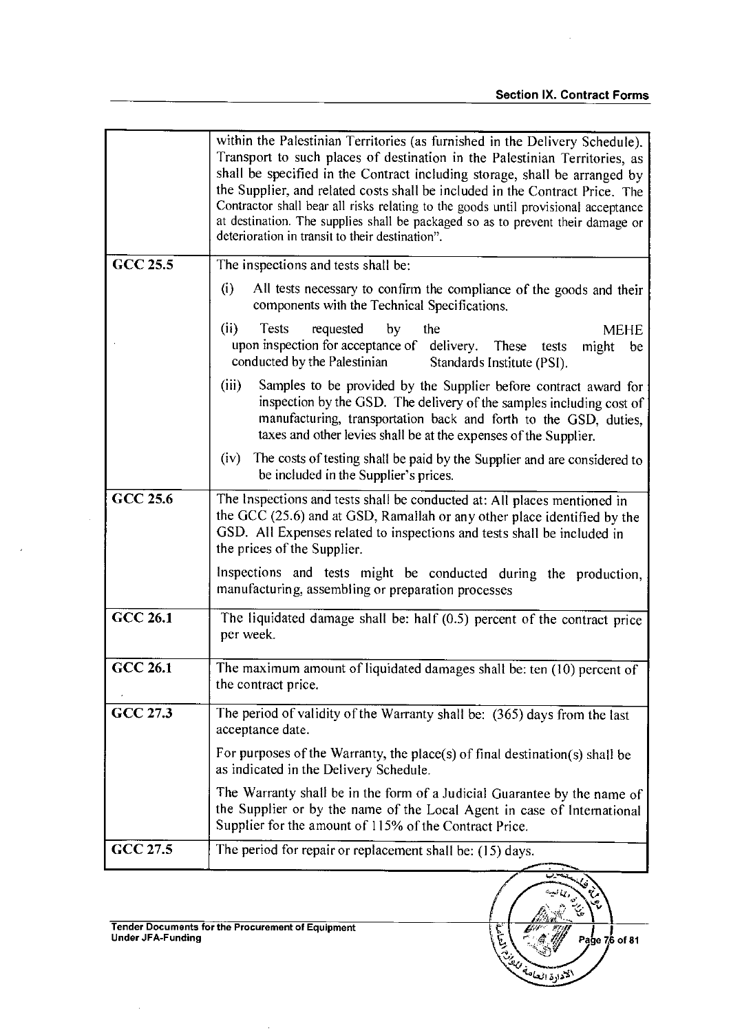| | |
|---|---|
| | within the Palestinian Territories (as furnished in the Delivery Schedule). Transport to such places of destination in the Palestinian Territories, as shall be specified in the Contract including storage, shall be arranged by the Supplier, and related costs shall be included in the Contract Price. The Contractor shall bear all risks relating to the goods until provisional acceptance at destination. The supplies shall be packaged so as to prevent their damage or deterioration in transit to their destination". |
| **GCC 25.5** | The inspections and tests shall be:<br>(i) All tests necessary to confirm the compliance of the goods and their components with the Technical Specifications.<br>(ii) Tests requested by the MEHE upon inspection for acceptance of delivery. These tests might be conducted by the Palestinian Standards Institute (PSI).<br>(iii) Samples to be provided by the Supplier before contract award for inspection by the GSD. The delivery of the samples including cost of manufacturing, transportation back and forth to the GSD, duties, taxes and other levies shall be at the expenses of the Supplier.<br>(iv) The costs of testing shall be paid by the Supplier and are considered to be included in the Supplier's prices. |
| **GCC 25.6** | The Inspections and tests shall be conducted at: All places mentioned in the GCC (25.6) and at GSD, Ramallah or any other place identified by the GSD. All Expenses related to inspections and tests shall be included in the prices of the Supplier.<br>Inspections and tests might be conducted during the production, manufacturing, assembling or preparation processes |
| **GCC 26.1** | The liquidated damage shall be: half (0.5) percent of the contract price per week. |
| **GCC 26.1** | The maximum amount of liquidated damages shall be: ten (10) percent of the contract price. |
| **GCC 27.3** | The period of validity of the Warranty shall be: (365) days from the last acceptance date.<br>For purposes of the Warranty, the place(s) of final destination(s) shall be as indicated in the Delivery Schedule.<br>The Warranty shall be in the form of a Judicial Guarantee by the name of the Supplier or by the name of the Local Agent in case of International Supplier for the amount of 115% of the Contract Price. |
| **GCC 27.5** | The period for repair or replacement shall be: (15) days. |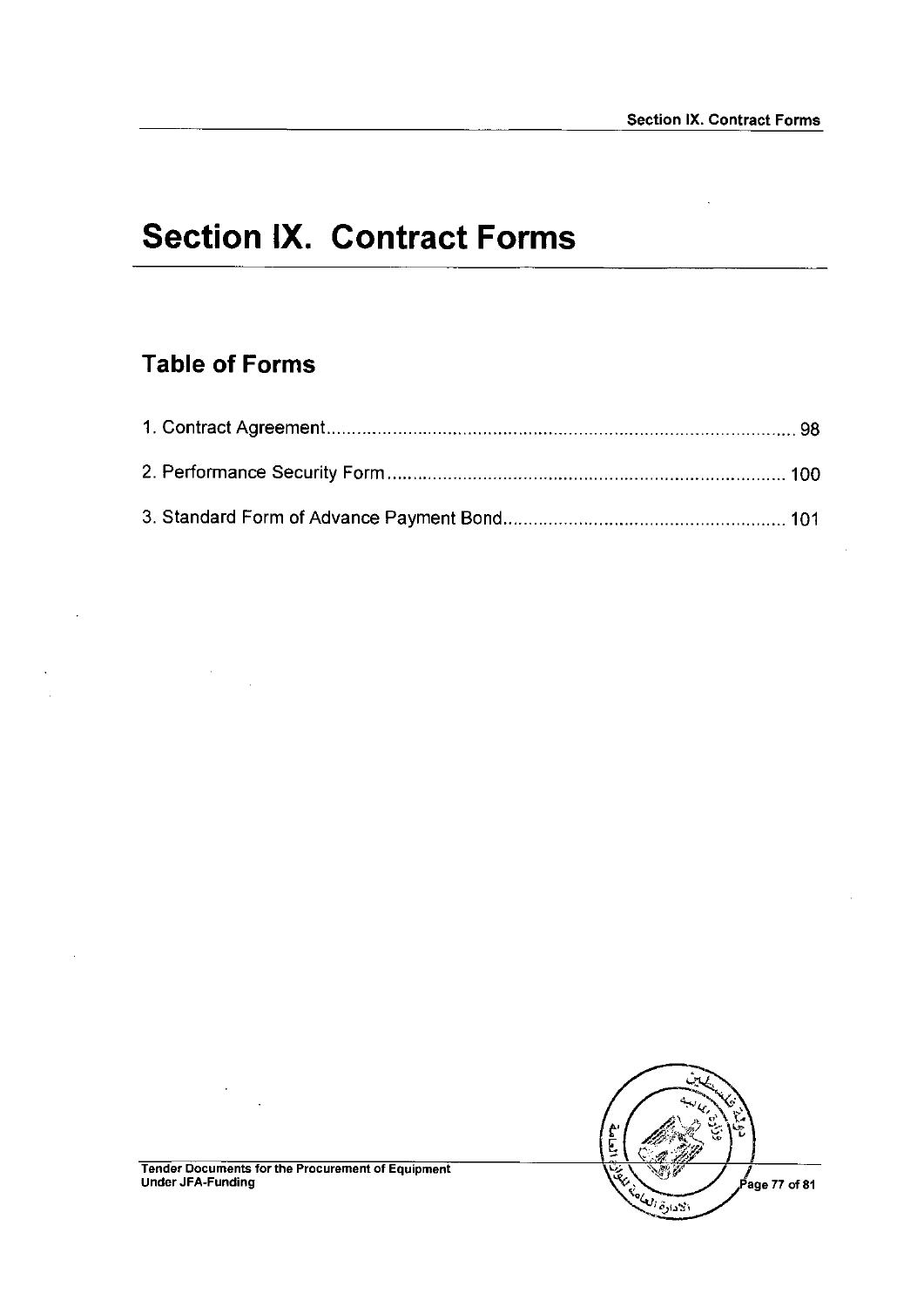# Section IX. Contract Forms

## Table of Forms

1. Contract Agreement ........................................................................................ 98

2. Performance Security Form ........................................................................... 100

3. Standard Form of Advance Payment Bond ..................................................... 101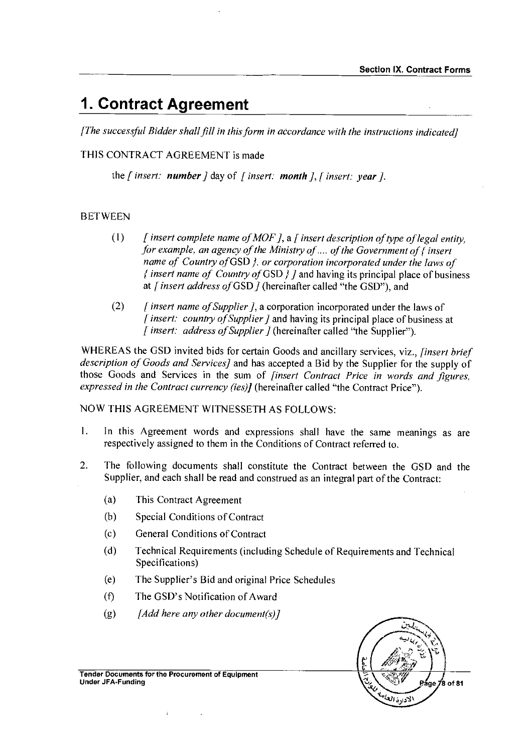# 1. Contract Agreement

*[The successful Bidder shall fill in this form in accordance with the instructions indicated]*

THIS CONTRACT AGREEMENT is made

the *[ insert:* ***number*** *]* day of *[ insert:* ***month*** *]*, *[ insert:* ***year*** *]*.

BETWEEN

(1) *[ insert complete name of MOF ]*, a *[ insert description of type of legal entity, for example, an agency of the Ministry of .... of the Government of { insert name of Country of* GSD *}, or corporation incorporated under the laws of { insert name of Country of* GSD *} ]* and having its principal place of business at *[ insert address of* GSD *]* (hereinafter called "the GSD"), and

(2) *[ insert name of Supplier ]*, a corporation incorporated under the laws of *[ insert: country of Supplier ]* and having its principal place of business at *[ insert: address of Supplier ]* (hereinafter called "the Supplier").

WHEREAS the GSD invited bids for certain Goods and ancillary services, viz., *[insert brief description of Goods and Services]* and has accepted a Bid by the Supplier for the supply of those Goods and Services in the sum of *[insert Contract Price in words and figures, expressed in the Contract currency (ies)]* (hereinafter called "the Contract Price").

NOW THIS AGREEMENT WITNESSETH AS FOLLOWS:

1. In this Agreement words and expressions shall have the same meanings as are respectively assigned to them in the Conditions of Contract referred to.

2. The following documents shall constitute the Contract between the GSD and the Supplier, and each shall be read and construed as an integral part of the Contract:

   (a) This Contract Agreement

   (b) Special Conditions of Contract

   (c) General Conditions of Contract

   (d) Technical Requirements (including Schedule of Requirements and Technical Specifications)

   (e) The Supplier's Bid and original Price Schedules

   (f) The GSD's Notification of Award

   (g) *[Add here any other document(s)]*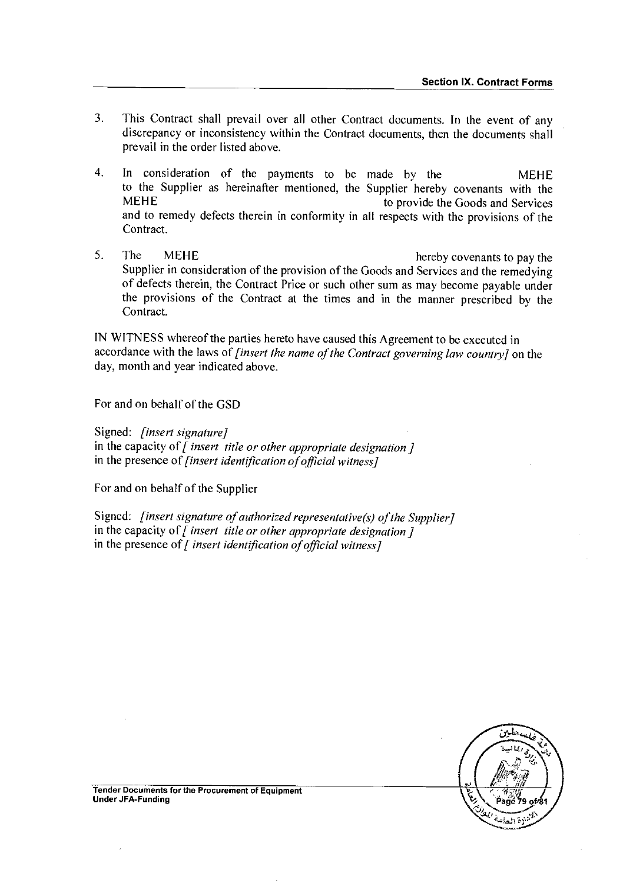3. This Contract shall prevail over all other Contract documents. In the event of any discrepancy or inconsistency within the Contract documents, then the documents shall prevail in the order listed above.

4. In consideration of the payments to be made by the MEHE to the Supplier as hereinafter mentioned, the Supplier hereby covenants with the MEHE to provide the Goods and Services and to remedy defects therein in conformity in all respects with the provisions of the Contract.

5. The MEHE hereby covenants to pay the Supplier in consideration of the provision of the Goods and Services and the remedying of defects therein, the Contract Price or such other sum as may become payable under the provisions of the Contract at the times and in the manner prescribed by the Contract.

IN WITNESS whereof the parties hereto have caused this Agreement to be executed in accordance with the laws of *[insert the name of the Contract governing law country]* on the day, month and year indicated above.

For and on behalf of the GSD

Signed: *[insert signature]*
in the capacity of *[ insert title or other appropriate designation ]*
in the presence of *[insert identification of official witness]*

For and on behalf of the Supplier

Signed: *[insert signature of authorized representative(s) of the Supplier]*
in the capacity of *[ insert title or other appropriate designation ]*
in the presence of *[ insert identification of official witness]*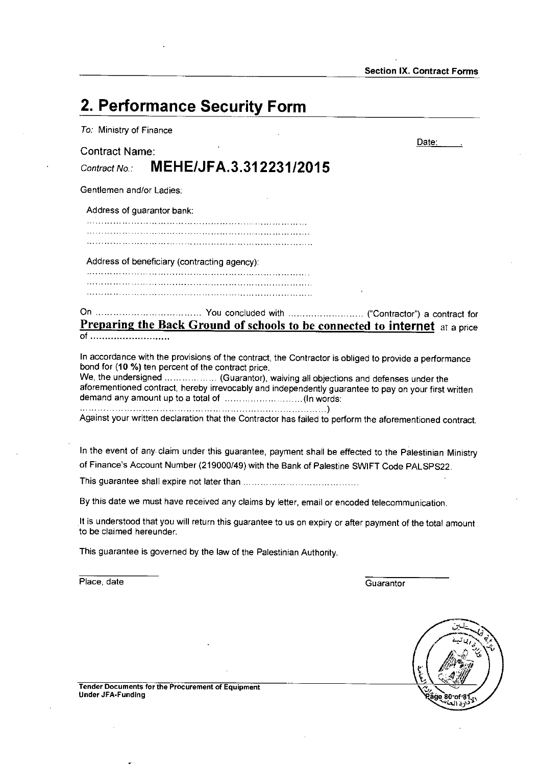## 2. Performance Security Form

*To:* Ministry of Finance

Date: .

Contract Name:

*Contract No.:* **MEHE/JFA.3.312231/2015**

Gentlemen and/or Ladies:

Address of guarantor bank:
……………………………………………………………………………
……………………………………………………………………………
……………………………………………………………………………

Address of beneficiary (contracting agency):
……………………………………………………………………………
……………………………………………………………………………
……………………………………………………………………………

On ……………………………… You concluded with ……………………… ("Contractor") a contract for **Preparing the Back Ground of schools to be connected to internet** at a price of ………………………

In accordance with the provisions of the contract, the Contractor is obliged to provide a performance bond for (**10 %**) ten percent of the contract price.
We, the undersigned ……………… (Guarantor), waiving all objections and defenses under the aforementioned contract, hereby irrevocably and independently guarantee to pay on your first written demand any amount up to a total of ……………………… (In words:
……………………………………………………………………………)
Against your written declaration that the Contractor has failed to perform the aforementioned contract.

In the event of any claim under this guarantee, payment shall be effected to the Palestinian Ministry of Finance's Account Number (219000/49) with the Bank of Palestine SWIFT Code PALSPS22.

This guarantee shall expire not later than ……………………………………

By this date we must have received any claims by letter, email or encoded telecommunication.

It is understood that you will return this guarantee to us on expiry or after payment of the total amount to be claimed hereunder.

This guarantee is governed by the law of the Palestinian Authority.

Place, date

Guarantor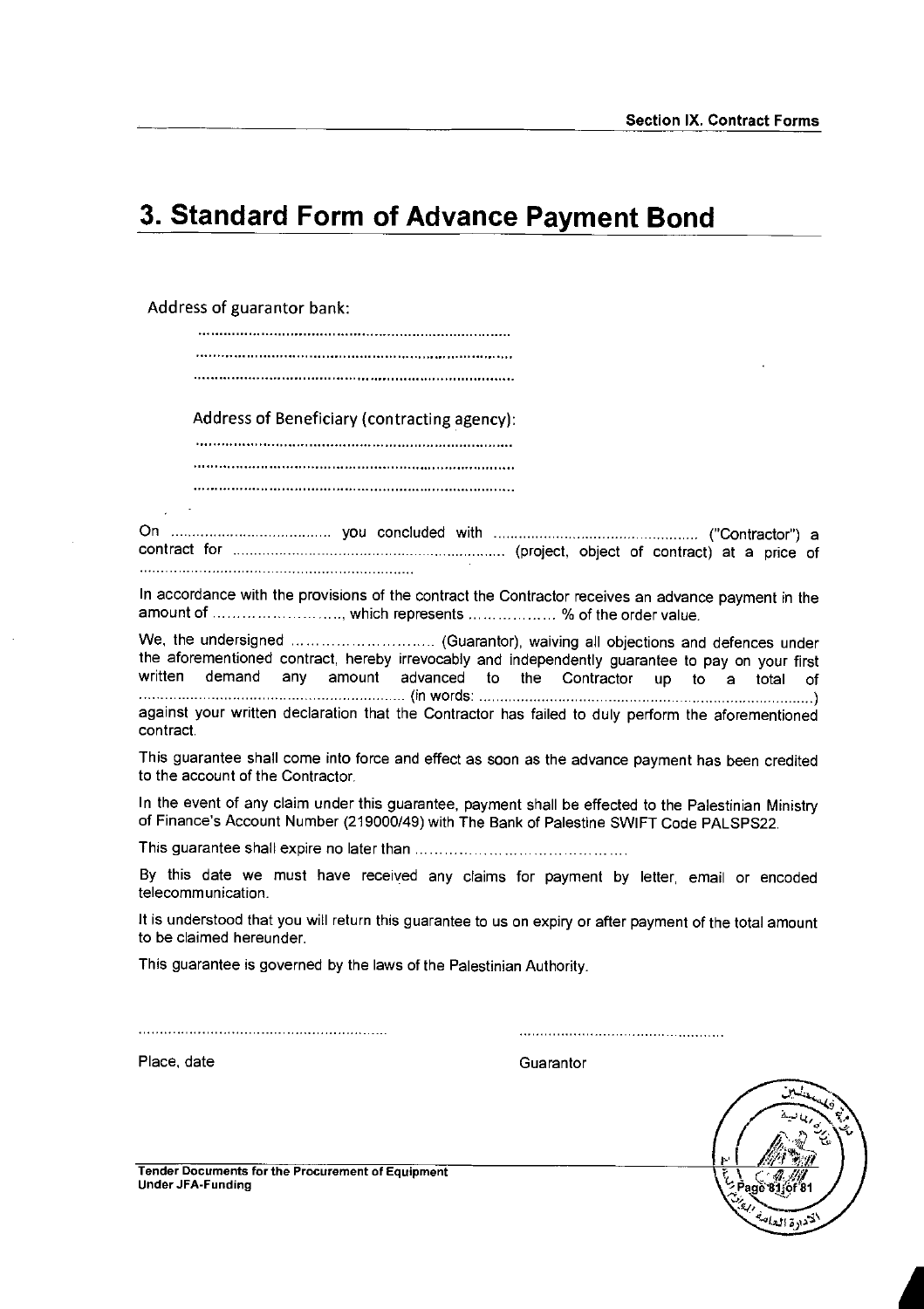# 3. Standard Form of Advance Payment Bond

Address of guarantor bank:

..........................................................................

..........................................................................

..........................................................................

Address of Beneficiary (contracting agency):

..........................................................................

..........................................................................

..........................................................................

On ...................................... you concluded with ................................................. ("Contractor") a contract for ................................................................ (project, object of contract) at a price of .................................................................

In accordance with the provisions of the contract the Contractor receives an advance payment in the amount of ..........................., which represents .................. % of the order value.

We, the undersigned .............................. (Guarantor), waiving all objections and defences under the aforementioned contract, hereby irrevocably and independently guarantee to pay on your first written demand any amount advanced to the Contractor up to a total of ............................................................. (in words: ...............................................................................) against your written declaration that the Contractor has failed to duly perform the aforementioned contract.

This guarantee shall come into force and effect as soon as the advance payment has been credited to the account of the Contractor.

In the event of any claim under this guarantee, payment shall be effected to the Palestinian Ministry of Finance's Account Number (219000/49) with The Bank of Palestine SWIFT Code PALSPS22.

This guarantee shall expire no later than .........................................

By this date we must have received any claims for payment by letter, email or encoded telecommunication.

It is understood that you will return this guarantee to us on expiry or after payment of the total amount to be claimed hereunder.

This guarantee is governed by the laws of the Palestinian Authority.

............................................................ ..................................................

Place, date Guarantor